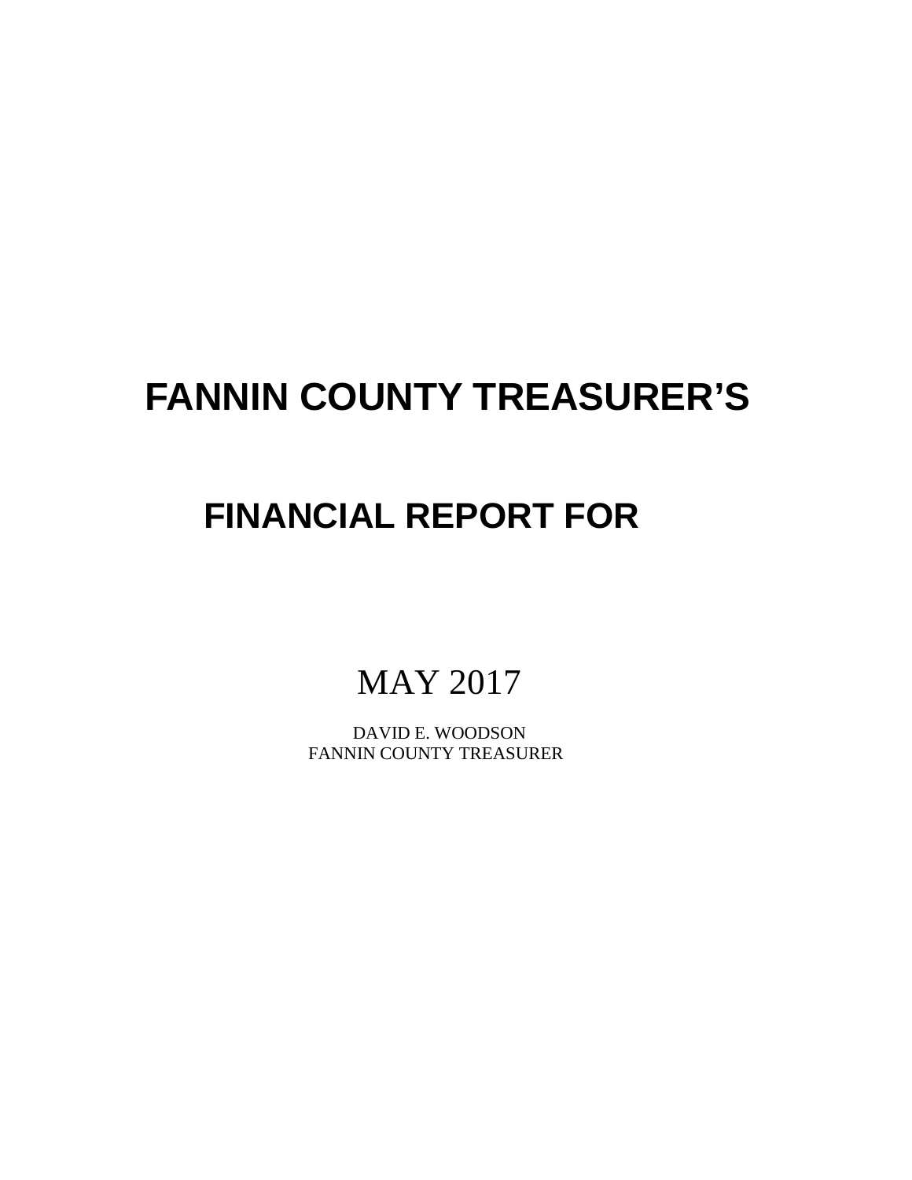# FANNIN COUNTY TREASURER'S

## FINANCIAL REPORT FOR

MAY 2017

DAVID E. WOODSON
FANNIN COUNTY TREASURER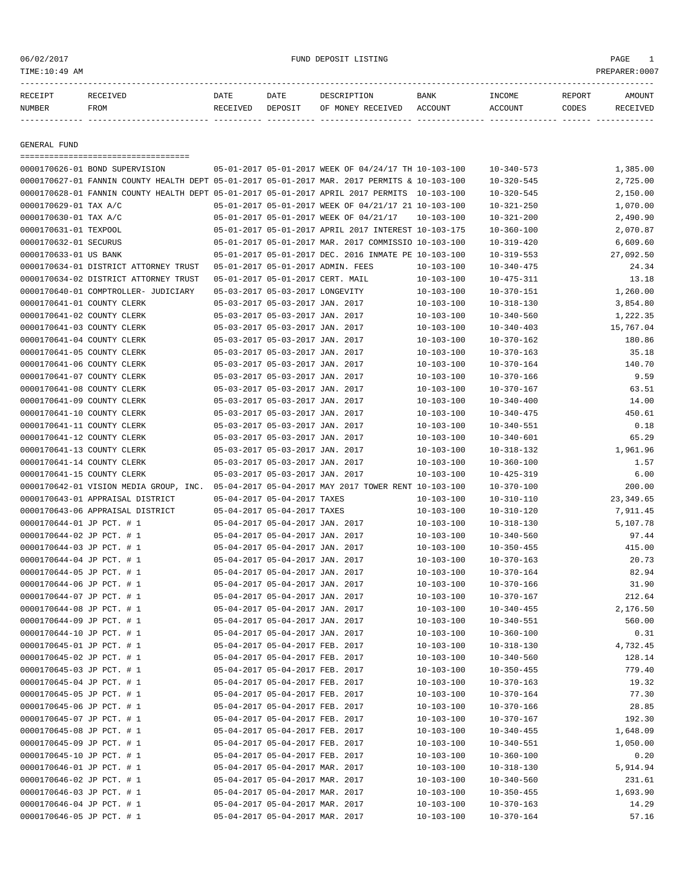FUND DEPOSIT LISTING

06/02/2017
TIME:10:49 AM
PREPARER:0007

| RECEIPT NUMBER | RECEIVED FROM | DATE RECEIVED | DATE DEPOSIT | DESCRIPTION OF MONEY RECEIVED | BANK ACCOUNT | INCOME ACCOUNT | REPORT CODES | AMOUNT RECEIVED |
|---|---|---|---|---|---|---|---|---|

## GENERAL FUND

| RECEIPT NUMBER | RECEIVED FROM | DATE RECEIVED | DATE DEPOSIT | DESCRIPTION OF MONEY RECEIVED | BANK ACCOUNT | INCOME ACCOUNT | REPORT CODES | AMOUNT RECEIVED |
|---|---|---|---|---|---|---|---|---|
| 0000170626-01 | BOND SUPERVISION | 05-01-2017 | 05-01-2017 | WEEK OF 04/24/17 TH | 10-103-100 | 10-340-573 | | 1,385.00 |
| 0000170627-01 | FANNIN COUNTY HEALTH DEPT | 05-01-2017 | 05-01-2017 | MAR. 2017 PERMITS & | 10-103-100 | 10-320-545 | | 2,725.00 |
| 0000170628-01 | FANNIN COUNTY HEALTH DEPT | 05-01-2017 | 05-01-2017 | APRIL 2017 PERMITS | 10-103-100 | 10-320-545 | | 2,150.00 |
| 0000170629-01 | TAX A/C | 05-01-2017 | 05-01-2017 | WEEK OF 04/21/17 21 | 10-103-100 | 10-321-250 | | 1,070.00 |
| 0000170630-01 | TAX A/C | 05-01-2017 | 05-01-2017 | WEEK OF 04/21/17 | 10-103-100 | 10-321-200 | | 2,490.90 |
| 0000170631-01 | TEXPOOL | 05-01-2017 | 05-01-2017 | APRIL 2017 INTEREST | 10-103-175 | 10-360-100 | | 2,070.87 |
| 0000170632-01 | SECURUS | 05-01-2017 | 05-01-2017 | MAR. 2017 COMMISSIO | 10-103-100 | 10-319-420 | | 6,609.60 |
| 0000170633-01 | US BANK | 05-01-2017 | 05-01-2017 | DEC. 2016 INMATE PE | 10-103-100 | 10-319-553 | | 27,092.50 |
| 0000170634-01 | DISTRICT ATTORNEY TRUST | 05-01-2017 | 05-01-2017 | ADMIN. FEES | 10-103-100 | 10-340-475 | | 24.34 |
| 0000170634-02 | DISTRICT ATTORNEY TRUST | 05-01-2017 | 05-01-2017 | CERT. MAIL | 10-103-100 | 10-475-311 | | 13.18 |
| 0000170640-01 | COMPTROLLER- JUDICIARY | 05-03-2017 | 05-03-2017 | LONGEVITY | 10-103-100 | 10-370-151 | | 1,260.00 |
| 0000170641-01 | COUNTY CLERK | 05-03-2017 | 05-03-2017 | JAN. 2017 | 10-103-100 | 10-318-130 | | 3,854.80 |
| 0000170641-02 | COUNTY CLERK | 05-03-2017 | 05-03-2017 | JAN. 2017 | 10-103-100 | 10-340-560 | | 1,222.35 |
| 0000170641-03 | COUNTY CLERK | 05-03-2017 | 05-03-2017 | JAN. 2017 | 10-103-100 | 10-340-403 | | 15,767.04 |
| 0000170641-04 | COUNTY CLERK | 05-03-2017 | 05-03-2017 | JAN. 2017 | 10-103-100 | 10-370-162 | | 180.86 |
| 0000170641-05 | COUNTY CLERK | 05-03-2017 | 05-03-2017 | JAN. 2017 | 10-103-100 | 10-370-163 | | 35.18 |
| 0000170641-06 | COUNTY CLERK | 05-03-2017 | 05-03-2017 | JAN. 2017 | 10-103-100 | 10-370-164 | | 140.70 |
| 0000170641-07 | COUNTY CLERK | 05-03-2017 | 05-03-2017 | JAN. 2017 | 10-103-100 | 10-370-166 | | 9.59 |
| 0000170641-08 | COUNTY CLERK | 05-03-2017 | 05-03-2017 | JAN. 2017 | 10-103-100 | 10-370-167 | | 63.51 |
| 0000170641-09 | COUNTY CLERK | 05-03-2017 | 05-03-2017 | JAN. 2017 | 10-103-100 | 10-340-400 | | 14.00 |
| 0000170641-10 | COUNTY CLERK | 05-03-2017 | 05-03-2017 | JAN. 2017 | 10-103-100 | 10-340-475 | | 450.61 |
| 0000170641-11 | COUNTY CLERK | 05-03-2017 | 05-03-2017 | JAN. 2017 | 10-103-100 | 10-340-551 | | 0.18 |
| 0000170641-12 | COUNTY CLERK | 05-03-2017 | 05-03-2017 | JAN. 2017 | 10-103-100 | 10-340-601 | | 65.29 |
| 0000170641-13 | COUNTY CLERK | 05-03-2017 | 05-03-2017 | JAN. 2017 | 10-103-100 | 10-318-132 | | 1,961.96 |
| 0000170641-14 | COUNTY CLERK | 05-03-2017 | 05-03-2017 | JAN. 2017 | 10-103-100 | 10-360-100 | | 1.57 |
| 0000170641-15 | COUNTY CLERK | 05-03-2017 | 05-03-2017 | JAN. 2017 | 10-103-100 | 10-425-319 | | 6.00 |
| 0000170642-01 | VISION MEDIA GROUP, INC. | 05-04-2017 | 05-04-2017 | MAY 2017 TOWER RENT | 10-103-100 | 10-370-100 | | 200.00 |
| 0000170643-01 | APPRAISAL DISTRICT | 05-04-2017 | 05-04-2017 | TAXES | 10-103-100 | 10-310-110 | | 23,349.65 |
| 0000170643-06 | APPRAISAL DISTRICT | 05-04-2017 | 05-04-2017 | TAXES | 10-103-100 | 10-310-120 | | 7,911.45 |
| 0000170644-01 | JP PCT. # 1 | 05-04-2017 | 05-04-2017 | JAN. 2017 | 10-103-100 | 10-318-130 | | 5,107.78 |
| 0000170644-02 | JP PCT. # 1 | 05-04-2017 | 05-04-2017 | JAN. 2017 | 10-103-100 | 10-340-560 | | 97.44 |
| 0000170644-03 | JP PCT. # 1 | 05-04-2017 | 05-04-2017 | JAN. 2017 | 10-103-100 | 10-350-455 | | 415.00 |
| 0000170644-04 | JP PCT. # 1 | 05-04-2017 | 05-04-2017 | JAN. 2017 | 10-103-100 | 10-370-163 | | 20.73 |
| 0000170644-05 | JP PCT. # 1 | 05-04-2017 | 05-04-2017 | JAN. 2017 | 10-103-100 | 10-370-164 | | 82.94 |
| 0000170644-06 | JP PCT. # 1 | 05-04-2017 | 05-04-2017 | JAN. 2017 | 10-103-100 | 10-370-166 | | 31.90 |
| 0000170644-07 | JP PCT. # 1 | 05-04-2017 | 05-04-2017 | JAN. 2017 | 10-103-100 | 10-370-167 | | 212.64 |
| 0000170644-08 | JP PCT. # 1 | 05-04-2017 | 05-04-2017 | JAN. 2017 | 10-103-100 | 10-340-455 | | 2,176.50 |
| 0000170644-09 | JP PCT. # 1 | 05-04-2017 | 05-04-2017 | JAN. 2017 | 10-103-100 | 10-340-551 | | 560.00 |
| 0000170644-10 | JP PCT. # 1 | 05-04-2017 | 05-04-2017 | JAN. 2017 | 10-103-100 | 10-360-100 | | 0.31 |
| 0000170645-01 | JP PCT. # 1 | 05-04-2017 | 05-04-2017 | FEB. 2017 | 10-103-100 | 10-318-130 | | 4,732.45 |
| 0000170645-02 | JP PCT. # 1 | 05-04-2017 | 05-04-2017 | FEB. 2017 | 10-103-100 | 10-340-560 | | 128.14 |
| 0000170645-03 | JP PCT. # 1 | 05-04-2017 | 05-04-2017 | FEB. 2017 | 10-103-100 | 10-350-455 | | 779.40 |
| 0000170645-04 | JP PCT. # 1 | 05-04-2017 | 05-04-2017 | FEB. 2017 | 10-103-100 | 10-370-163 | | 19.32 |
| 0000170645-05 | JP PCT. # 1 | 05-04-2017 | 05-04-2017 | FEB. 2017 | 10-103-100 | 10-370-164 | | 77.30 |
| 0000170645-06 | JP PCT. # 1 | 05-04-2017 | 05-04-2017 | FEB. 2017 | 10-103-100 | 10-370-166 | | 28.85 |
| 0000170645-07 | JP PCT. # 1 | 05-04-2017 | 05-04-2017 | FEB. 2017 | 10-103-100 | 10-370-167 | | 192.30 |
| 0000170645-08 | JP PCT. # 1 | 05-04-2017 | 05-04-2017 | FEB. 2017 | 10-103-100 | 10-340-455 | | 1,648.09 |
| 0000170645-09 | JP PCT. # 1 | 05-04-2017 | 05-04-2017 | FEB. 2017 | 10-103-100 | 10-340-551 | | 1,050.00 |
| 0000170645-10 | JP PCT. # 1 | 05-04-2017 | 05-04-2017 | FEB. 2017 | 10-103-100 | 10-360-100 | | 0.20 |
| 0000170646-01 | JP PCT. # 1 | 05-04-2017 | 05-04-2017 | MAR. 2017 | 10-103-100 | 10-318-130 | | 5,914.94 |
| 0000170646-02 | JP PCT. # 1 | 05-04-2017 | 05-04-2017 | MAR. 2017 | 10-103-100 | 10-340-560 | | 231.61 |
| 0000170646-03 | JP PCT. # 1 | 05-04-2017 | 05-04-2017 | MAR. 2017 | 10-103-100 | 10-350-455 | | 1,693.90 |
| 0000170646-04 | JP PCT. # 1 | 05-04-2017 | 05-04-2017 | MAR. 2017 | 10-103-100 | 10-370-163 | | 14.29 |
| 0000170646-05 | JP PCT. # 1 | 05-04-2017 | 05-04-2017 | MAR. 2017 | 10-103-100 | 10-370-164 | | 57.16 |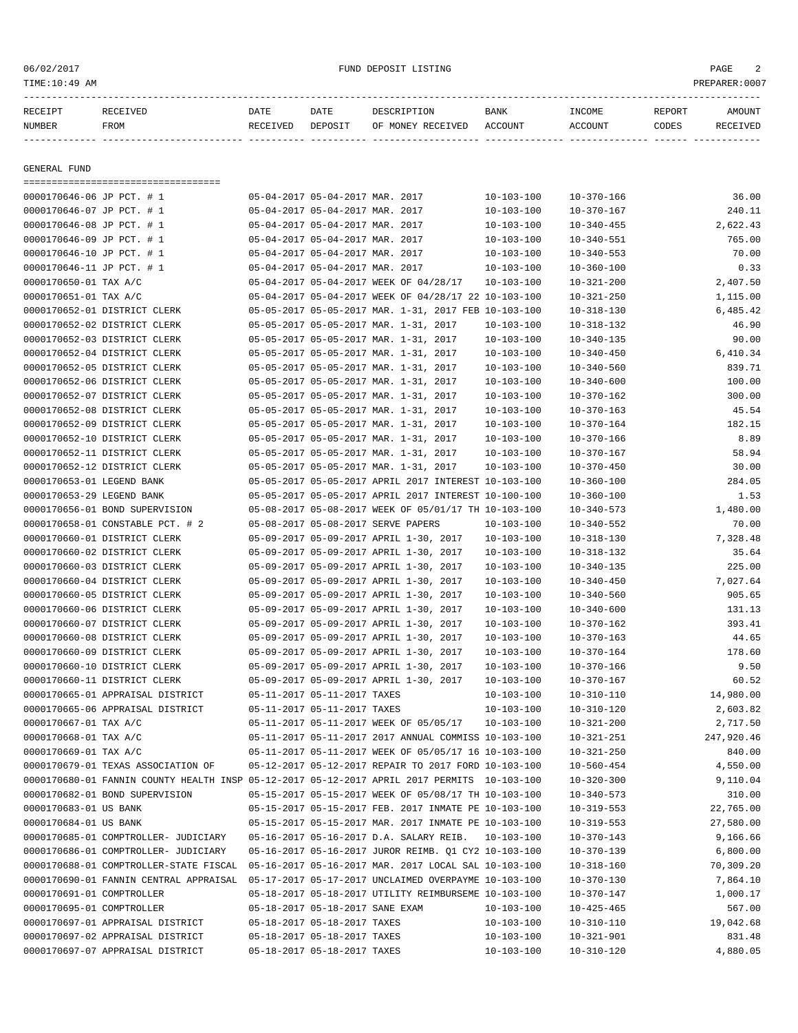FUND DEPOSIT LISTING

TIME:10:49 AM PREPARER:0007

| RECEIPT NUMBER | RECEIVED FROM | DATE RECEIVED | DATE DEPOSIT | DESCRIPTION OF MONEY RECEIVED | BANK ACCOUNT | INCOME ACCOUNT | REPORT CODES | AMOUNT RECEIVED |
|---|---|---|---|---|---|---|---|---|

## GENERAL FUND

| RECEIPT NUMBER | RECEIVED FROM | DATE RECEIVED | DATE DEPOSIT | DESCRIPTION OF MONEY RECEIVED | BANK ACCOUNT | INCOME ACCOUNT | REPORT CODES | AMOUNT RECEIVED |
|---|---|---|---|---|---|---|---|---|
| 0000170646-06 | JP PCT. # 1 | 05-04-2017 | 05-04-2017 | MAR. 2017 | 10-103-100 | 10-370-166 | | 36.00 |
| 0000170646-07 | JP PCT. # 1 | 05-04-2017 | 05-04-2017 | MAR. 2017 | 10-103-100 | 10-370-167 | | 240.11 |
| 0000170646-08 | JP PCT. # 1 | 05-04-2017 | 05-04-2017 | MAR. 2017 | 10-103-100 | 10-340-455 | | 2,622.43 |
| 0000170646-09 | JP PCT. # 1 | 05-04-2017 | 05-04-2017 | MAR. 2017 | 10-103-100 | 10-340-551 | | 765.00 |
| 0000170646-10 | JP PCT. # 1 | 05-04-2017 | 05-04-2017 | MAR. 2017 | 10-103-100 | 10-340-553 | | 70.00 |
| 0000170646-11 | JP PCT. # 1 | 05-04-2017 | 05-04-2017 | MAR. 2017 | 10-103-100 | 10-360-100 | | 0.33 |
| 0000170650-01 | TAX A/C | 05-04-2017 | 05-04-2017 | WEEK OF 04/28/17 | 10-103-100 | 10-321-200 | | 2,407.50 |
| 0000170651-01 | TAX A/C | 05-04-2017 | 05-04-2017 | WEEK OF 04/28/17 22 | 10-103-100 | 10-321-250 | | 1,115.00 |
| 0000170652-01 | DISTRICT CLERK | 05-05-2017 | 05-05-2017 | MAR. 1-31, 2017 FEB | 10-103-100 | 10-318-130 | | 6,485.42 |
| 0000170652-02 | DISTRICT CLERK | 05-05-2017 | 05-05-2017 | MAR. 1-31, 2017 | 10-103-100 | 10-318-132 | | 46.90 |
| 0000170652-03 | DISTRICT CLERK | 05-05-2017 | 05-05-2017 | MAR. 1-31, 2017 | 10-103-100 | 10-340-135 | | 90.00 |
| 0000170652-04 | DISTRICT CLERK | 05-05-2017 | 05-05-2017 | MAR. 1-31, 2017 | 10-103-100 | 10-340-450 | | 6,410.34 |
| 0000170652-05 | DISTRICT CLERK | 05-05-2017 | 05-05-2017 | MAR. 1-31, 2017 | 10-103-100 | 10-340-560 | | 839.71 |
| 0000170652-06 | DISTRICT CLERK | 05-05-2017 | 05-05-2017 | MAR. 1-31, 2017 | 10-103-100 | 10-340-600 | | 100.00 |
| 0000170652-07 | DISTRICT CLERK | 05-05-2017 | 05-05-2017 | MAR. 1-31, 2017 | 10-103-100 | 10-370-162 | | 300.00 |
| 0000170652-08 | DISTRICT CLERK | 05-05-2017 | 05-05-2017 | MAR. 1-31, 2017 | 10-103-100 | 10-370-163 | | 45.54 |
| 0000170652-09 | DISTRICT CLERK | 05-05-2017 | 05-05-2017 | MAR. 1-31, 2017 | 10-103-100 | 10-370-164 | | 182.15 |
| 0000170652-10 | DISTRICT CLERK | 05-05-2017 | 05-05-2017 | MAR. 1-31, 2017 | 10-103-100 | 10-370-166 | | 8.89 |
| 0000170652-11 | DISTRICT CLERK | 05-05-2017 | 05-05-2017 | MAR. 1-31, 2017 | 10-103-100 | 10-370-167 | | 58.94 |
| 0000170652-12 | DISTRICT CLERK | 05-05-2017 | 05-05-2017 | MAR. 1-31, 2017 | 10-103-100 | 10-370-450 | | 30.00 |
| 0000170653-01 | LEGEND BANK | 05-05-2017 | 05-05-2017 | APRIL 2017 INTEREST | 10-103-100 | 10-360-100 | | 284.05 |
| 0000170653-29 | LEGEND BANK | 05-05-2017 | 05-05-2017 | APRIL 2017 INTEREST | 10-100-100 | 10-360-100 | | 1.53 |
| 0000170656-01 | BOND SUPERVISION | 05-08-2017 | 05-08-2017 | WEEK OF 05/01/17 TH | 10-103-100 | 10-340-573 | | 1,480.00 |
| 0000170658-01 | CONSTABLE PCT. # 2 | 05-08-2017 | 05-08-2017 | SERVE PAPERS | 10-103-100 | 10-340-552 | | 70.00 |
| 0000170660-01 | DISTRICT CLERK | 05-09-2017 | 05-09-2017 | APRIL 1-30, 2017 | 10-103-100 | 10-318-130 | | 7,328.48 |
| 0000170660-02 | DISTRICT CLERK | 05-09-2017 | 05-09-2017 | APRIL 1-30, 2017 | 10-103-100 | 10-318-132 | | 35.64 |
| 0000170660-03 | DISTRICT CLERK | 05-09-2017 | 05-09-2017 | APRIL 1-30, 2017 | 10-103-100 | 10-340-135 | | 225.00 |
| 0000170660-04 | DISTRICT CLERK | 05-09-2017 | 05-09-2017 | APRIL 1-30, 2017 | 10-103-100 | 10-340-450 | | 7,027.64 |
| 0000170660-05 | DISTRICT CLERK | 05-09-2017 | 05-09-2017 | APRIL 1-30, 2017 | 10-103-100 | 10-340-560 | | 905.65 |
| 0000170660-06 | DISTRICT CLERK | 05-09-2017 | 05-09-2017 | APRIL 1-30, 2017 | 10-103-100 | 10-340-600 | | 131.13 |
| 0000170660-07 | DISTRICT CLERK | 05-09-2017 | 05-09-2017 | APRIL 1-30, 2017 | 10-103-100 | 10-370-162 | | 393.41 |
| 0000170660-08 | DISTRICT CLERK | 05-09-2017 | 05-09-2017 | APRIL 1-30, 2017 | 10-103-100 | 10-370-163 | | 44.65 |
| 0000170660-09 | DISTRICT CLERK | 05-09-2017 | 05-09-2017 | APRIL 1-30, 2017 | 10-103-100 | 10-370-164 | | 178.60 |
| 0000170660-10 | DISTRICT CLERK | 05-09-2017 | 05-09-2017 | APRIL 1-30, 2017 | 10-103-100 | 10-370-166 | | 9.50 |
| 0000170660-11 | DISTRICT CLERK | 05-09-2017 | 05-09-2017 | APRIL 1-30, 2017 | 10-103-100 | 10-370-167 | | 60.52 |
| 0000170665-01 | APPRAISAL DISTRICT | 05-11-2017 | 05-11-2017 | TAXES | 10-103-100 | 10-310-110 | | 14,980.00 |
| 0000170665-06 | APPRAISAL DISTRICT | 05-11-2017 | 05-11-2017 | TAXES | 10-103-100 | 10-310-120 | | 2,603.82 |
| 0000170667-01 | TAX A/C | 05-11-2017 | 05-11-2017 | WEEK OF 05/05/17 | 10-103-100 | 10-321-200 | | 2,717.50 |
| 0000170668-01 | TAX A/C | 05-11-2017 | 05-11-2017 | 2017 ANNUAL COMMISS | 10-103-100 | 10-321-251 | | 247,920.46 |
| 0000170669-01 | TAX A/C | 05-11-2017 | 05-11-2017 | WEEK OF 05/05/17 16 | 10-103-100 | 10-321-250 | | 840.00 |
| 0000170679-01 | TEXAS ASSOCIATION OF | 05-12-2017 | 05-12-2017 | REPAIR TO 2017 FORD | 10-103-100 | 10-560-454 | | 4,550.00 |
| 0000170680-01 | FANNIN COUNTY HEALTH INSP | 05-12-2017 | 05-12-2017 | APRIL 2017 PERMITS | 10-103-100 | 10-320-300 | | 9,110.04 |
| 0000170682-01 | BOND SUPERVISION | 05-15-2017 | 05-15-2017 | WEEK OF 05/08/17 TH | 10-103-100 | 10-340-573 | | 310.00 |
| 0000170683-01 | US BANK | 05-15-2017 | 05-15-2017 | FEB. 2017 INMATE PE | 10-103-100 | 10-319-553 | | 22,765.00 |
| 0000170684-01 | US BANK | 05-15-2017 | 05-15-2017 | MAR. 2017 INMATE PE | 10-103-100 | 10-319-553 | | 27,580.00 |
| 0000170685-01 | COMPTROLLER- JUDICIARY | 05-16-2017 | 05-16-2017 | D.A. SALARY REIB. | 10-103-100 | 10-370-143 | | 9,166.66 |
| 0000170686-01 | COMPTROLLER- JUDICIARY | 05-16-2017 | 05-16-2017 | JUROR REIMB. Q1 CY2 | 10-103-100 | 10-370-139 | | 6,800.00 |
| 0000170688-01 | COMPTROLLER-STATE FISCAL | 05-16-2017 | 05-16-2017 | MAR. 2017 LOCAL SAL | 10-103-100 | 10-318-160 | | 70,309.20 |
| 0000170690-01 | FANNIN CENTRAL APPRAISAL | 05-17-2017 | 05-17-2017 | UNCLAIMED OVERPAYME | 10-103-100 | 10-370-130 | | 7,864.10 |
| 0000170691-01 | COMPTROLLER | 05-18-2017 | 05-18-2017 | UTILITY REIMBURSEME | 10-103-100 | 10-370-147 | | 1,000.17 |
| 0000170695-01 | COMPTROLLER | 05-18-2017 | 05-18-2017 | SANE EXAM | 10-103-100 | 10-425-465 | | 567.00 |
| 0000170697-01 | APPRAISAL DISTRICT | 05-18-2017 | 05-18-2017 | TAXES | 10-103-100 | 10-310-110 | | 19,042.68 |
| 0000170697-02 | APPRAISAL DISTRICT | 05-18-2017 | 05-18-2017 | TAXES | 10-103-100 | 10-321-901 | | 831.48 |
| 0000170697-07 | APPRAISAL DISTRICT | 05-18-2017 | 05-18-2017 | TAXES | 10-103-100 | 10-310-120 | | 4,880.05 |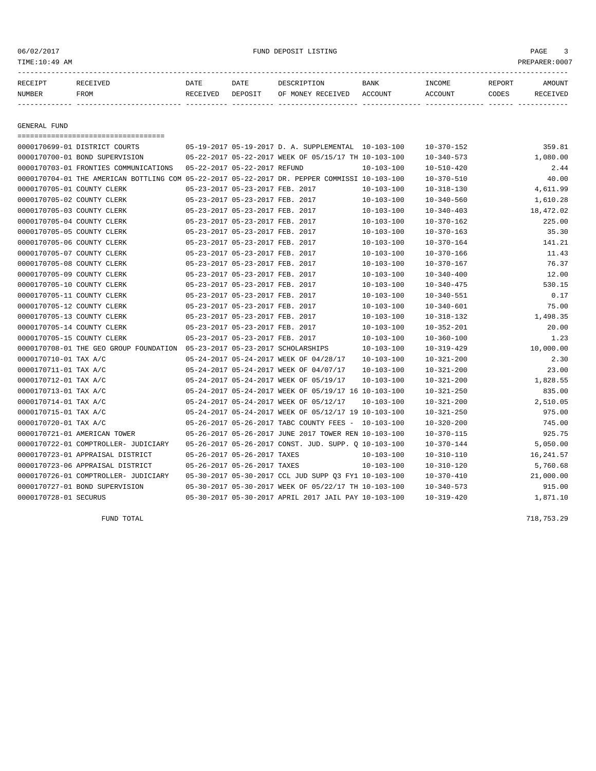| RECEIPT NUMBER | RECEIVED FROM | DATE RECEIVED | DATE DEPOSIT | DESCRIPTION OF MONEY RECEIVED | BANK ACCOUNT | INCOME ACCOUNT | REPORT CODES | AMOUNT RECEIVED |
|---|---|---|---|---|---|---|---|---|

## GENERAL FUND

| RECEIPT NUMBER | RECEIVED FROM | DATE RECEIVED | DATE DEPOSIT | DESCRIPTION OF MONEY RECEIVED | BANK ACCOUNT | INCOME ACCOUNT | REPORT CODES | AMOUNT RECEIVED |
|---|---|---|---|---|---|---|---|---|
| 0000170699-01 | DISTRICT COURTS | 05-19-2017 | 05-19-2017 | D. A. SUPPLEMENTAL | 10-103-100 | 10-370-152 | | 359.81 |
| 0000170700-01 | BOND SUPERVISION | 05-22-2017 | 05-22-2017 | WEEK OF 05/15/17 TH | 10-103-100 | 10-340-573 | | 1,080.00 |
| 0000170703-01 | FRONTIES COMMUNICATIONS | 05-22-2017 | 05-22-2017 | REFUND | 10-103-100 | 10-510-420 | | 2.44 |
| 0000170704-01 | THE AMERICAN BOTTLING COM | 05-22-2017 | 05-22-2017 | DR. PEPPER COMMISSI | 10-103-100 | 10-370-510 | | 40.00 |
| 0000170705-01 | COUNTY CLERK | 05-23-2017 | 05-23-2017 | FEB. 2017 | 10-103-100 | 10-318-130 | | 4,611.99 |
| 0000170705-02 | COUNTY CLERK | 05-23-2017 | 05-23-2017 | FEB. 2017 | 10-103-100 | 10-340-560 | | 1,610.28 |
| 0000170705-03 | COUNTY CLERK | 05-23-2017 | 05-23-2017 | FEB. 2017 | 10-103-100 | 10-340-403 | | 18,472.02 |
| 0000170705-04 | COUNTY CLERK | 05-23-2017 | 05-23-2017 | FEB. 2017 | 10-103-100 | 10-370-162 | | 225.00 |
| 0000170705-05 | COUNTY CLERK | 05-23-2017 | 05-23-2017 | FEB. 2017 | 10-103-100 | 10-370-163 | | 35.30 |
| 0000170705-06 | COUNTY CLERK | 05-23-2017 | 05-23-2017 | FEB. 2017 | 10-103-100 | 10-370-164 | | 141.21 |
| 0000170705-07 | COUNTY CLERK | 05-23-2017 | 05-23-2017 | FEB. 2017 | 10-103-100 | 10-370-166 | | 11.43 |
| 0000170705-08 | COUNTY CLERK | 05-23-2017 | 05-23-2017 | FEB. 2017 | 10-103-100 | 10-370-167 | | 76.37 |
| 0000170705-09 | COUNTY CLERK | 05-23-2017 | 05-23-2017 | FEB. 2017 | 10-103-100 | 10-340-400 | | 12.00 |
| 0000170705-10 | COUNTY CLERK | 05-23-2017 | 05-23-2017 | FEB. 2017 | 10-103-100 | 10-340-475 | | 530.15 |
| 0000170705-11 | COUNTY CLERK | 05-23-2017 | 05-23-2017 | FEB. 2017 | 10-103-100 | 10-340-551 | | 0.17 |
| 0000170705-12 | COUNTY CLERK | 05-23-2017 | 05-23-2017 | FEB. 2017 | 10-103-100 | 10-340-601 | | 75.00 |
| 0000170705-13 | COUNTY CLERK | 05-23-2017 | 05-23-2017 | FEB. 2017 | 10-103-100 | 10-318-132 | | 1,498.35 |
| 0000170705-14 | COUNTY CLERK | 05-23-2017 | 05-23-2017 | FEB. 2017 | 10-103-100 | 10-352-201 | | 20.00 |
| 0000170705-15 | COUNTY CLERK | 05-23-2017 | 05-23-2017 | FEB. 2017 | 10-103-100 | 10-360-100 | | 1.23 |
| 0000170708-01 | THE GEO GROUP FOUNDATION | 05-23-2017 | 05-23-2017 | SCHOLARSHIPS | 10-103-100 | 10-319-429 | | 10,000.00 |
| 0000170710-01 | TAX A/C | 05-24-2017 | 05-24-2017 | WEEK OF 04/28/17 | 10-103-100 | 10-321-200 | | 2.30 |
| 0000170711-01 | TAX A/C | 05-24-2017 | 05-24-2017 | WEEK OF 04/07/17 | 10-103-100 | 10-321-200 | | 23.00 |
| 0000170712-01 | TAX A/C | 05-24-2017 | 05-24-2017 | WEEK OF 05/19/17 | 10-103-100 | 10-321-200 | | 1,828.55 |
| 0000170713-01 | TAX A/C | 05-24-2017 | 05-24-2017 | WEEK OF 05/19/17 16 | 10-103-100 | 10-321-250 | | 835.00 |
| 0000170714-01 | TAX A/C | 05-24-2017 | 05-24-2017 | WEEK OF 05/12/17 | 10-103-100 | 10-321-200 | | 2,510.05 |
| 0000170715-01 | TAX A/C | 05-24-2017 | 05-24-2017 | WEEK OF 05/12/17 19 | 10-103-100 | 10-321-250 | | 975.00 |
| 0000170720-01 | TAX A/C | 05-26-2017 | 05-26-2017 | TABC COUNTY FEES - | 10-103-100 | 10-320-200 | | 745.00 |
| 0000170721-01 | AMERICAN TOWER | 05-26-2017 | 05-26-2017 | JUNE 2017 TOWER REN | 10-103-100 | 10-370-115 | | 925.75 |
| 0000170722-01 | COMPTROLLER- JUDICIARY | 05-26-2017 | 05-26-2017 | CONST. JUD. SUPP. Q | 10-103-100 | 10-370-144 | | 5,050.00 |
| 0000170723-01 | APPRAISAL DISTRICT | 05-26-2017 | 05-26-2017 | TAXES | 10-103-100 | 10-310-110 | | 16,241.57 |
| 0000170723-06 | APPRAISAL DISTRICT | 05-26-2017 | 05-26-2017 | TAXES | 10-103-100 | 10-310-120 | | 5,760.68 |
| 0000170726-01 | COMPTROLLER- JUDICIARY | 05-30-2017 | 05-30-2017 | CCL JUD SUPP Q3 FY1 | 10-103-100 | 10-370-410 | | 21,000.00 |
| 0000170727-01 | BOND SUPERVISION | 05-30-2017 | 05-30-2017 | WEEK OF 05/22/17 TH | 10-103-100 | 10-340-573 | | 915.00 |
| 0000170728-01 | SECURUS | 05-30-2017 | 05-30-2017 | APRIL 2017 JAIL PAY | 10-103-100 | 10-319-420 | | 1,871.10 |

FUND TOTAL 718,753.29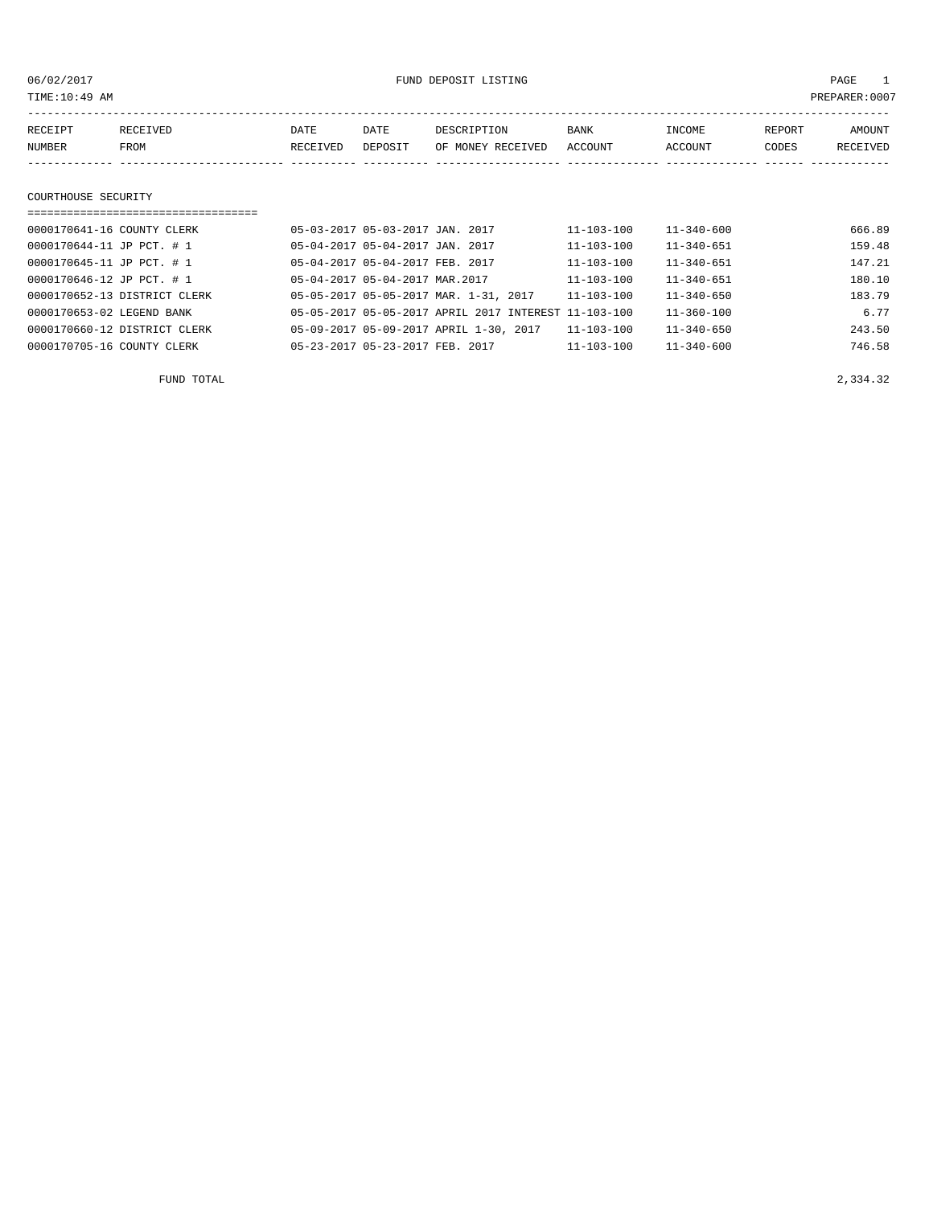06/02/2017 FUND DEPOSIT LISTING

TIME:10:49 AM PREPARER:0007

| RECEIPT NUMBER | RECEIVED FROM | DATE RECEIVED | DATE DEPOSIT | DESCRIPTION OF MONEY RECEIVED | BANK ACCOUNT | INCOME ACCOUNT | REPORT CODES | AMOUNT RECEIVED |
|---|---|---|---|---|---|---|---|---|

## COURTHOUSE SECURITY

| RECEIPT NUMBER | RECEIVED FROM | DATE RECEIVED | DATE DEPOSIT | DESCRIPTION OF MONEY RECEIVED | BANK ACCOUNT | INCOME ACCOUNT | REPORT CODES | AMOUNT RECEIVED |
|---|---|---|---|---|---|---|---|---|
| 0000170641-16 | COUNTY CLERK | 05-03-2017 | 05-03-2017 | JAN. 2017 | 11-103-100 | 11-340-600 | | 666.89 |
| 0000170644-11 | JP PCT. # 1 | 05-04-2017 | 05-04-2017 | JAN. 2017 | 11-103-100 | 11-340-651 | | 159.48 |
| 0000170645-11 | JP PCT. # 1 | 05-04-2017 | 05-04-2017 | FEB. 2017 | 11-103-100 | 11-340-651 | | 147.21 |
| 0000170646-12 | JP PCT. # 1 | 05-04-2017 | 05-04-2017 | MAR.2017 | 11-103-100 | 11-340-651 | | 180.10 |
| 0000170652-13 | DISTRICT CLERK | 05-05-2017 | 05-05-2017 | MAR. 1-31, 2017 | 11-103-100 | 11-340-650 | | 183.79 |
| 0000170653-02 | LEGEND BANK | 05-05-2017 | 05-05-2017 | APRIL 2017 INTEREST | 11-103-100 | 11-360-100 | | 6.77 |
| 0000170660-12 | DISTRICT CLERK | 05-09-2017 | 05-09-2017 | APRIL 1-30, 2017 | 11-103-100 | 11-340-650 | | 243.50 |
| 0000170705-16 | COUNTY CLERK | 05-23-2017 | 05-23-2017 | FEB. 2017 | 11-103-100 | 11-340-600 | | 746.58 |
| | FUND TOTAL | | | | | | | 2,334.32 |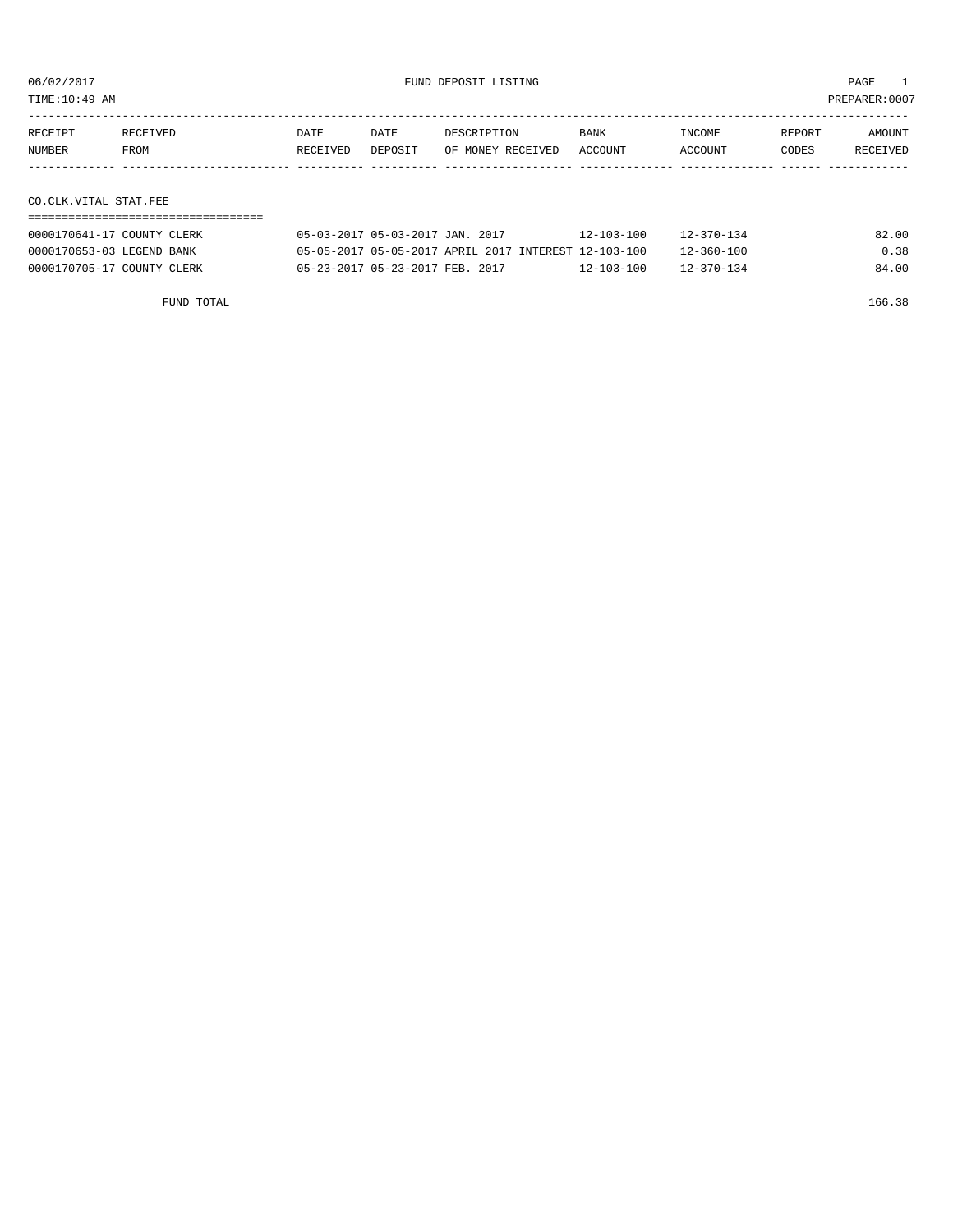06/02/2017 FUND DEPOSIT LISTING

TIME:10:49 AM PREPARER:0007

| RECEIPT NUMBER | RECEIVED FROM | DATE RECEIVED | DATE DEPOSIT | DESCRIPTION OF MONEY RECEIVED | BANK ACCOUNT | INCOME ACCOUNT | REPORT CODES | AMOUNT RECEIVED |
|---|---|---|---|---|---|---|---|---|
| **CO.CLK.VITAL STAT.FEE** | | | | | | | | |
| 0000170641-17 | COUNTY CLERK | 05-03-2017 | 05-03-2017 | JAN. 2017 | 12-103-100 | 12-370-134 | | 82.00 |
| 0000170653-03 | LEGEND BANK | 05-05-2017 | 05-05-2017 | APRIL 2017 INTEREST | 12-103-100 | 12-360-100 | | 0.38 |
| 0000170705-17 | COUNTY CLERK | 05-23-2017 | 05-23-2017 | FEB. 2017 | 12-103-100 | 12-370-134 | | 84.00 |
| | FUND TOTAL | | | | | | | 166.38 |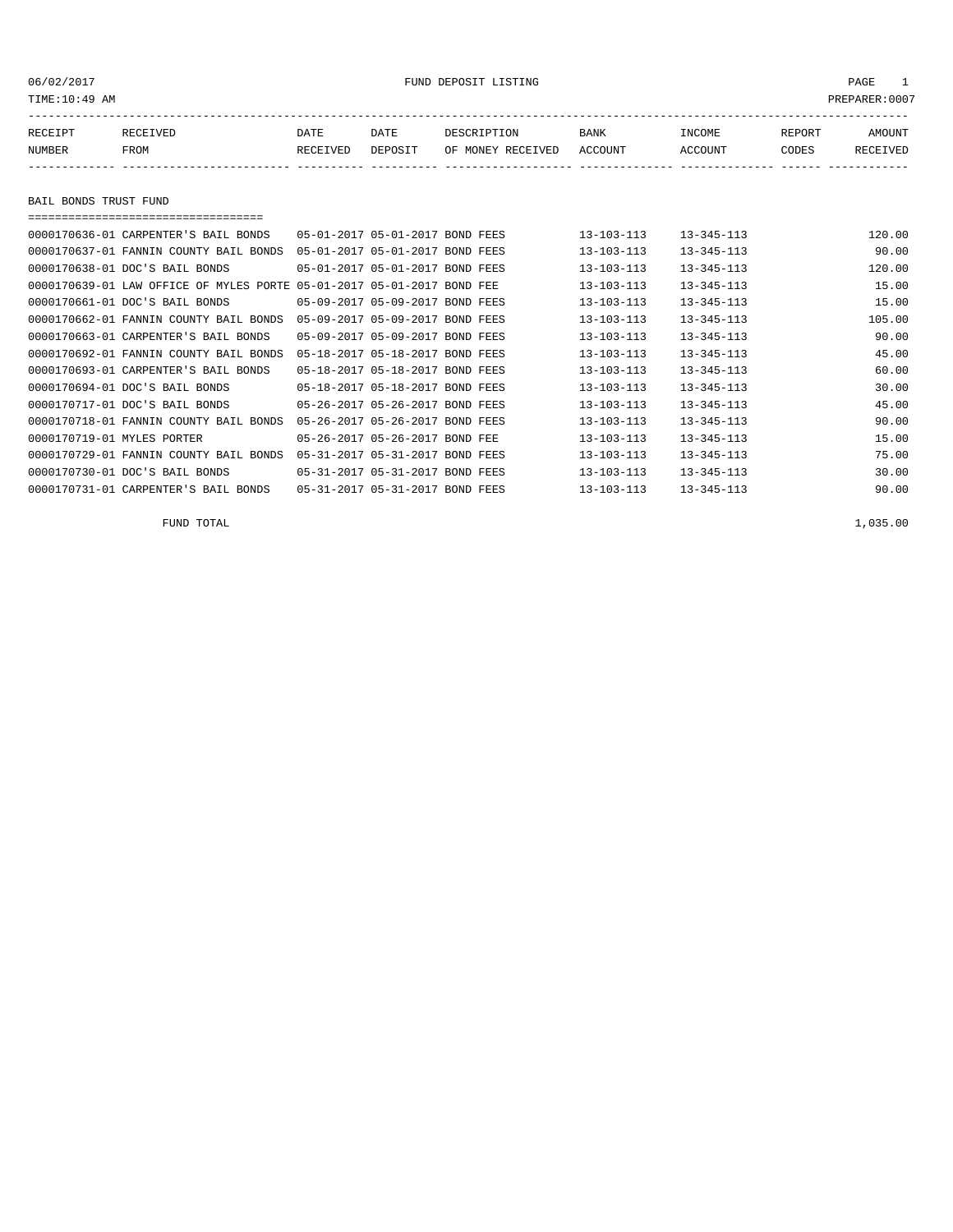06/02/2017 FUND DEPOSIT LISTING

TIME:10:49 AM PREPARER:0007

| RECEIPT NUMBER | RECEIVED FROM | DATE RECEIVED | DATE DEPOSIT | DESCRIPTION OF MONEY RECEIVED | BANK ACCOUNT | INCOME ACCOUNT | REPORT CODES | AMOUNT RECEIVED |
|---|---|---|---|---|---|---|---|---|

## BAIL BONDS TRUST FUND

| RECEIPT NUMBER | RECEIVED FROM | DATE RECEIVED | DATE DEPOSIT | DESCRIPTION OF MONEY RECEIVED | BANK ACCOUNT | INCOME ACCOUNT | REPORT CODES | AMOUNT RECEIVED |
|---|---|---|---|---|---|---|---|---|
| 0000170636-01 | CARPENTER'S BAIL BONDS | 05-01-2017 | 05-01-2017 | BOND FEES | 13-103-113 | 13-345-113 | | 120.00 |
| 0000170637-01 | FANNIN COUNTY BAIL BONDS | 05-01-2017 | 05-01-2017 | BOND FEES | 13-103-113 | 13-345-113 | | 90.00 |
| 0000170638-01 | DOC'S BAIL BONDS | 05-01-2017 | 05-01-2017 | BOND FEES | 13-103-113 | 13-345-113 | | 120.00 |
| 0000170639-01 | LAW OFFICE OF MYLES PORTE | 05-01-2017 | 05-01-2017 | BOND FEE | 13-103-113 | 13-345-113 | | 15.00 |
| 0000170661-01 | DOC'S BAIL BONDS | 05-09-2017 | 05-09-2017 | BOND FEES | 13-103-113 | 13-345-113 | | 15.00 |
| 0000170662-01 | FANNIN COUNTY BAIL BONDS | 05-09-2017 | 05-09-2017 | BOND FEES | 13-103-113 | 13-345-113 | | 105.00 |
| 0000170663-01 | CARPENTER'S BAIL BONDS | 05-09-2017 | 05-09-2017 | BOND FEES | 13-103-113 | 13-345-113 | | 90.00 |
| 0000170692-01 | FANNIN COUNTY BAIL BONDS | 05-18-2017 | 05-18-2017 | BOND FEES | 13-103-113 | 13-345-113 | | 45.00 |
| 0000170693-01 | CARPENTER'S BAIL BONDS | 05-18-2017 | 05-18-2017 | BOND FEES | 13-103-113 | 13-345-113 | | 60.00 |
| 0000170694-01 | DOC'S BAIL BONDS | 05-18-2017 | 05-18-2017 | BOND FEES | 13-103-113 | 13-345-113 | | 30.00 |
| 0000170717-01 | DOC'S BAIL BONDS | 05-26-2017 | 05-26-2017 | BOND FEES | 13-103-113 | 13-345-113 | | 45.00 |
| 0000170718-01 | FANNIN COUNTY BAIL BONDS | 05-26-2017 | 05-26-2017 | BOND FEES | 13-103-113 | 13-345-113 | | 90.00 |
| 0000170719-01 | MYLES PORTER | 05-26-2017 | 05-26-2017 | BOND FEE | 13-103-113 | 13-345-113 | | 15.00 |
| 0000170729-01 | FANNIN COUNTY BAIL BONDS | 05-31-2017 | 05-31-2017 | BOND FEES | 13-103-113 | 13-345-113 | | 75.00 |
| 0000170730-01 | DOC'S BAIL BONDS | 05-31-2017 | 05-31-2017 | BOND FEES | 13-103-113 | 13-345-113 | | 30.00 |
| 0000170731-01 | CARPENTER'S BAIL BONDS | 05-31-2017 | 05-31-2017 | BOND FEES | 13-103-113 | 13-345-113 | | 90.00 |

FUND TOTAL 1,035.00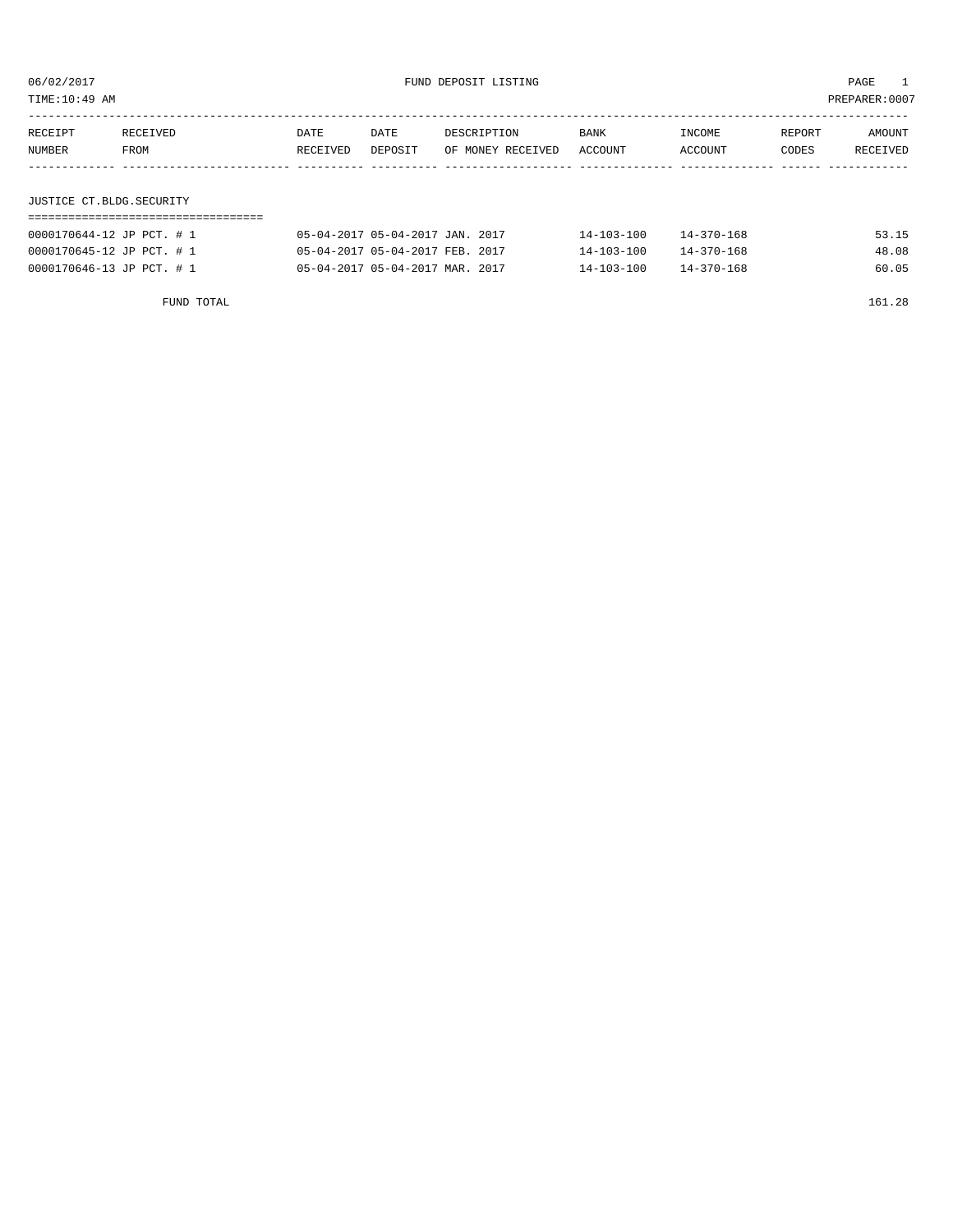06/02/2017 FUND DEPOSIT LISTING

TIME:10:49 AM PREPARER:0007

| RECEIPT NUMBER | RECEIVED FROM | DATE RECEIVED | DATE DEPOSIT | DESCRIPTION OF MONEY RECEIVED | BANK ACCOUNT | INCOME ACCOUNT | REPORT CODES | AMOUNT RECEIVED |
|---|---|---|---|---|---|---|---|---|
| **JUSTICE CT.BLDG.SECURITY** | | | | | | | | |
| 0000170644-12 | JP PCT. # 1 | 05-04-2017 | 05-04-2017 | JAN. 2017 | 14-103-100 | 14-370-168 | | 53.15 |
| 0000170645-12 | JP PCT. # 1 | 05-04-2017 | 05-04-2017 | FEB. 2017 | 14-103-100 | 14-370-168 | | 48.08 |
| 0000170646-13 | JP PCT. # 1 | 05-04-2017 | 05-04-2017 | MAR. 2017 | 14-103-100 | 14-370-168 | | 60.05 |
| | FUND TOTAL | | | | | | | 161.28 |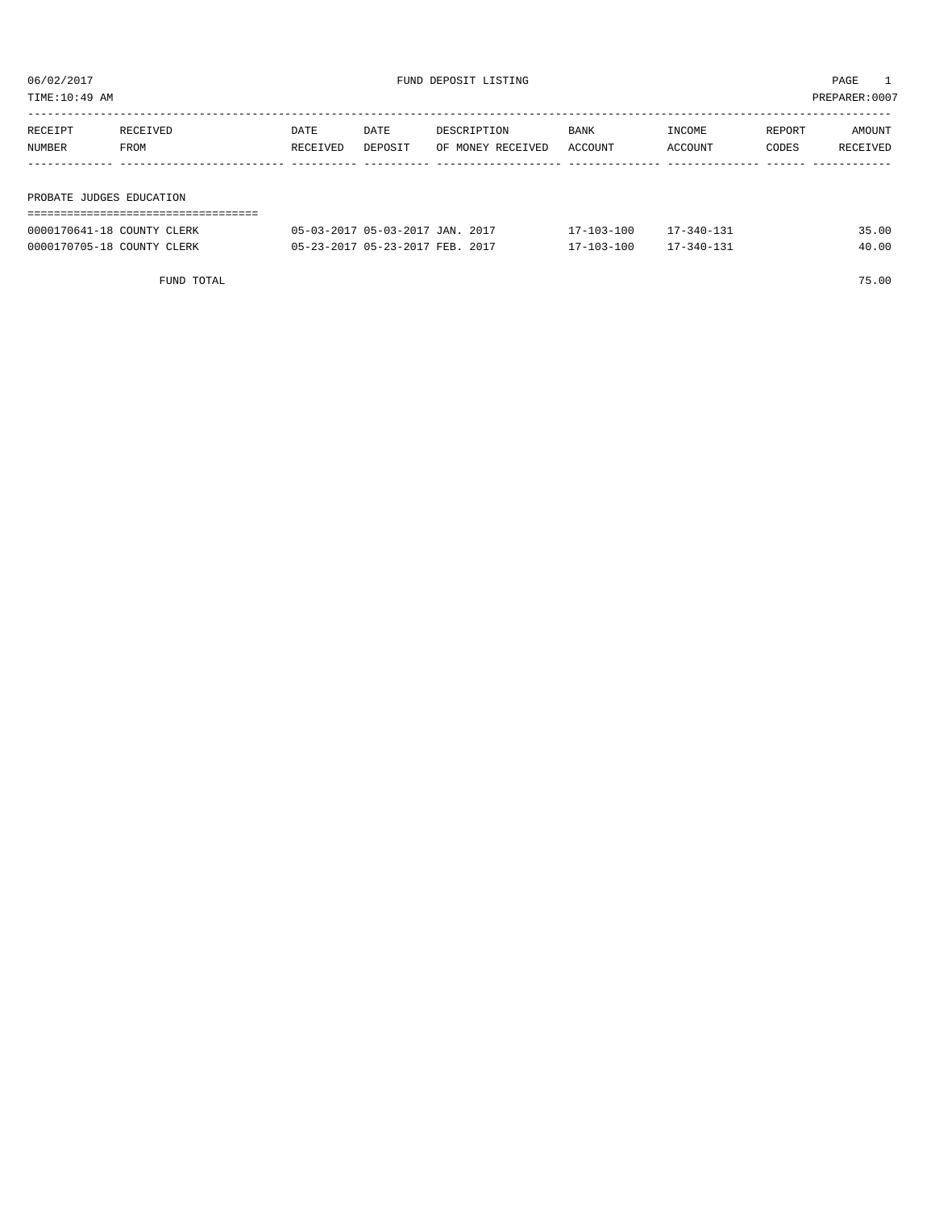# FUND DEPOSIT LISTING

06/02/2017

TIME:10:49 AM

PREPARER:0007

| RECEIPT NUMBER | RECEIVED FROM | DATE RECEIVED | DATE DEPOSIT | DESCRIPTION OF MONEY RECEIVED | BANK ACCOUNT | INCOME ACCOUNT | REPORT CODES | AMOUNT RECEIVED |
|---|---|---|---|---|---|---|---|---|
| **PROBATE JUDGES EDUCATION** | | | | | | | | |
| 0000170641-18 | COUNTY CLERK | 05-03-2017 | 05-03-2017 | JAN. 2017 | 17-103-100 | 17-340-131 | | 35.00 |
| 0000170705-18 | COUNTY CLERK | 05-23-2017 | 05-23-2017 | FEB. 2017 | 17-103-100 | 17-340-131 | | 40.00 |
| | FUND TOTAL | | | | | | | 75.00 |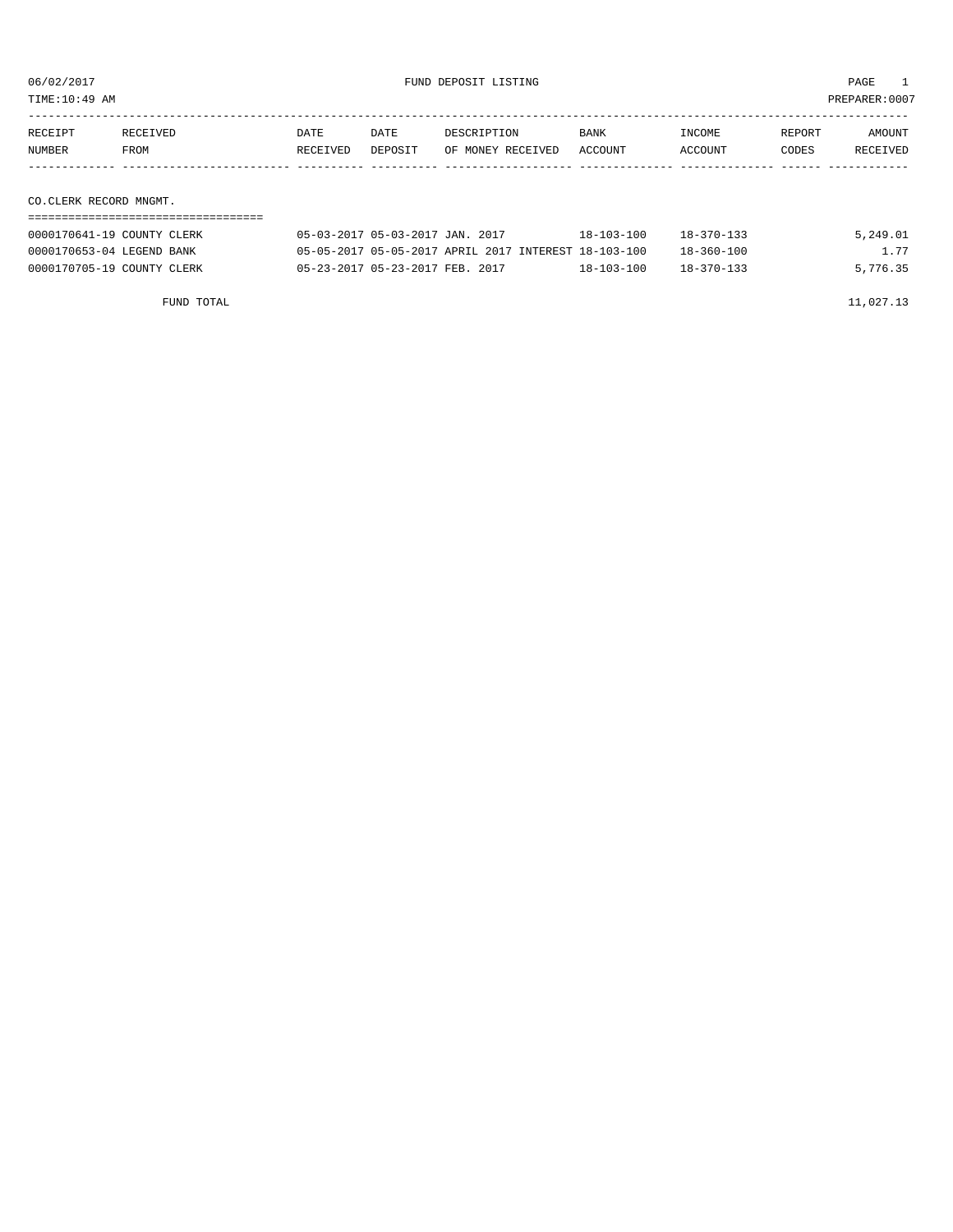06/02/2017 FUND DEPOSIT LISTING

TIME:10:49 AM PREPARER:0007

| RECEIPT NUMBER | RECEIVED FROM | DATE RECEIVED | DATE DEPOSIT | DESCRIPTION OF MONEY RECEIVED | BANK ACCOUNT | INCOME ACCOUNT | REPORT CODES | AMOUNT RECEIVED |
|---|---|---|---|---|---|---|---|---|

CO.CLERK RECORD MNGMT.

| RECEIPT NUMBER | RECEIVED FROM | DATE RECEIVED | DATE DEPOSIT | DESCRIPTION OF MONEY RECEIVED | BANK ACCOUNT | INCOME ACCOUNT | REPORT CODES | AMOUNT RECEIVED |
|---|---|---|---|---|---|---|---|---|
| 0000170641-19 | COUNTY CLERK | 05-03-2017 | 05-03-2017 | JAN. 2017 | 18-103-100 | 18-370-133 | | 5,249.01 |
| 0000170653-04 | LEGEND BANK | 05-05-2017 | 05-05-2017 | APRIL 2017 INTEREST | 18-103-100 | 18-360-100 | | 1.77 |
| 0000170705-19 | COUNTY CLERK | 05-23-2017 | 05-23-2017 | FEB. 2017 | 18-103-100 | 18-370-133 | | 5,776.35 |

FUND TOTAL 11,027.13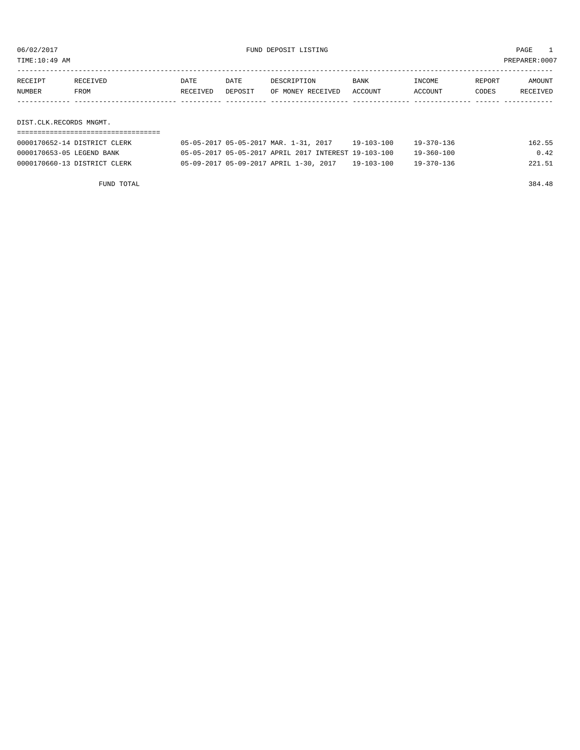06/02/2017 FUND DEPOSIT LISTING

TIME:10:49 AM PREPARER:0007

| RECEIPT NUMBER | RECEIVED FROM | DATE RECEIVED | DATE DEPOSIT | DESCRIPTION OF MONEY RECEIVED | BANK ACCOUNT | INCOME ACCOUNT | REPORT CODES | AMOUNT RECEIVED |
|---|---|---|---|---|---|---|---|---|
| **DIST.CLK.RECORDS MNGMT.** | | | | | | | | |
| 0000170652-14 | DISTRICT CLERK | 05-05-2017 | 05-05-2017 | MAR. 1-31, 2017 | 19-103-100 | 19-370-136 | | 162.55 |
| 0000170653-05 | LEGEND BANK | 05-05-2017 | 05-05-2017 | APRIL 2017 INTEREST | 19-103-100 | 19-360-100 | | 0.42 |
| 0000170660-13 | DISTRICT CLERK | 05-09-2017 | 05-09-2017 | APRIL 1-30, 2017 | 19-103-100 | 19-370-136 | | 221.51 |
| | FUND TOTAL | | | | | | | 384.48 |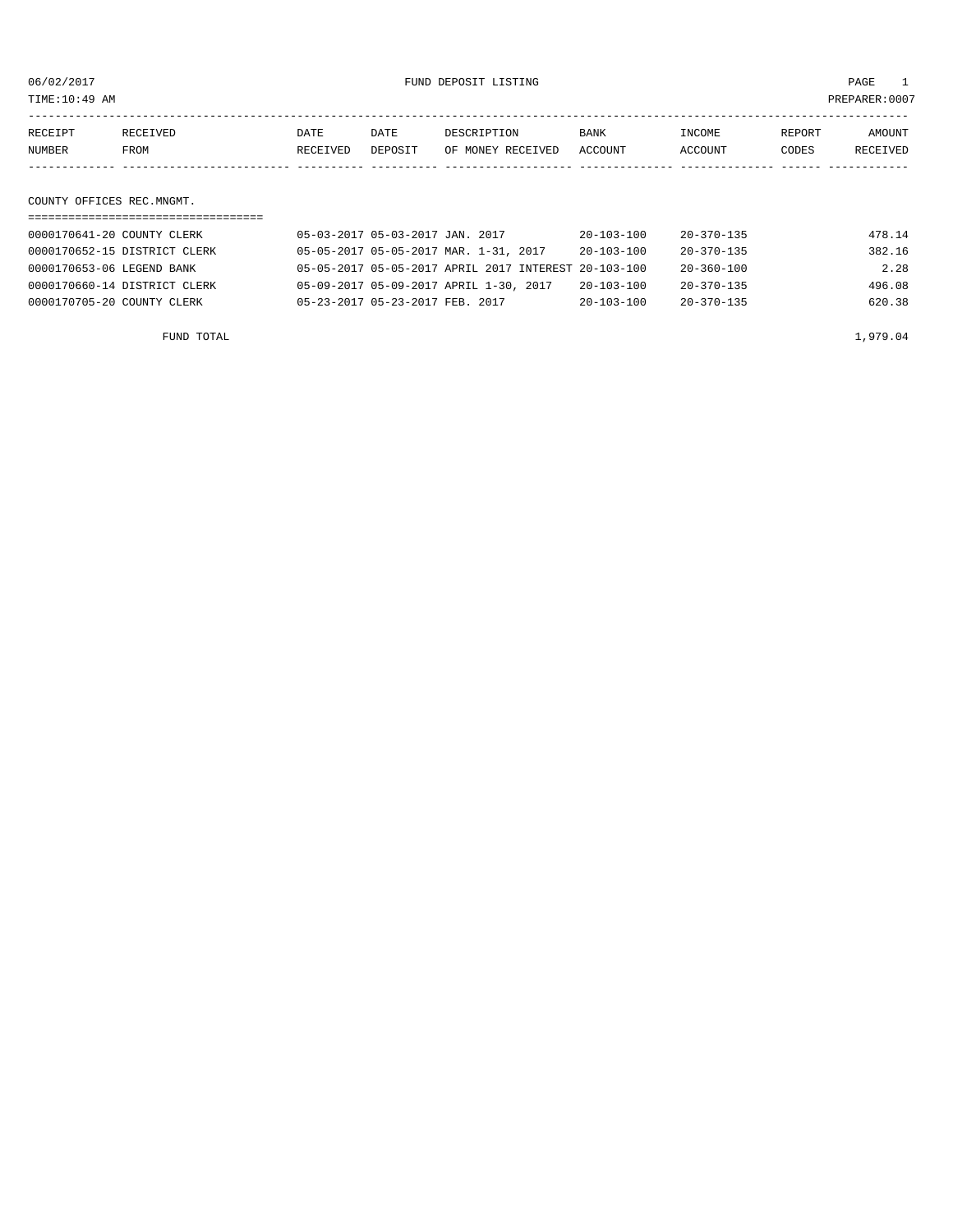06/02/2017 FUND DEPOSIT LISTING

TIME:10:49 AM PREPARER:0007

| RECEIPT NUMBER | RECEIVED FROM | DATE RECEIVED | DATE DEPOSIT | DESCRIPTION OF MONEY RECEIVED | BANK ACCOUNT | INCOME ACCOUNT | REPORT CODES | AMOUNT RECEIVED |
|---|---|---|---|---|---|---|---|---|
| **COUNTY OFFICES REC.MNGMT.** | | | | | | | | |
| 0000170641-20 | COUNTY CLERK | 05-03-2017 | 05-03-2017 | JAN. 2017 | 20-103-100 | 20-370-135 | | 478.14 |
| 0000170652-15 | DISTRICT CLERK | 05-05-2017 | 05-05-2017 | MAR. 1-31, 2017 | 20-103-100 | 20-370-135 | | 382.16 |
| 0000170653-06 | LEGEND BANK | 05-05-2017 | 05-05-2017 | APRIL 2017 INTEREST | 20-103-100 | 20-360-100 | | 2.28 |
| 0000170660-14 | DISTRICT CLERK | 05-09-2017 | 05-09-2017 | APRIL 1-30, 2017 | 20-103-100 | 20-370-135 | | 496.08 |
| 0000170705-20 | COUNTY CLERK | 05-23-2017 | 05-23-2017 | FEB. 2017 | 20-103-100 | 20-370-135 | | 620.38 |
| | FUND TOTAL | | | | | | | 1,979.04 |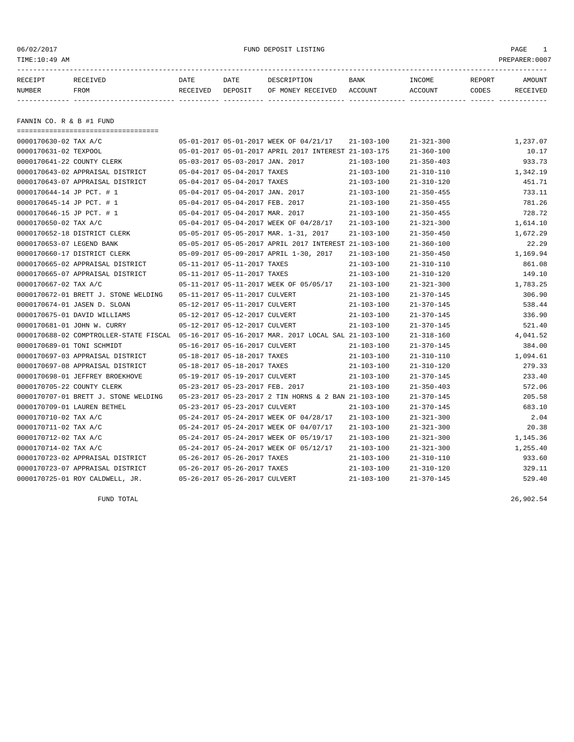06/02/2017 FUND DEPOSIT LISTING

TIME:10:49 AM PREPARER:0007

| RECEIPT NUMBER | RECEIVED FROM | DATE RECEIVED | DATE DEPOSIT | DESCRIPTION OF MONEY RECEIVED | BANK ACCOUNT | INCOME ACCOUNT | REPORT CODES | AMOUNT RECEIVED |
|---|---|---|---|---|---|---|---|---|

## FANNIN CO. R & B #1 FUND

| RECEIPT NUMBER | RECEIVED FROM | DATE RECEIVED | DATE DEPOSIT | DESCRIPTION OF MONEY RECEIVED | BANK ACCOUNT | INCOME ACCOUNT | REPORT CODES | AMOUNT RECEIVED |
|---|---|---|---|---|---|---|---|---|
| 0000170630-02 | TAX A/C | 05-01-2017 | 05-01-2017 | WEEK OF 04/21/17 | 21-103-100 | 21-321-300 | | 1,237.07 |
| 0000170631-02 | TEXPOOL | 05-01-2017 | 05-01-2017 | APRIL 2017 INTEREST | 21-103-175 | 21-360-100 | | 10.17 |
| 0000170641-22 | COUNTY CLERK | 05-03-2017 | 05-03-2017 | JAN. 2017 | 21-103-100 | 21-350-403 | | 933.73 |
| 0000170643-02 | APPRAISAL DISTRICT | 05-04-2017 | 05-04-2017 | TAXES | 21-103-100 | 21-310-110 | | 1,342.19 |
| 0000170643-07 | APPRAISAL DISTRICT | 05-04-2017 | 05-04-2017 | TAXES | 21-103-100 | 21-310-120 | | 451.71 |
| 0000170644-14 | JP PCT. # 1 | 05-04-2017 | 05-04-2017 | JAN. 2017 | 21-103-100 | 21-350-455 | | 733.11 |
| 0000170645-14 | JP PCT. # 1 | 05-04-2017 | 05-04-2017 | FEB. 2017 | 21-103-100 | 21-350-455 | | 781.26 |
| 0000170646-15 | JP PCT. # 1 | 05-04-2017 | 05-04-2017 | MAR. 2017 | 21-103-100 | 21-350-455 | | 728.72 |
| 0000170650-02 | TAX A/C | 05-04-2017 | 05-04-2017 | WEEK OF 04/28/17 | 21-103-100 | 21-321-300 | | 1,614.10 |
| 0000170652-18 | DISTRICT CLERK | 05-05-2017 | 05-05-2017 | MAR. 1-31, 2017 | 21-103-100 | 21-350-450 | | 1,672.29 |
| 0000170653-07 | LEGEND BANK | 05-05-2017 | 05-05-2017 | APRIL 2017 INTEREST | 21-103-100 | 21-360-100 | | 22.29 |
| 0000170660-17 | DISTRICT CLERK | 05-09-2017 | 05-09-2017 | APRIL 1-30, 2017 | 21-103-100 | 21-350-450 | | 1,169.94 |
| 0000170665-02 | APPRAISAL DISTRICT | 05-11-2017 | 05-11-2017 | TAXES | 21-103-100 | 21-310-110 | | 861.08 |
| 0000170665-07 | APPRAISAL DISTRICT | 05-11-2017 | 05-11-2017 | TAXES | 21-103-100 | 21-310-120 | | 149.10 |
| 0000170667-02 | TAX A/C | 05-11-2017 | 05-11-2017 | WEEK OF 05/05/17 | 21-103-100 | 21-321-300 | | 1,783.25 |
| 0000170672-01 | BRETT J. STONE WELDING | 05-11-2017 | 05-11-2017 | CULVERT | 21-103-100 | 21-370-145 | | 306.90 |
| 0000170674-01 | JASEN D. SLOAN | 05-12-2017 | 05-11-2017 | CULVERT | 21-103-100 | 21-370-145 | | 538.44 |
| 0000170675-01 | DAVID WILLIAMS | 05-12-2017 | 05-12-2017 | CULVERT | 21-103-100 | 21-370-145 | | 336.90 |
| 0000170681-01 | JOHN W. CURRY | 05-12-2017 | 05-12-2017 | CULVERT | 21-103-100 | 21-370-145 | | 521.40 |
| 0000170688-02 | COMPTROLLER-STATE FISCAL | 05-16-2017 | 05-16-2017 | MAR. 2017 LOCAL SAL | 21-103-100 | 21-318-160 | | 4,041.52 |
| 0000170689-01 | TONI SCHMIDT | 05-16-2017 | 05-16-2017 | CULVERT | 21-103-100 | 21-370-145 | | 384.00 |
| 0000170697-03 | APPRAISAL DISTRICT | 05-18-2017 | 05-18-2017 | TAXES | 21-103-100 | 21-310-110 | | 1,094.61 |
| 0000170697-08 | APPRAISAL DISTRICT | 05-18-2017 | 05-18-2017 | TAXES | 21-103-100 | 21-310-120 | | 279.33 |
| 0000170698-01 | JEFFREY BROEKHOVE | 05-19-2017 | 05-19-2017 | CULVERT | 21-103-100 | 21-370-145 | | 233.40 |
| 0000170705-22 | COUNTY CLERK | 05-23-2017 | 05-23-2017 | FEB. 2017 | 21-103-100 | 21-350-403 | | 572.06 |
| 0000170707-01 | BRETT J. STONE WELDING | 05-23-2017 | 05-23-2017 | 2 TIN HORNS & 2 BAN | 21-103-100 | 21-370-145 | | 205.58 |
| 0000170709-01 | LAUREN BETHEL | 05-23-2017 | 05-23-2017 | CULVERT | 21-103-100 | 21-370-145 | | 683.10 |
| 0000170710-02 | TAX A/C | 05-24-2017 | 05-24-2017 | WEEK OF 04/28/17 | 21-103-100 | 21-321-300 | | 2.04 |
| 0000170711-02 | TAX A/C | 05-24-2017 | 05-24-2017 | WEEK OF 04/07/17 | 21-103-100 | 21-321-300 | | 20.38 |
| 0000170712-02 | TAX A/C | 05-24-2017 | 05-24-2017 | WEEK OF 05/19/17 | 21-103-100 | 21-321-300 | | 1,145.36 |
| 0000170714-02 | TAX A/C | 05-24-2017 | 05-24-2017 | WEEK OF 05/12/17 | 21-103-100 | 21-321-300 | | 1,255.40 |
| 0000170723-02 | APPRAISAL DISTRICT | 05-26-2017 | 05-26-2017 | TAXES | 21-103-100 | 21-310-110 | | 933.60 |
| 0000170723-07 | APPRAISAL DISTRICT | 05-26-2017 | 05-26-2017 | TAXES | 21-103-100 | 21-310-120 | | 329.11 |
| 0000170725-01 | ROY CALDWELL, JR. | 05-26-2017 | 05-26-2017 | CULVERT | 21-103-100 | 21-370-145 | | 529.40 |

FUND TOTAL 26,902.54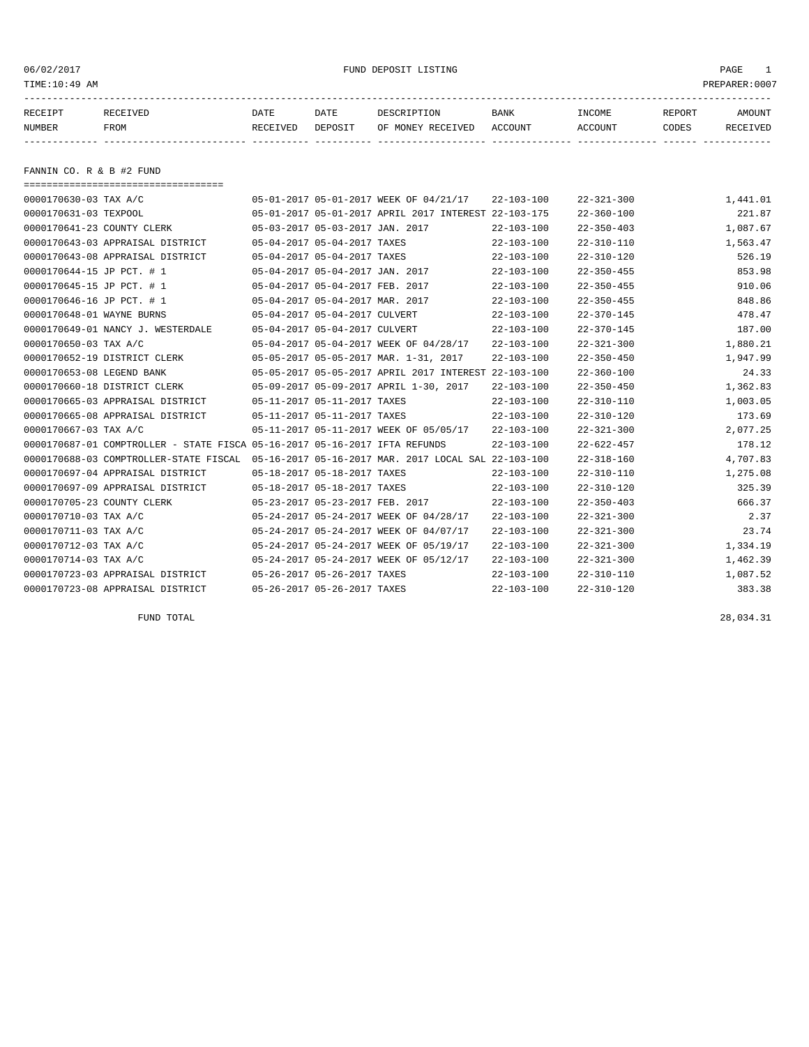06/02/2017 FUND DEPOSIT LISTING

TIME:10:49 AM PREPARER:0007

## FANNIN CO. R & B #2 FUND

| RECEIPT NUMBER | RECEIVED FROM | DATE RECEIVED | DATE DEPOSIT | DESCRIPTION OF MONEY RECEIVED | BANK ACCOUNT | INCOME ACCOUNT | REPORT CODES | AMOUNT RECEIVED |
|---|---|---|---|---|---|---|---|---|
| 0000170630-03 | TAX A/C | 05-01-2017 | 05-01-2017 | WEEK OF 04/21/17 | 22-103-100 | 22-321-300 | | 1,441.01 |
| 0000170631-03 | TEXPOOL | 05-01-2017 | 05-01-2017 | APRIL 2017 INTEREST | 22-103-175 | 22-360-100 | | 221.87 |
| 0000170641-23 | COUNTY CLERK | 05-03-2017 | 05-03-2017 | JAN. 2017 | 22-103-100 | 22-350-403 | | 1,087.67 |
| 0000170643-03 | APPRAISAL DISTRICT | 05-04-2017 | 05-04-2017 | TAXES | 22-103-100 | 22-310-110 | | 1,563.47 |
| 0000170643-08 | APPRAISAL DISTRICT | 05-04-2017 | 05-04-2017 | TAXES | 22-103-100 | 22-310-120 | | 526.19 |
| 0000170644-15 | JP PCT. # 1 | 05-04-2017 | 05-04-2017 | JAN. 2017 | 22-103-100 | 22-350-455 | | 853.98 |
| 0000170645-15 | JP PCT. # 1 | 05-04-2017 | 05-04-2017 | FEB. 2017 | 22-103-100 | 22-350-455 | | 910.06 |
| 0000170646-16 | JP PCT. # 1 | 05-04-2017 | 05-04-2017 | MAR. 2017 | 22-103-100 | 22-350-455 | | 848.86 |
| 0000170648-01 | WAYNE BURNS | 05-04-2017 | 05-04-2017 | CULVERT | 22-103-100 | 22-370-145 | | 478.47 |
| 0000170649-01 | NANCY J. WESTERDALE | 05-04-2017 | 05-04-2017 | CULVERT | 22-103-100 | 22-370-145 | | 187.00 |
| 0000170650-03 | TAX A/C | 05-04-2017 | 05-04-2017 | WEEK OF 04/28/17 | 22-103-100 | 22-321-300 | | 1,880.21 |
| 0000170652-19 | DISTRICT CLERK | 05-05-2017 | 05-05-2017 | MAR. 1-31, 2017 | 22-103-100 | 22-350-450 | | 1,947.99 |
| 0000170653-08 | LEGEND BANK | 05-05-2017 | 05-05-2017 | APRIL 2017 INTEREST | 22-103-100 | 22-360-100 | | 24.33 |
| 0000170660-18 | DISTRICT CLERK | 05-09-2017 | 05-09-2017 | APRIL 1-30, 2017 | 22-103-100 | 22-350-450 | | 1,362.83 |
| 0000170665-03 | APPRAISAL DISTRICT | 05-11-2017 | 05-11-2017 | TAXES | 22-103-100 | 22-310-110 | | 1,003.05 |
| 0000170665-08 | APPRAISAL DISTRICT | 05-11-2017 | 05-11-2017 | TAXES | 22-103-100 | 22-310-120 | | 173.69 |
| 0000170667-03 | TAX A/C | 05-11-2017 | 05-11-2017 | WEEK OF 05/05/17 | 22-103-100 | 22-321-300 | | 2,077.25 |
| 0000170687-01 | COMPTROLLER - STATE FISCA | 05-16-2017 | 05-16-2017 | IFTA REFUNDS | 22-103-100 | 22-622-457 | | 178.12 |
| 0000170688-03 | COMPTROLLER-STATE FISCAL | 05-16-2017 | 05-16-2017 | MAR. 2017 LOCAL SAL | 22-103-100 | 22-318-160 | | 4,707.83 |
| 0000170697-04 | APPRAISAL DISTRICT | 05-18-2017 | 05-18-2017 | TAXES | 22-103-100 | 22-310-110 | | 1,275.08 |
| 0000170697-09 | APPRAISAL DISTRICT | 05-18-2017 | 05-18-2017 | TAXES | 22-103-100 | 22-310-120 | | 325.39 |
| 0000170705-23 | COUNTY CLERK | 05-23-2017 | 05-23-2017 | FEB. 2017 | 22-103-100 | 22-350-403 | | 666.37 |
| 0000170710-03 | TAX A/C | 05-24-2017 | 05-24-2017 | WEEK OF 04/28/17 | 22-103-100 | 22-321-300 | | 2.37 |
| 0000170711-03 | TAX A/C | 05-24-2017 | 05-24-2017 | WEEK OF 04/07/17 | 22-103-100 | 22-321-300 | | 23.74 |
| 0000170712-03 | TAX A/C | 05-24-2017 | 05-24-2017 | WEEK OF 05/19/17 | 22-103-100 | 22-321-300 | | 1,334.19 |
| 0000170714-03 | TAX A/C | 05-24-2017 | 05-24-2017 | WEEK OF 05/12/17 | 22-103-100 | 22-321-300 | | 1,462.39 |
| 0000170723-03 | APPRAISAL DISTRICT | 05-26-2017 | 05-26-2017 | TAXES | 22-103-100 | 22-310-110 | | 1,087.52 |
| 0000170723-08 | APPRAISAL DISTRICT | 05-26-2017 | 05-26-2017 | TAXES | 22-103-100 | 22-310-120 | | 383.38 |

FUND TOTAL 28,034.31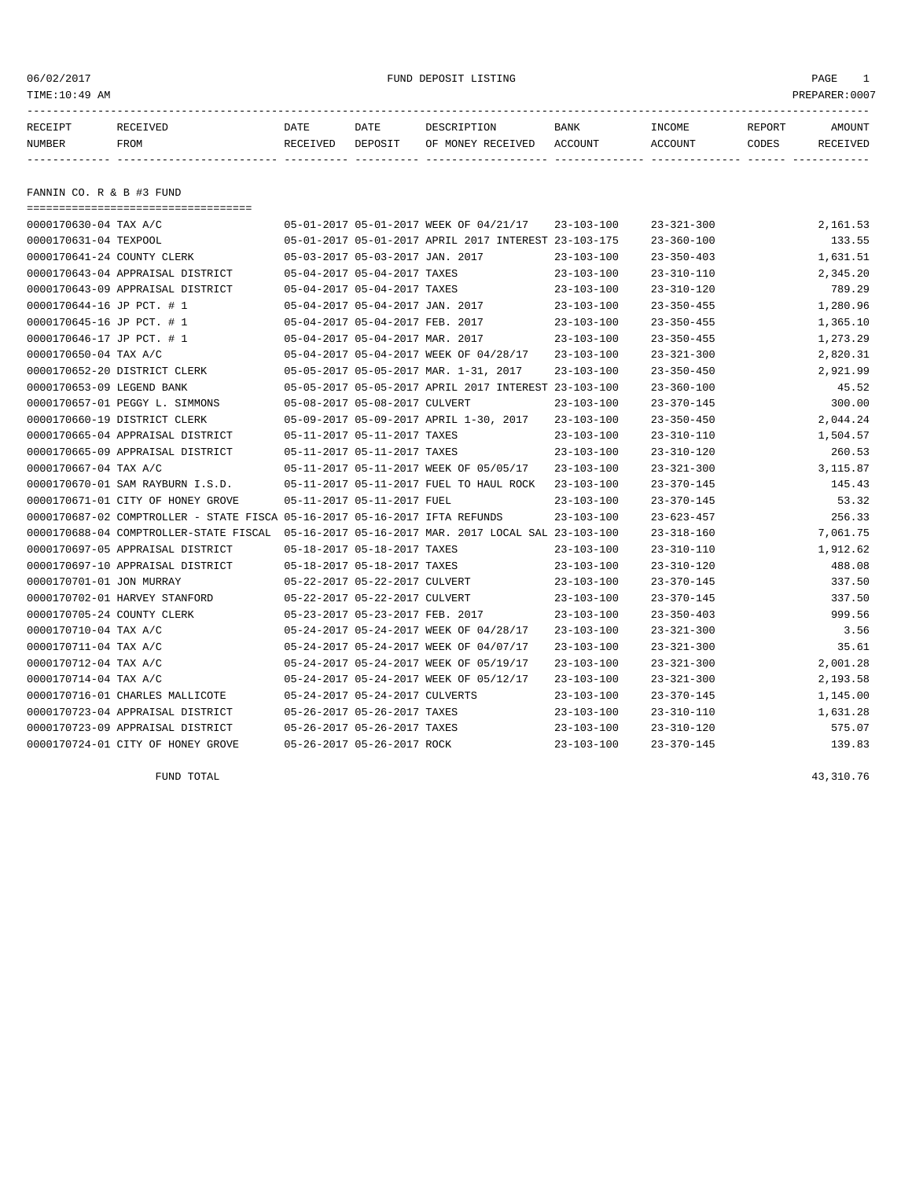06/02/2017 FUND DEPOSIT LISTING

TIME:10:49 AM PREPARER:0007

| RECEIPT NUMBER | RECEIVED FROM | DATE RECEIVED | DATE DEPOSIT | DESCRIPTION OF MONEY RECEIVED | BANK ACCOUNT | INCOME ACCOUNT | REPORT CODES | AMOUNT RECEIVED |
|---|---|---|---|---|---|---|---|---|

## FANNIN CO. R & B #3 FUND

| RECEIPT NUMBER | RECEIVED FROM | DATE RECEIVED | DATE DEPOSIT | DESCRIPTION OF MONEY RECEIVED | BANK ACCOUNT | INCOME ACCOUNT | REPORT CODES | AMOUNT RECEIVED |
|---|---|---|---|---|---|---|---|---|
| 0000170630-04 | TAX A/C | 05-01-2017 | 05-01-2017 | WEEK OF 04/21/17 | 23-103-100 | 23-321-300 | | 2,161.53 |
| 0000170631-04 | TEXPOOL | 05-01-2017 | 05-01-2017 | APRIL 2017 INTEREST | 23-103-175 | 23-360-100 | | 133.55 |
| 0000170641-24 | COUNTY CLERK | 05-03-2017 | 05-03-2017 | JAN. 2017 | 23-103-100 | 23-350-403 | | 1,631.51 |
| 0000170643-04 | APPRAISAL DISTRICT | 05-04-2017 | 05-04-2017 | TAXES | 23-103-100 | 23-310-110 | | 2,345.20 |
| 0000170643-09 | APPRAISAL DISTRICT | 05-04-2017 | 05-04-2017 | TAXES | 23-103-100 | 23-310-120 | | 789.29 |
| 0000170644-16 | JP PCT. # 1 | 05-04-2017 | 05-04-2017 | JAN. 2017 | 23-103-100 | 23-350-455 | | 1,280.96 |
| 0000170645-16 | JP PCT. # 1 | 05-04-2017 | 05-04-2017 | FEB. 2017 | 23-103-100 | 23-350-455 | | 1,365.10 |
| 0000170646-17 | JP PCT. # 1 | 05-04-2017 | 05-04-2017 | MAR. 2017 | 23-103-100 | 23-350-455 | | 1,273.29 |
| 0000170650-04 | TAX A/C | 05-04-2017 | 05-04-2017 | WEEK OF 04/28/17 | 23-103-100 | 23-321-300 | | 2,820.31 |
| 0000170652-20 | DISTRICT CLERK | 05-05-2017 | 05-05-2017 | MAR. 1-31, 2017 | 23-103-100 | 23-350-450 | | 2,921.99 |
| 0000170653-09 | LEGEND BANK | 05-05-2017 | 05-05-2017 | APRIL 2017 INTEREST | 23-103-100 | 23-360-100 | | 45.52 |
| 0000170657-01 | PEGGY L. SIMMONS | 05-08-2017 | 05-08-2017 | CULVERT | 23-103-100 | 23-370-145 | | 300.00 |
| 0000170660-19 | DISTRICT CLERK | 05-09-2017 | 05-09-2017 | APRIL 1-30, 2017 | 23-103-100 | 23-350-450 | | 2,044.24 |
| 0000170665-04 | APPRAISAL DISTRICT | 05-11-2017 | 05-11-2017 | TAXES | 23-103-100 | 23-310-110 | | 1,504.57 |
| 0000170665-09 | APPRAISAL DISTRICT | 05-11-2017 | 05-11-2017 | TAXES | 23-103-100 | 23-310-120 | | 260.53 |
| 0000170667-04 | TAX A/C | 05-11-2017 | 05-11-2017 | WEEK OF 05/05/17 | 23-103-100 | 23-321-300 | | 3,115.87 |
| 0000170670-01 | SAM RAYBURN I.S.D. | 05-11-2017 | 05-11-2017 | FUEL TO HAUL ROCK | 23-103-100 | 23-370-145 | | 145.43 |
| 0000170671-01 | CITY OF HONEY GROVE | 05-11-2017 | 05-11-2017 | FUEL | 23-103-100 | 23-370-145 | | 53.32 |
| 0000170687-02 | COMPTROLLER - STATE FISCA | 05-16-2017 | 05-16-2017 | IFTA REFUNDS | 23-103-100 | 23-623-457 | | 256.33 |
| 0000170688-04 | COMPTROLLER-STATE FISCAL | 05-16-2017 | 05-16-2017 | MAR. 2017 LOCAL SAL | 23-103-100 | 23-318-160 | | 7,061.75 |
| 0000170697-05 | APPRAISAL DISTRICT | 05-18-2017 | 05-18-2017 | TAXES | 23-103-100 | 23-310-110 | | 1,912.62 |
| 0000170697-10 | APPRAISAL DISTRICT | 05-18-2017 | 05-18-2017 | TAXES | 23-103-100 | 23-310-120 | | 488.08 |
| 0000170701-01 | JON MURRAY | 05-22-2017 | 05-22-2017 | CULVERT | 23-103-100 | 23-370-145 | | 337.50 |
| 0000170702-01 | HARVEY STANFORD | 05-22-2017 | 05-22-2017 | CULVERT | 23-103-100 | 23-370-145 | | 337.50 |
| 0000170705-24 | COUNTY CLERK | 05-23-2017 | 05-23-2017 | FEB. 2017 | 23-103-100 | 23-350-403 | | 999.56 |
| 0000170710-04 | TAX A/C | 05-24-2017 | 05-24-2017 | WEEK OF 04/28/17 | 23-103-100 | 23-321-300 | | 3.56 |
| 0000170711-04 | TAX A/C | 05-24-2017 | 05-24-2017 | WEEK OF 04/07/17 | 23-103-100 | 23-321-300 | | 35.61 |
| 0000170712-04 | TAX A/C | 05-24-2017 | 05-24-2017 | WEEK OF 05/19/17 | 23-103-100 | 23-321-300 | | 2,001.28 |
| 0000170714-04 | TAX A/C | 05-24-2017 | 05-24-2017 | WEEK OF 05/12/17 | 23-103-100 | 23-321-300 | | 2,193.58 |
| 0000170716-01 | CHARLES MALLICOTE | 05-24-2017 | 05-24-2017 | CULVERTS | 23-103-100 | 23-370-145 | | 1,145.00 |
| 0000170723-04 | APPRAISAL DISTRICT | 05-26-2017 | 05-26-2017 | TAXES | 23-103-100 | 23-310-110 | | 1,631.28 |
| 0000170723-09 | APPRAISAL DISTRICT | 05-26-2017 | 05-26-2017 | TAXES | 23-103-100 | 23-310-120 | | 575.07 |
| 0000170724-01 | CITY OF HONEY GROVE | 05-26-2017 | 05-26-2017 | ROCK | 23-103-100 | 23-370-145 | | 139.83 |

FUND TOTAL 43,310.76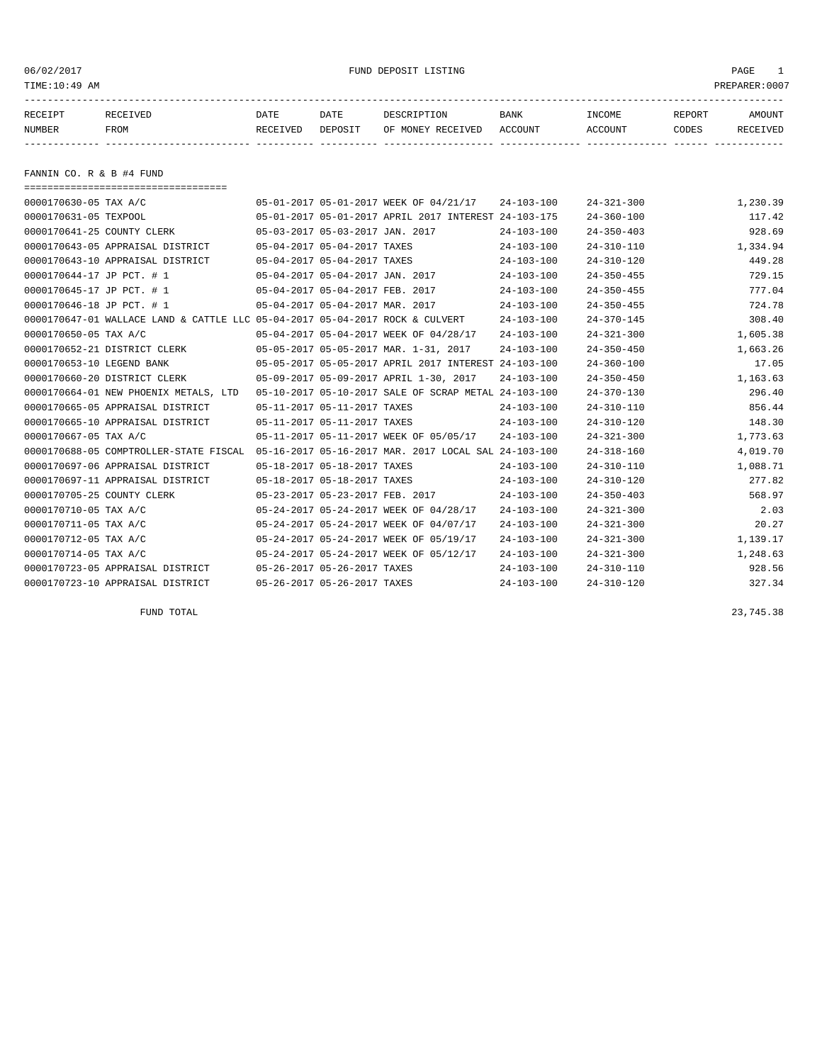06/02/2017 FUND DEPOSIT LISTING

TIME:10:49 AM PREPARER:0007

| RECEIPT NUMBER | RECEIVED FROM | DATE RECEIVED | DATE DEPOSIT | DESCRIPTION OF MONEY RECEIVED | BANK ACCOUNT | INCOME ACCOUNT | REPORT CODES | AMOUNT RECEIVED |
|---|---|---|---|---|---|---|---|---|

## FANNIN CO. R & B #4 FUND

| RECEIPT NUMBER | RECEIVED FROM | DATE RECEIVED | DATE DEPOSIT | DESCRIPTION OF MONEY RECEIVED | BANK ACCOUNT | INCOME ACCOUNT | REPORT CODES | AMOUNT RECEIVED |
|---|---|---|---|---|---|---|---|---|
| 0000170630-05 | TAX A/C | 05-01-2017 | 05-01-2017 | WEEK OF 04/21/17 | 24-103-100 | 24-321-300 | | 1,230.39 |
| 0000170631-05 | TEXPOOL | 05-01-2017 | 05-01-2017 | APRIL 2017 INTEREST | 24-103-175 | 24-360-100 | | 117.42 |
| 0000170641-25 | COUNTY CLERK | 05-03-2017 | 05-03-2017 | JAN. 2017 | 24-103-100 | 24-350-403 | | 928.69 |
| 0000170643-05 | APPRAISAL DISTRICT | 05-04-2017 | 05-04-2017 | TAXES | 24-103-100 | 24-310-110 | | 1,334.94 |
| 0000170643-10 | APPRAISAL DISTRICT | 05-04-2017 | 05-04-2017 | TAXES | 24-103-100 | 24-310-120 | | 449.28 |
| 0000170644-17 | JP PCT. # 1 | 05-04-2017 | 05-04-2017 | JAN. 2017 | 24-103-100 | 24-350-455 | | 729.15 |
| 0000170645-17 | JP PCT. # 1 | 05-04-2017 | 05-04-2017 | FEB. 2017 | 24-103-100 | 24-350-455 | | 777.04 |
| 0000170646-18 | JP PCT. # 1 | 05-04-2017 | 05-04-2017 | MAR. 2017 | 24-103-100 | 24-350-455 | | 724.78 |
| 0000170647-01 | WALLACE LAND & CATTLE LLC | 05-04-2017 | 05-04-2017 | ROCK & CULVERT | 24-103-100 | 24-370-145 | | 308.40 |
| 0000170650-05 | TAX A/C | 05-04-2017 | 05-04-2017 | WEEK OF 04/28/17 | 24-103-100 | 24-321-300 | | 1,605.38 |
| 0000170652-21 | DISTRICT CLERK | 05-05-2017 | 05-05-2017 | MAR. 1-31, 2017 | 24-103-100 | 24-350-450 | | 1,663.26 |
| 0000170653-10 | LEGEND BANK | 05-05-2017 | 05-05-2017 | APRIL 2017 INTEREST | 24-103-100 | 24-360-100 | | 17.05 |
| 0000170660-20 | DISTRICT CLERK | 05-09-2017 | 05-09-2017 | APRIL 1-30, 2017 | 24-103-100 | 24-350-450 | | 1,163.63 |
| 0000170664-01 | NEW PHOENIX METALS, LTD | 05-10-2017 | 05-10-2017 | SALE OF SCRAP METAL | 24-103-100 | 24-370-130 | | 296.40 |
| 0000170665-05 | APPRAISAL DISTRICT | 05-11-2017 | 05-11-2017 | TAXES | 24-103-100 | 24-310-110 | | 856.44 |
| 0000170665-10 | APPRAISAL DISTRICT | 05-11-2017 | 05-11-2017 | TAXES | 24-103-100 | 24-310-120 | | 148.30 |
| 0000170667-05 | TAX A/C | 05-11-2017 | 05-11-2017 | WEEK OF 05/05/17 | 24-103-100 | 24-321-300 | | 1,773.63 |
| 0000170688-05 | COMPTROLLER-STATE FISCAL | 05-16-2017 | 05-16-2017 | MAR. 2017 LOCAL SAL | 24-103-100 | 24-318-160 | | 4,019.70 |
| 0000170697-06 | APPRAISAL DISTRICT | 05-18-2017 | 05-18-2017 | TAXES | 24-103-100 | 24-310-110 | | 1,088.71 |
| 0000170697-11 | APPRAISAL DISTRICT | 05-18-2017 | 05-18-2017 | TAXES | 24-103-100 | 24-310-120 | | 277.82 |
| 0000170705-25 | COUNTY CLERK | 05-23-2017 | 05-23-2017 | FEB. 2017 | 24-103-100 | 24-350-403 | | 568.97 |
| 0000170710-05 | TAX A/C | 05-24-2017 | 05-24-2017 | WEEK OF 04/28/17 | 24-103-100 | 24-321-300 | | 2.03 |
| 0000170711-05 | TAX A/C | 05-24-2017 | 05-24-2017 | WEEK OF 04/07/17 | 24-103-100 | 24-321-300 | | 20.27 |
| 0000170712-05 | TAX A/C | 05-24-2017 | 05-24-2017 | WEEK OF 05/19/17 | 24-103-100 | 24-321-300 | | 1,139.17 |
| 0000170714-05 | TAX A/C | 05-24-2017 | 05-24-2017 | WEEK OF 05/12/17 | 24-103-100 | 24-321-300 | | 1,248.63 |
| 0000170723-05 | APPRAISAL DISTRICT | 05-26-2017 | 05-26-2017 | TAXES | 24-103-100 | 24-310-110 | | 928.56 |
| 0000170723-10 | APPRAISAL DISTRICT | 05-26-2017 | 05-26-2017 | TAXES | 24-103-100 | 24-310-120 | | 327.34 |
| | FUND TOTAL | | | | | | | 23,745.38 |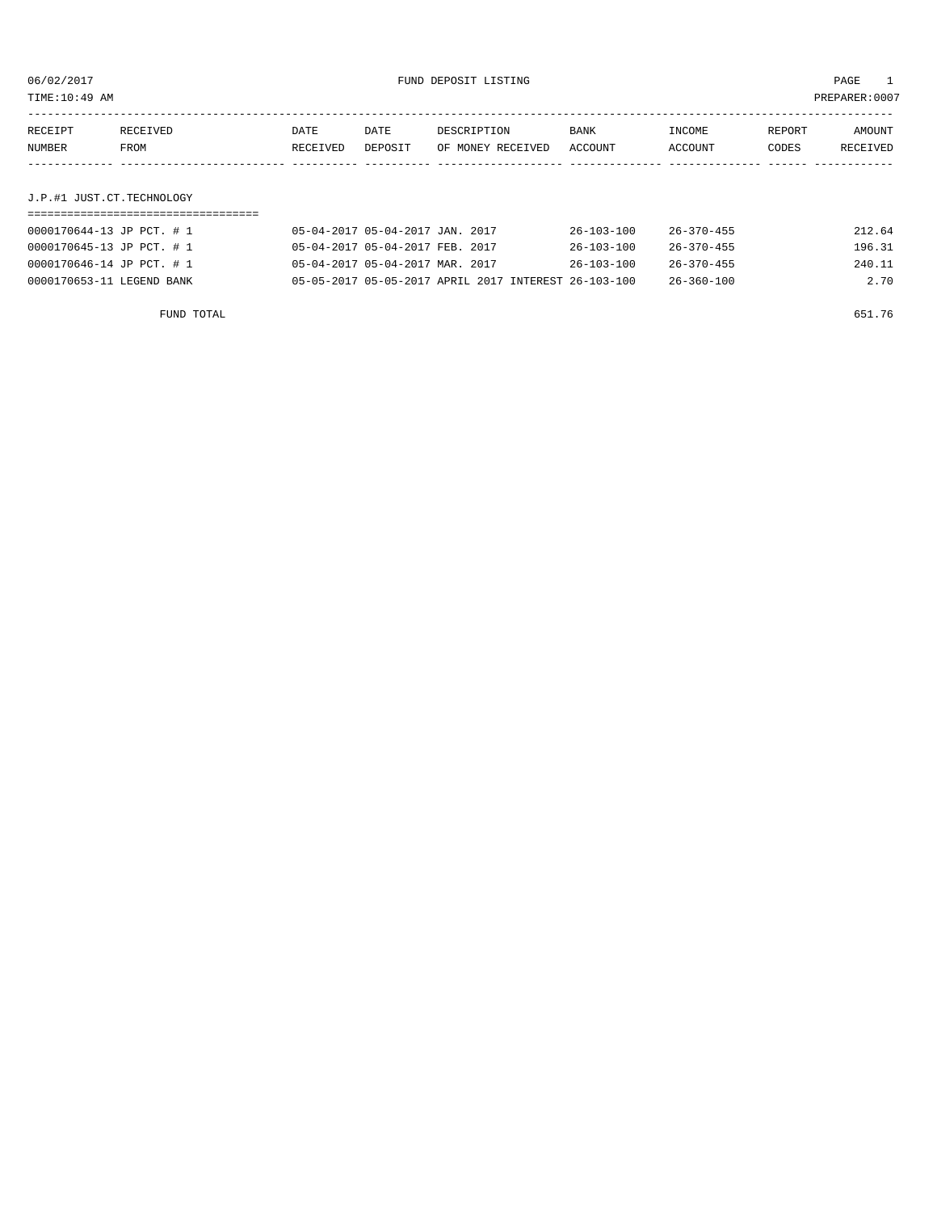06/02/2017 FUND DEPOSIT LISTING PAGE 1

TIME:10:49 AM PREPARER:0007

| RECEIPT NUMBER | RECEIVED FROM | DATE RECEIVED | DATE DEPOSIT | DESCRIPTION OF MONEY RECEIVED | BANK ACCOUNT | INCOME ACCOUNT | REPORT CODES | AMOUNT RECEIVED |
|---|---|---|---|---|---|---|---|---|

## J.P.#1 JUST.CT.TECHNOLOGY

| RECEIPT NUMBER | RECEIVED FROM | DATE RECEIVED | DATE DEPOSIT | DESCRIPTION OF MONEY RECEIVED | BANK ACCOUNT | INCOME ACCOUNT | REPORT CODES | AMOUNT RECEIVED |
|---|---|---|---|---|---|---|---|---|
| 0000170644-13 | JP PCT. # 1 | 05-04-2017 | 05-04-2017 | JAN. 2017 | 26-103-100 | 26-370-455 | | 212.64 |
| 0000170645-13 | JP PCT. # 1 | 05-04-2017 | 05-04-2017 | FEB. 2017 | 26-103-100 | 26-370-455 | | 196.31 |
| 0000170646-14 | JP PCT. # 1 | 05-04-2017 | 05-04-2017 | MAR. 2017 | 26-103-100 | 26-370-455 | | 240.11 |
| 0000170653-11 | LEGEND BANK | 05-05-2017 | 05-05-2017 | APRIL 2017 INTEREST | 26-103-100 | 26-360-100 | | 2.70 |
| | FUND TOTAL | | | | | | | 651.76 |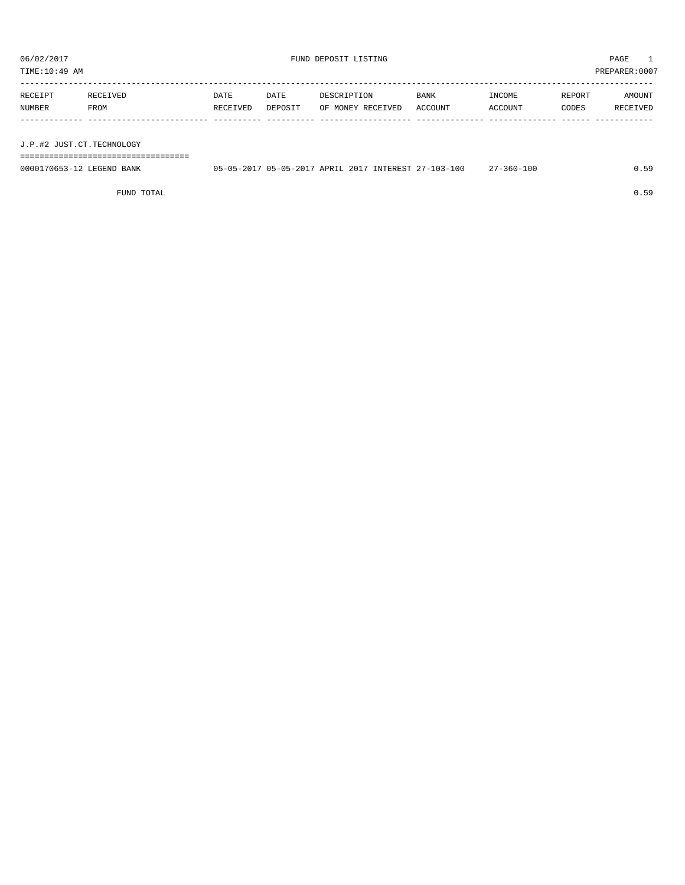06/02/2017 FUND DEPOSIT LISTING PAGE 1

TIME:10:49 AM PREPARER:0007

| RECEIPT NUMBER | RECEIVED FROM | DATE RECEIVED | DATE DEPOSIT | DESCRIPTION OF MONEY RECEIVED | BANK ACCOUNT | INCOME ACCOUNT | REPORT CODES | AMOUNT RECEIVED |
|---|---|---|---|---|---|---|---|---|
| **J.P.#2 JUST.CT.TECHNOLOGY** | | | | | | | | |
| 0000170653-12 | LEGEND BANK | 05-05-2017 | 05-05-2017 | APRIL 2017 INTEREST | 27-103-100 | 27-360-100 | | 0.59 |
| | FUND TOTAL | | | | | | | 0.59 |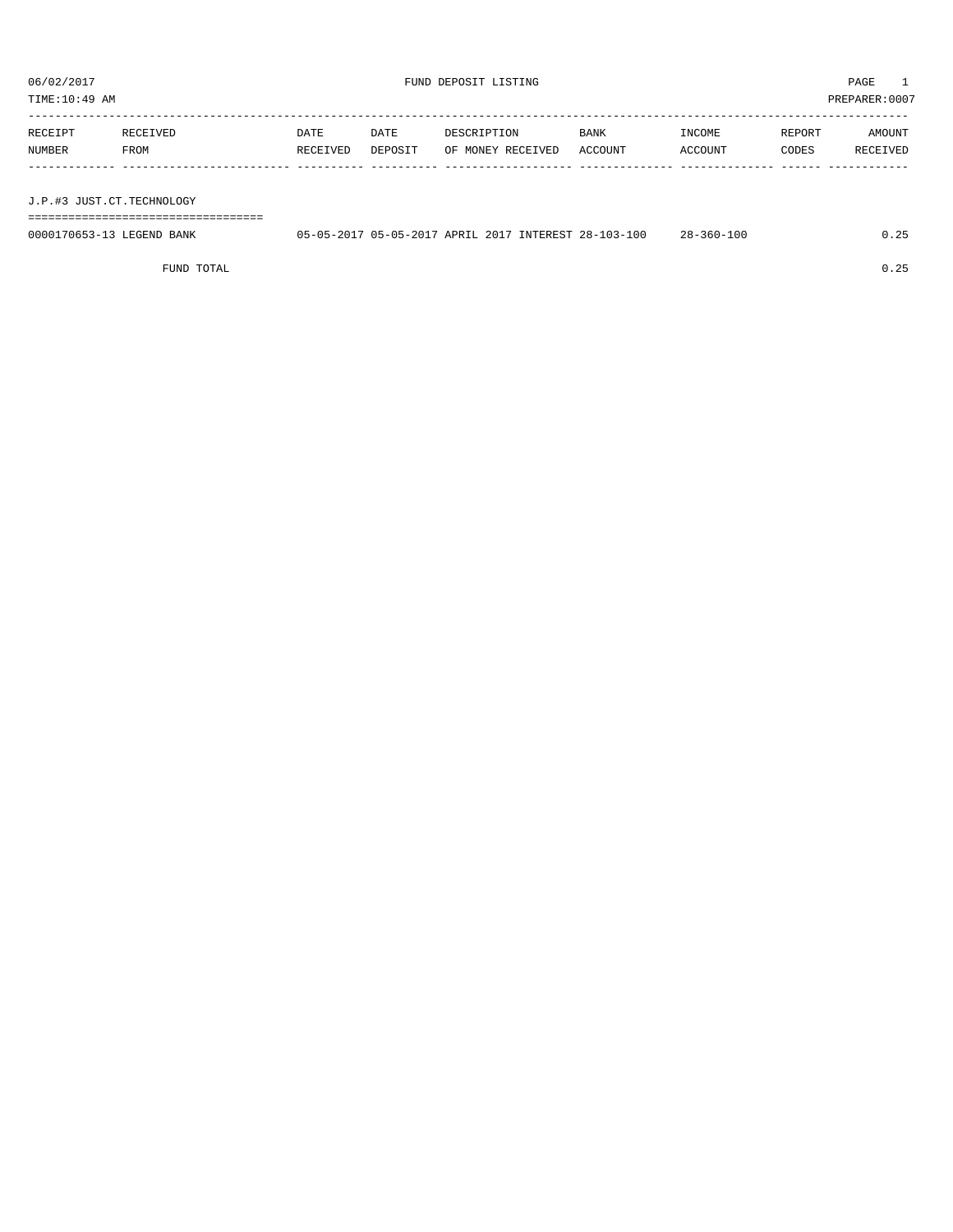06/02/2017 FUND DEPOSIT LISTING PAGE 1

TIME:10:49 AM PREPARER:0007

| RECEIPT NUMBER | RECEIVED FROM | DATE RECEIVED | DATE DEPOSIT | DESCRIPTION OF MONEY RECEIVED | BANK ACCOUNT | INCOME ACCOUNT | REPORT CODES | AMOUNT RECEIVED |
|---|---|---|---|---|---|---|---|---|
| **J.P.#3 JUST.CT.TECHNOLOGY** | | | | | | | | |
| 0000170653-13 | LEGEND BANK | 05-05-2017 | 05-05-2017 | APRIL 2017 INTEREST | 28-103-100 | 28-360-100 | | 0.25 |
| | FUND TOTAL | | | | | | | 0.25 |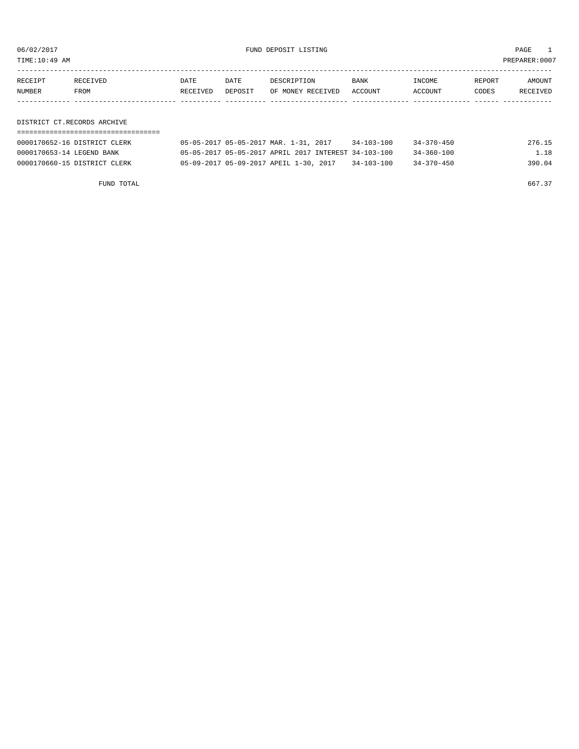06/02/2017 FUND DEPOSIT LISTING

TIME:10:49 AM PREPARER:0007

| RECEIPT NUMBER | RECEIVED FROM | DATE RECEIVED | DATE DEPOSIT | DESCRIPTION OF MONEY RECEIVED | BANK ACCOUNT | INCOME ACCOUNT | REPORT CODES | AMOUNT RECEIVED |
|---|---|---|---|---|---|---|---|---|
| **DISTRICT CT.RECORDS ARCHIVE** | | | | | | | | |
| 0000170652-16 | DISTRICT CLERK | 05-05-2017 | 05-05-2017 | MAR. 1-31, 2017 | 34-103-100 | 34-370-450 | | 276.15 |
| 0000170653-14 | LEGEND BANK | 05-05-2017 | 05-05-2017 | APRIL 2017 INTEREST | 34-103-100 | 34-360-100 | | 1.18 |
| 0000170660-15 | DISTRICT CLERK | 05-09-2017 | 05-09-2017 | APEIL 1-30, 2017 | 34-103-100 | 34-370-450 | | 390.04 |
| | FUND TOTAL | | | | | | | 667.37 |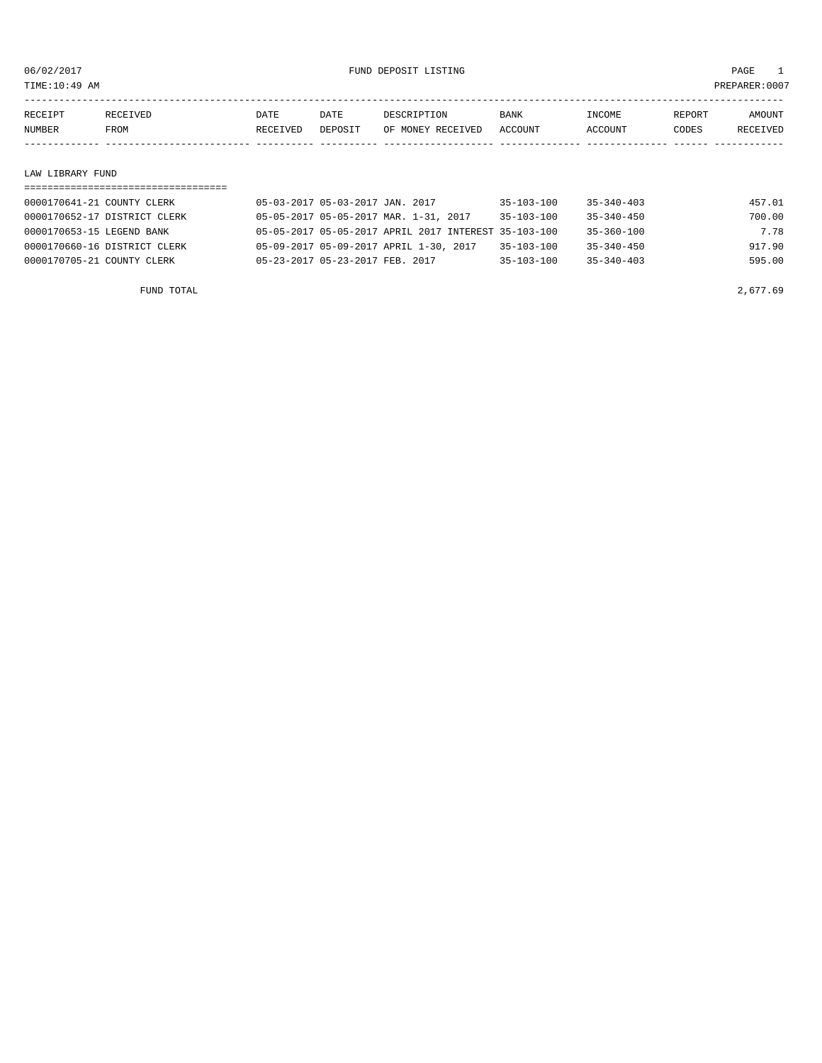06/02/2017 FUND DEPOSIT LISTING

TIME:10:49 AM PREPARER:0007

| RECEIPT NUMBER | RECEIVED FROM | DATE RECEIVED | DATE DEPOSIT | DESCRIPTION OF MONEY RECEIVED | BANK ACCOUNT | INCOME ACCOUNT | REPORT CODES | AMOUNT RECEIVED |
|---|---|---|---|---|---|---|---|---|
| **LAW LIBRARY FUND** | | | | | | | | |
| 0000170641-21 | COUNTY CLERK | 05-03-2017 | 05-03-2017 | JAN. 2017 | 35-103-100 | 35-340-403 | | 457.01 |
| 0000170652-17 | DISTRICT CLERK | 05-05-2017 | 05-05-2017 | MAR. 1-31, 2017 | 35-103-100 | 35-340-450 | | 700.00 |
| 0000170653-15 | LEGEND BANK | 05-05-2017 | 05-05-2017 | APRIL 2017 INTEREST | 35-103-100 | 35-360-100 | | 7.78 |
| 0000170660-16 | DISTRICT CLERK | 05-09-2017 | 05-09-2017 | APRIL 1-30, 2017 | 35-103-100 | 35-340-450 | | 917.90 |
| 0000170705-21 | COUNTY CLERK | 05-23-2017 | 05-23-2017 | FEB. 2017 | 35-103-100 | 35-340-403 | | 595.00 |
| | FUND TOTAL | | | | | | | 2,677.69 |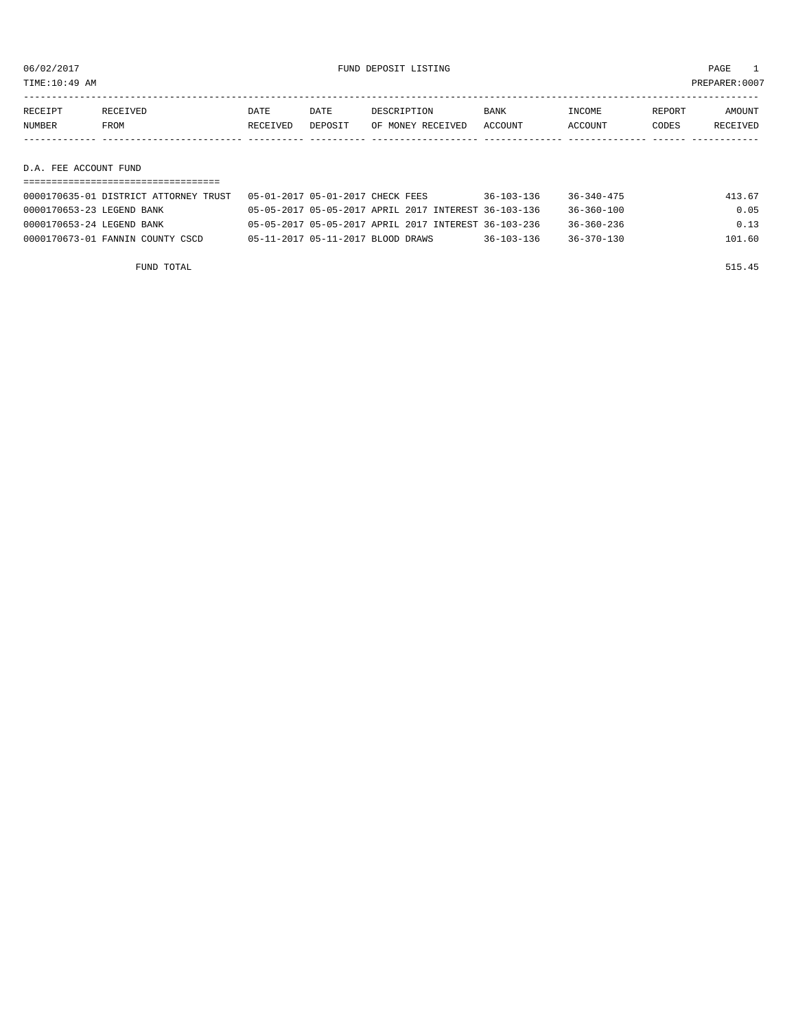06/02/2017 FUND DEPOSIT LISTING PAGE 1

TIME:10:49 AM PREPARER:0007

| RECEIPT NUMBER | RECEIVED FROM | DATE RECEIVED | DATE DEPOSIT | DESCRIPTION OF MONEY RECEIVED | BANK ACCOUNT | INCOME ACCOUNT | REPORT CODES | AMOUNT RECEIVED |
|---|---|---|---|---|---|---|---|---|

## D.A. FEE ACCOUNT FUND

| RECEIPT NUMBER | RECEIVED FROM | DATE RECEIVED | DATE DEPOSIT | DESCRIPTION OF MONEY RECEIVED | BANK ACCOUNT | INCOME ACCOUNT | REPORT CODES | AMOUNT RECEIVED |
|---|---|---|---|---|---|---|---|---|
| 0000170635-01 | DISTRICT ATTORNEY TRUST | 05-01-2017 | 05-01-2017 | CHECK FEES | 36-103-136 | 36-340-475 | | 413.67 |
| 0000170653-23 | LEGEND BANK | 05-05-2017 | 05-05-2017 | APRIL 2017 INTEREST | 36-103-136 | 36-360-100 | | 0.05 |
| 0000170653-24 | LEGEND BANK | 05-05-2017 | 05-05-2017 | APRIL 2017 INTEREST | 36-103-236 | 36-360-236 | | 0.13 |
| 0000170673-01 | FANNIN COUNTY CSCD | 05-11-2017 | 05-11-2017 | BLOOD DRAWS | 36-103-136 | 36-370-130 | | 101.60 |
| | FUND TOTAL | | | | | | | 515.45 |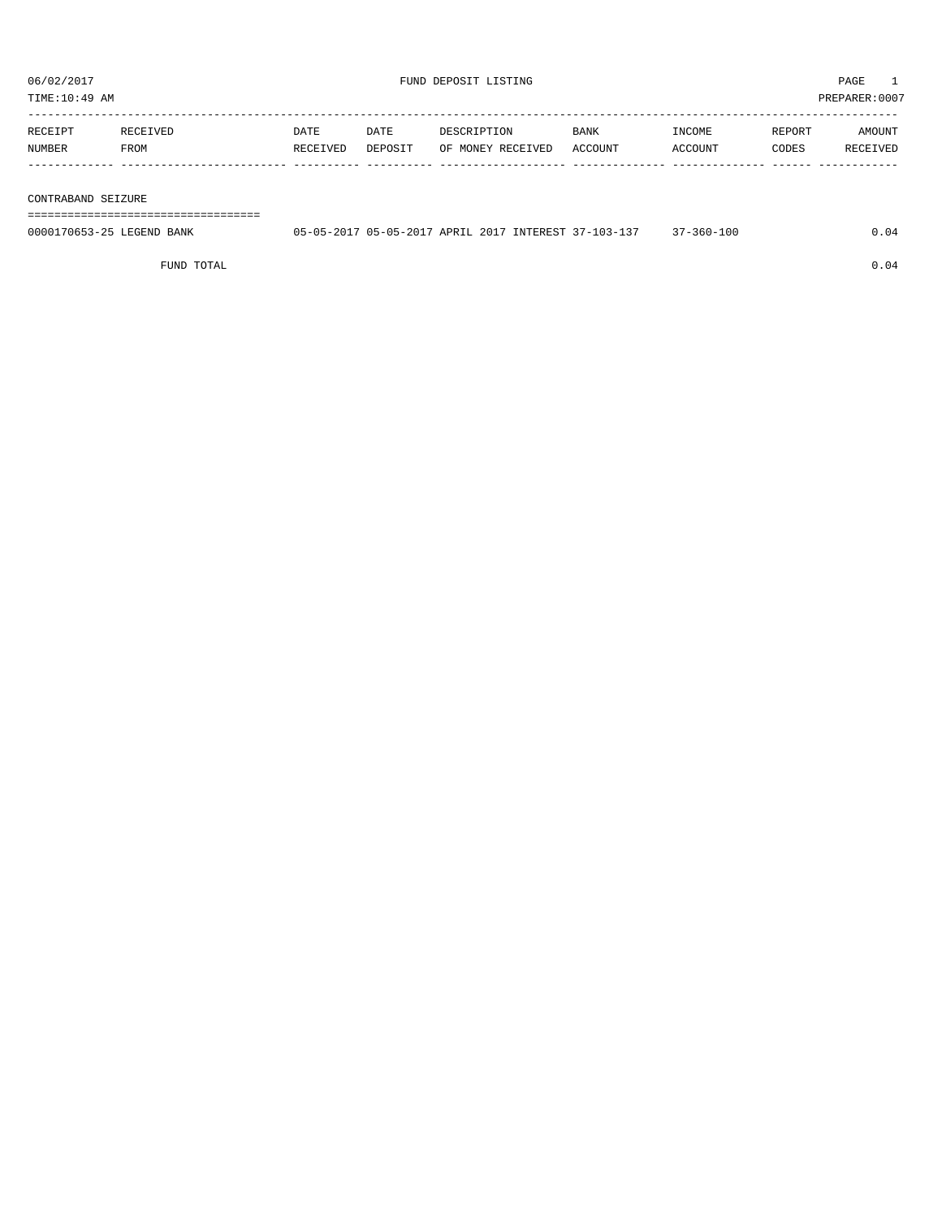06/02/2017 FUND DEPOSIT LISTING PAGE 1
TIME:10:49 AM PREPARER:0007

| RECEIPT NUMBER | RECEIVED FROM | DATE RECEIVED | DATE DEPOSIT | DESCRIPTION OF MONEY RECEIVED | BANK ACCOUNT | INCOME ACCOUNT | REPORT CODES | AMOUNT RECEIVED |
|---|---|---|---|---|---|---|---|---|
| **CONTRABAND SEIZURE** | | | | | | | | |
| 0000170653-25 | LEGEND BANK | 05-05-2017 | 05-05-2017 | APRIL 2017 INTEREST | 37-103-137 | 37-360-100 | | 0.04 |
| | FUND TOTAL | | | | | | | 0.04 |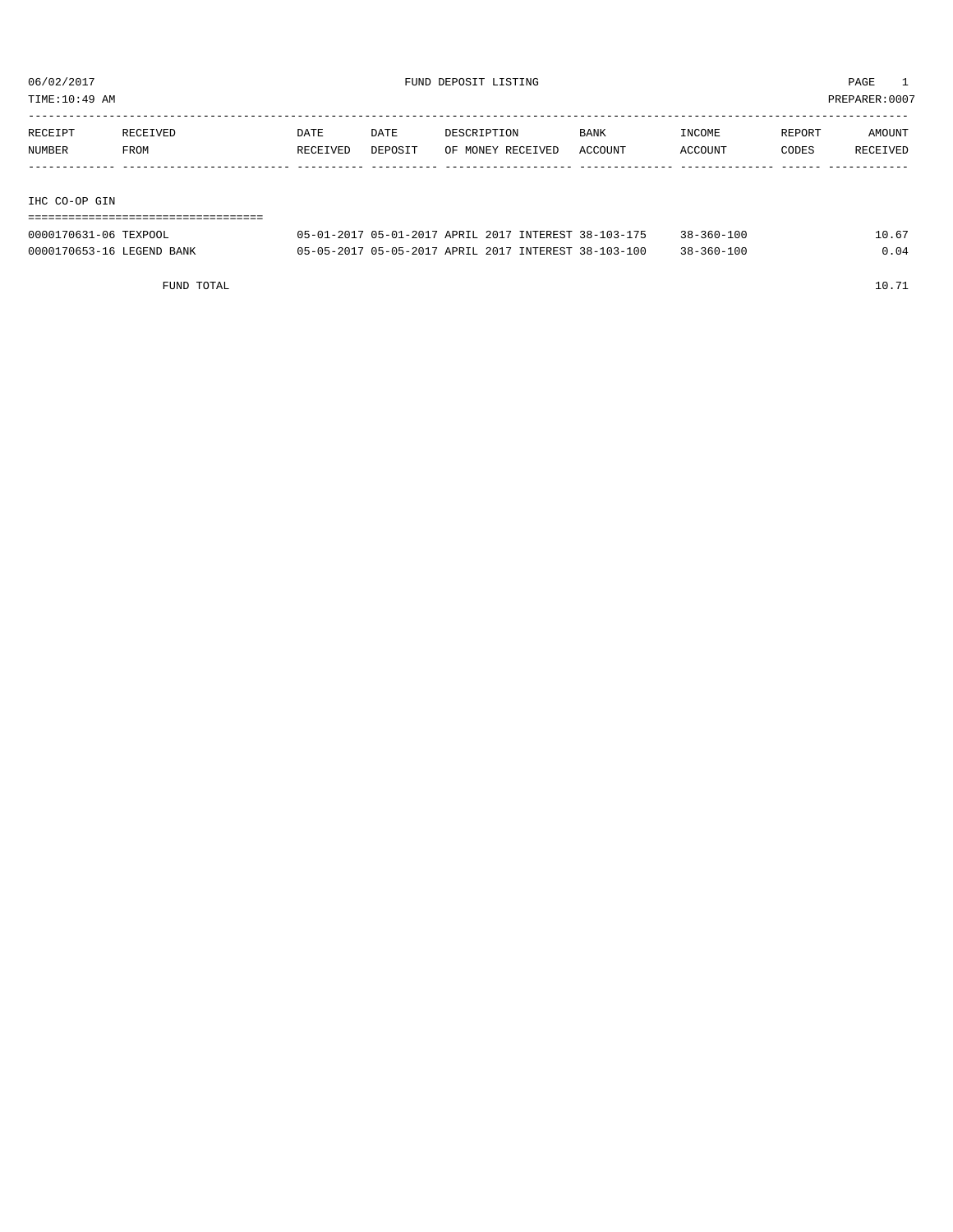06/02/2017 FUND DEPOSIT LISTING PAGE 1
TIME:10:49 AM PREPARER:0007

| RECEIPT NUMBER | RECEIVED FROM | DATE RECEIVED | DATE DEPOSIT | DESCRIPTION OF MONEY RECEIVED | BANK ACCOUNT | INCOME ACCOUNT | REPORT CODES | AMOUNT RECEIVED |
|---|---|---|---|---|---|---|---|---|
| **IHC CO-OP GIN** | | | | | | | | |
| 0000170631-06 | TEXPOOL | 05-01-2017 | 05-01-2017 | APRIL 2017 INTEREST | 38-103-175 | 38-360-100 | | 10.67 |
| 0000170653-16 | LEGEND BANK | 05-05-2017 | 05-05-2017 | APRIL 2017 INTEREST | 38-103-100 | 38-360-100 | | 0.04 |
| | FUND TOTAL | | | | | | | 10.71 |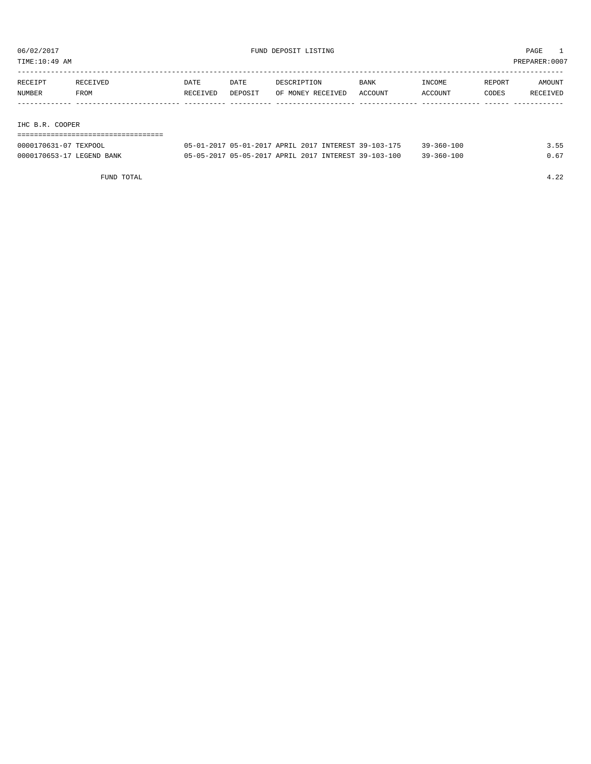# FUND DEPOSIT LISTING

06/02/2017
TIME:10:49 AM
PREPARER:0007

| RECEIPT NUMBER | RECEIVED FROM | DATE RECEIVED | DATE DEPOSIT | DESCRIPTION OF MONEY RECEIVED | BANK ACCOUNT | INCOME ACCOUNT | REPORT CODES | AMOUNT RECEIVED |
|---|---|---|---|---|---|---|---|---|
| **IHC B.R. COOPER** | | | | | | | | |
| 0000170631-07 | TEXPOOL | 05-01-2017 | 05-01-2017 | APRIL 2017 INTEREST | 39-103-175 | 39-360-100 | | 3.55 |
| 0000170653-17 | LEGEND BANK | 05-05-2017 | 05-05-2017 | APRIL 2017 INTEREST | 39-103-100 | 39-360-100 | | 0.67 |
| | FUND TOTAL | | | | | | | 4.22 |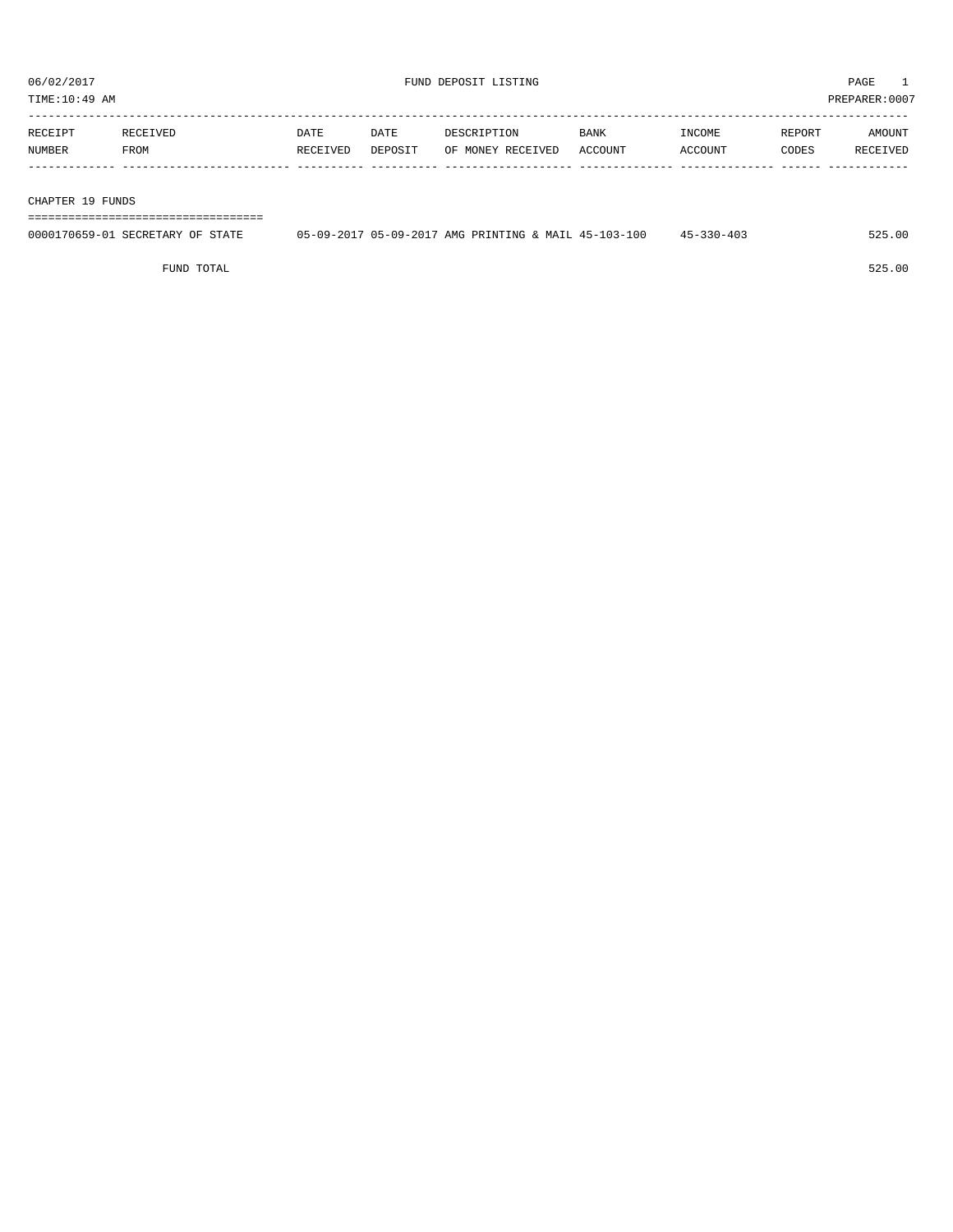06/02/2017 FUND DEPOSIT LISTING PAGE 1
TIME:10:49 AM PREPARER:0007

| RECEIPT NUMBER | RECEIVED FROM | DATE RECEIVED | DATE DEPOSIT | DESCRIPTION OF MONEY RECEIVED | BANK ACCOUNT | INCOME ACCOUNT | REPORT CODES | AMOUNT RECEIVED |
|---|---|---|---|---|---|---|---|---|
| CHAPTER 19 FUNDS | | | | | | | | |
| 0000170659-01 | SECRETARY OF STATE | 05-09-2017 | 05-09-2017 | AMG PRINTING & MAIL | 45-103-100 | 45-330-403 | | 525.00 |
| FUND TOTAL | | | | | | | | 525.00 |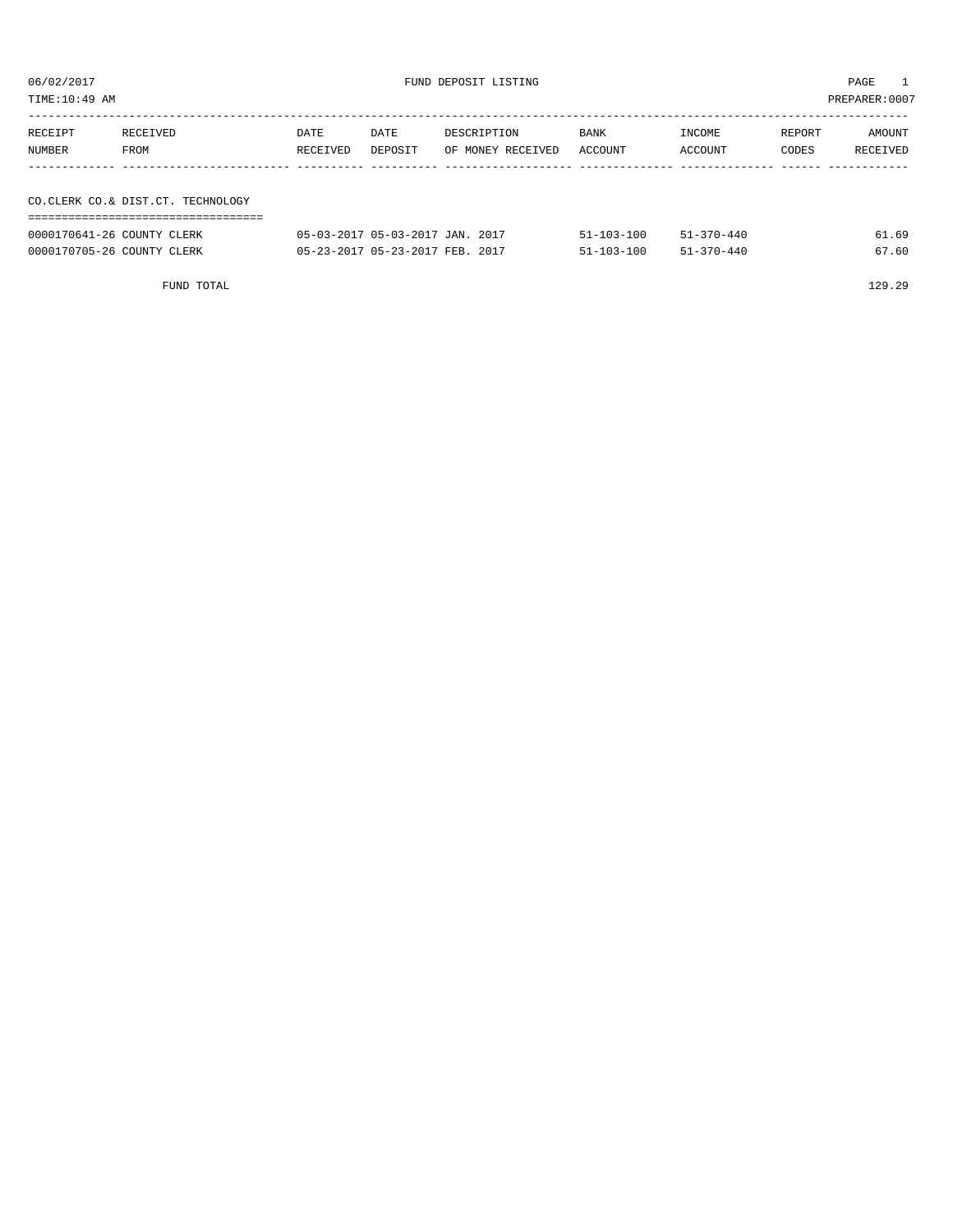06/02/2017 FUND DEPOSIT LISTING

TIME:10:49 AM PREPARER:0007

| RECEIPT NUMBER | RECEIVED FROM | DATE RECEIVED | DATE DEPOSIT | DESCRIPTION OF MONEY RECEIVED | BANK ACCOUNT | INCOME ACCOUNT | REPORT CODES | AMOUNT RECEIVED |
|---|---|---|---|---|---|---|---|---|
| **CO.CLERK CO.& DIST.CT. TECHNOLOGY** | | | | | | | | |
| 0000170641-26 | COUNTY CLERK | 05-03-2017 | 05-03-2017 | JAN. 2017 | 51-103-100 | 51-370-440 | | 61.69 |
| 0000170705-26 | COUNTY CLERK | 05-23-2017 | 05-23-2017 | FEB. 2017 | 51-103-100 | 51-370-440 | | 67.60 |
| FUND TOTAL | | | | | | | | 129.29 |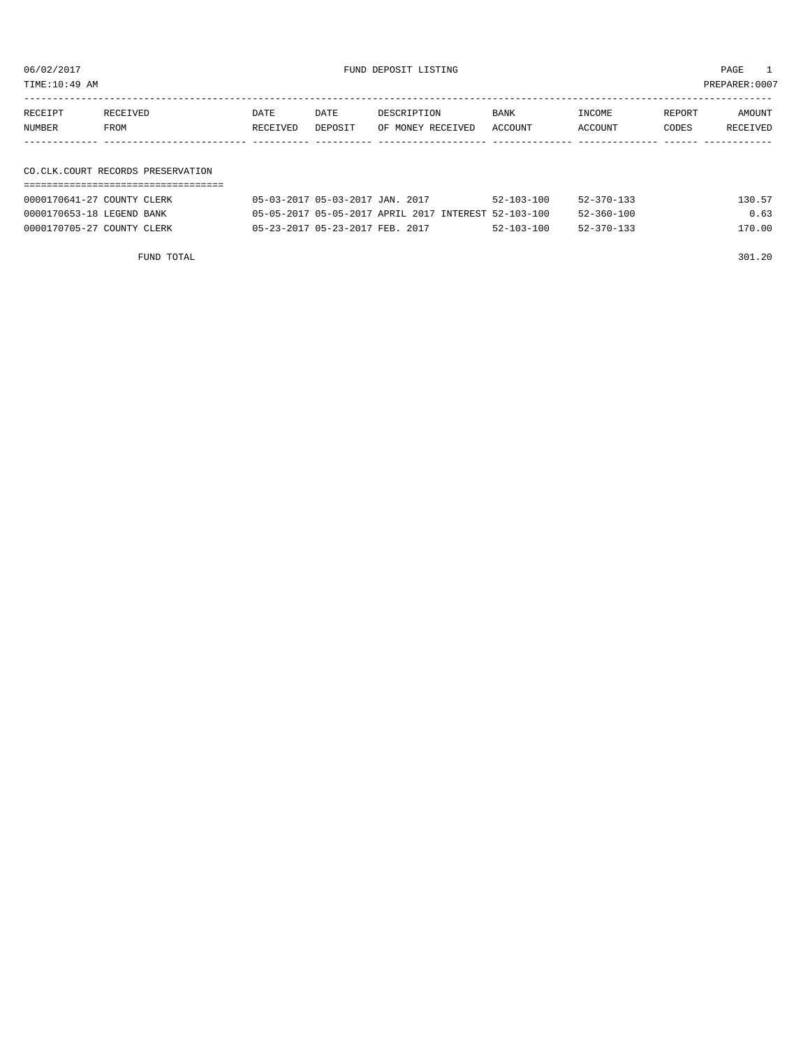06/02/2017 FUND DEPOSIT LISTING PAGE 1

TIME:10:49 AM PREPARER:0007

| RECEIPT NUMBER | RECEIVED FROM | DATE RECEIVED | DATE DEPOSIT | DESCRIPTION OF MONEY RECEIVED | BANK ACCOUNT | INCOME ACCOUNT | REPORT CODES | AMOUNT RECEIVED |
|---|---|---|---|---|---|---|---|---|

## CO.CLK.COURT RECORDS PRESERVATION

| RECEIPT NUMBER | RECEIVED FROM | DATE RECEIVED | DATE DEPOSIT | DESCRIPTION OF MONEY RECEIVED | BANK ACCOUNT | INCOME ACCOUNT | REPORT CODES | AMOUNT RECEIVED |
|---|---|---|---|---|---|---|---|---|
| 0000170641-27 | COUNTY CLERK | 05-03-2017 | 05-03-2017 | JAN. 2017 | 52-103-100 | 52-370-133 | | 130.57 |
| 0000170653-18 | LEGEND BANK | 05-05-2017 | 05-05-2017 | APRIL 2017 INTEREST | 52-103-100 | 52-360-100 | | 0.63 |
| 0000170705-27 | COUNTY CLERK | 05-23-2017 | 05-23-2017 | FEB. 2017 | 52-103-100 | 52-370-133 | | 170.00 |

FUND TOTAL 301.20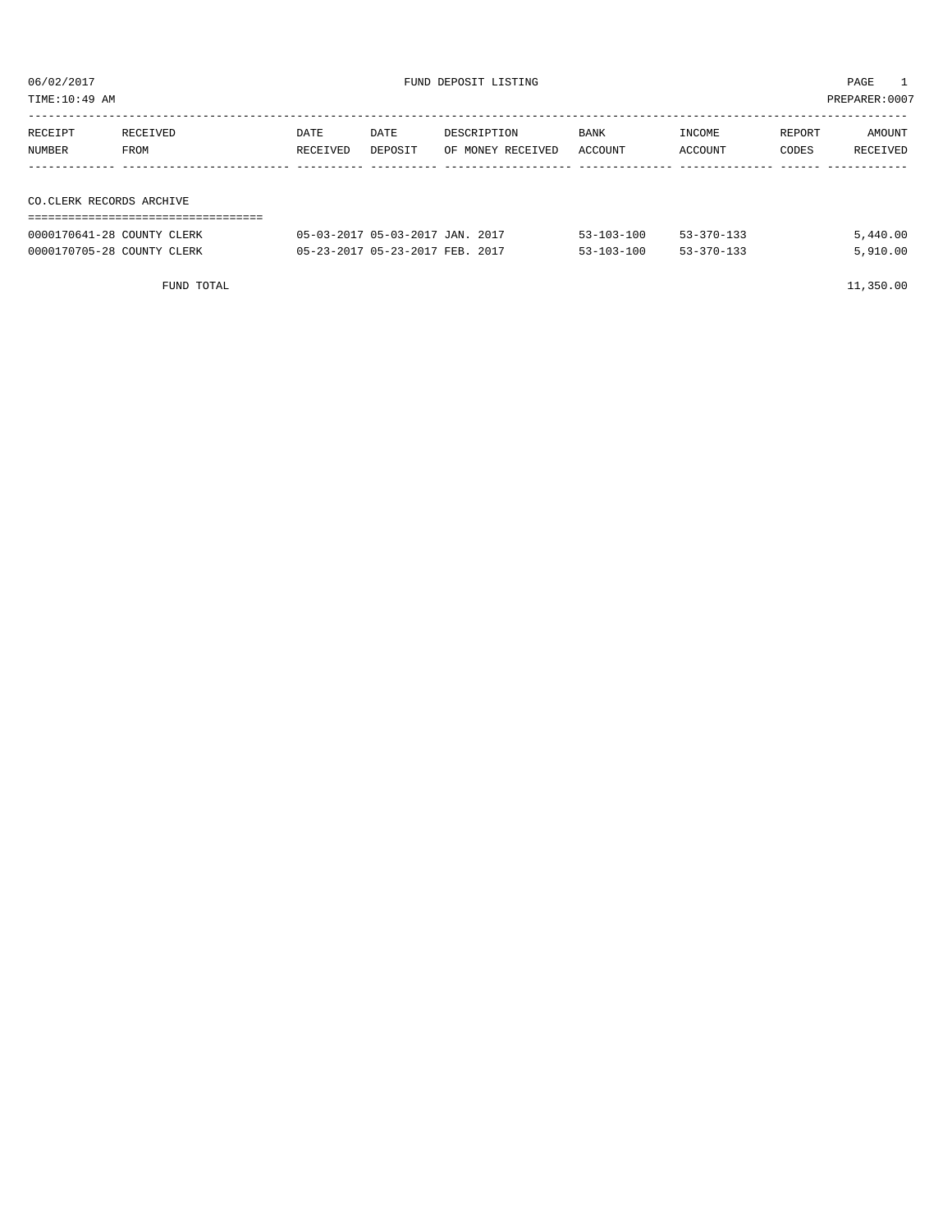06/02/2017 FUND DEPOSIT LISTING

TIME:10:49 AM PREPARER:0007

| RECEIPT NUMBER | RECEIVED FROM | DATE RECEIVED | DATE DEPOSIT | DESCRIPTION OF MONEY RECEIVED | BANK ACCOUNT | INCOME ACCOUNT | REPORT CODES | AMOUNT RECEIVED |
|---|---|---|---|---|---|---|---|---|
| **CO.CLERK RECORDS ARCHIVE** | | | | | | | | |
| 0000170641-28 | COUNTY CLERK | 05-03-2017 | 05-03-2017 | JAN. 2017 | 53-103-100 | 53-370-133 | | 5,440.00 |
| 0000170705-28 | COUNTY CLERK | 05-23-2017 | 05-23-2017 | FEB. 2017 | 53-103-100 | 53-370-133 | | 5,910.00 |
| | FUND TOTAL | | | | | | | 11,350.00 |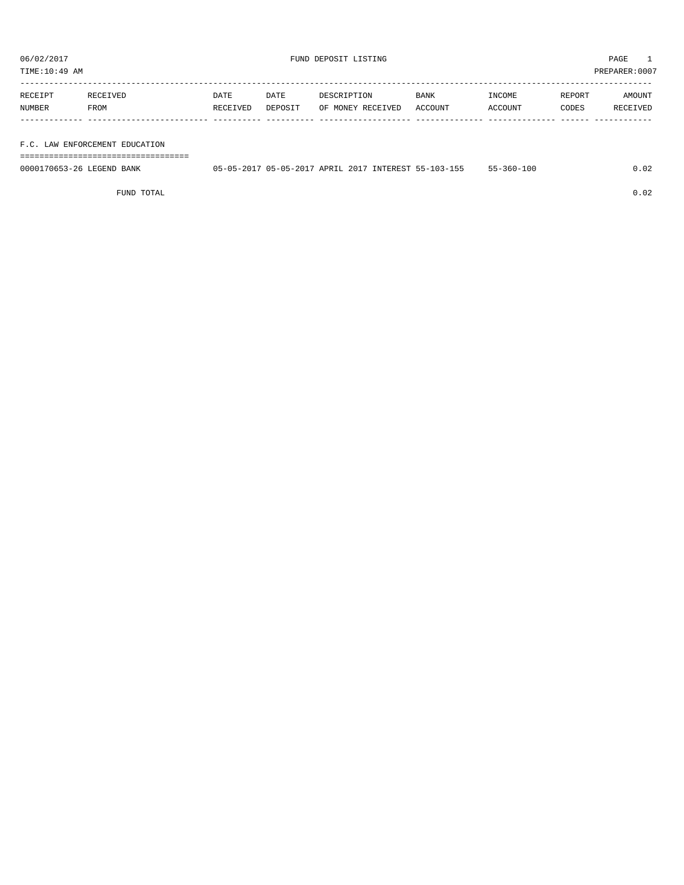06/02/2017 FUND DEPOSIT LISTING

TIME:10:49 AM PREPARER:0007

| RECEIPT NUMBER | RECEIVED FROM | DATE RECEIVED | DATE DEPOSIT | DESCRIPTION OF MONEY RECEIVED | BANK ACCOUNT | INCOME ACCOUNT | REPORT CODES | AMOUNT RECEIVED |
|---|---|---|---|---|---|---|---|---|
| **F.C. LAW ENFORCEMENT EDUCATION** | | | | | | | | |
| 0000170653-26 | LEGEND BANK | 05-05-2017 | 05-05-2017 | APRIL 2017 INTEREST | 55-103-155 | 55-360-100 | | 0.02 |
| | FUND TOTAL | | | | | | | 0.02 |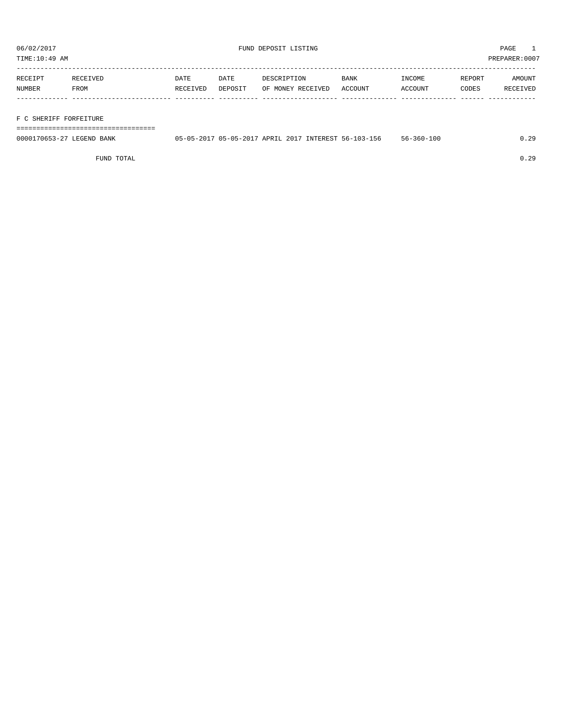06/02/2017 FUND DEPOSIT LISTING PAGE 1

TIME:10:49 AM PREPARER:0007

| RECEIPT NUMBER | RECEIVED FROM | DATE RECEIVED | DATE DEPOSIT | DESCRIPTION OF MONEY RECEIVED | BANK ACCOUNT | INCOME ACCOUNT | REPORT CODES | AMOUNT RECEIVED |
|---|---|---|---|---|---|---|---|---|
| **F C SHERIFF FORFEITURE** | | | | | | | | |
| 0000170653-27 | LEGEND BANK | 05-05-2017 | 05-05-2017 | APRIL 2017 INTEREST | 56-103-156 | 56-360-100 | | 0.29 |
| | FUND TOTAL | | | | | | | 0.29 |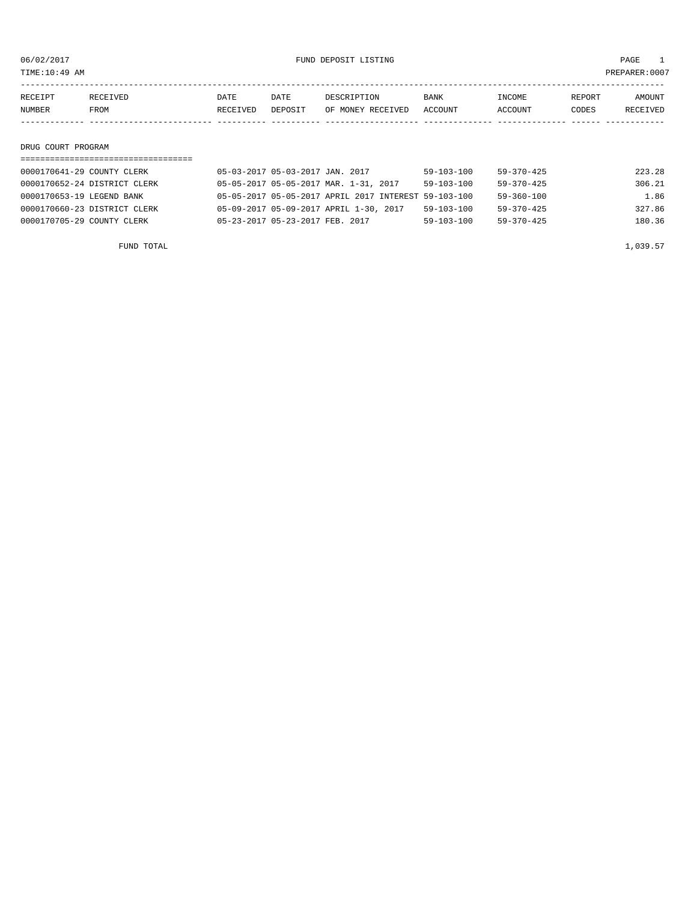06/02/2017 FUND DEPOSIT LISTING

TIME:10:49 AM PREPARER:0007

| RECEIPT NUMBER | RECEIVED FROM | DATE RECEIVED | DATE DEPOSIT | DESCRIPTION OF MONEY RECEIVED | BANK ACCOUNT | INCOME ACCOUNT | REPORT CODES | AMOUNT RECEIVED |
|---|---|---|---|---|---|---|---|---|
| **DRUG COURT PROGRAM** | | | | | | | | |
| 0000170641-29 | COUNTY CLERK | 05-03-2017 | 05-03-2017 | JAN. 2017 | 59-103-100 | 59-370-425 | | 223.28 |
| 0000170652-24 | DISTRICT CLERK | 05-05-2017 | 05-05-2017 | MAR. 1-31, 2017 | 59-103-100 | 59-370-425 | | 306.21 |
| 0000170653-19 | LEGEND BANK | 05-05-2017 | 05-05-2017 | APRIL 2017 INTEREST | 59-103-100 | 59-360-100 | | 1.86 |
| 0000170660-23 | DISTRICT CLERK | 05-09-2017 | 05-09-2017 | APRIL 1-30, 2017 | 59-103-100 | 59-370-425 | | 327.86 |
| 0000170705-29 | COUNTY CLERK | 05-23-2017 | 05-23-2017 | FEB. 2017 | 59-103-100 | 59-370-425 | | 180.36 |
| | FUND TOTAL | | | | | | | 1,039.57 |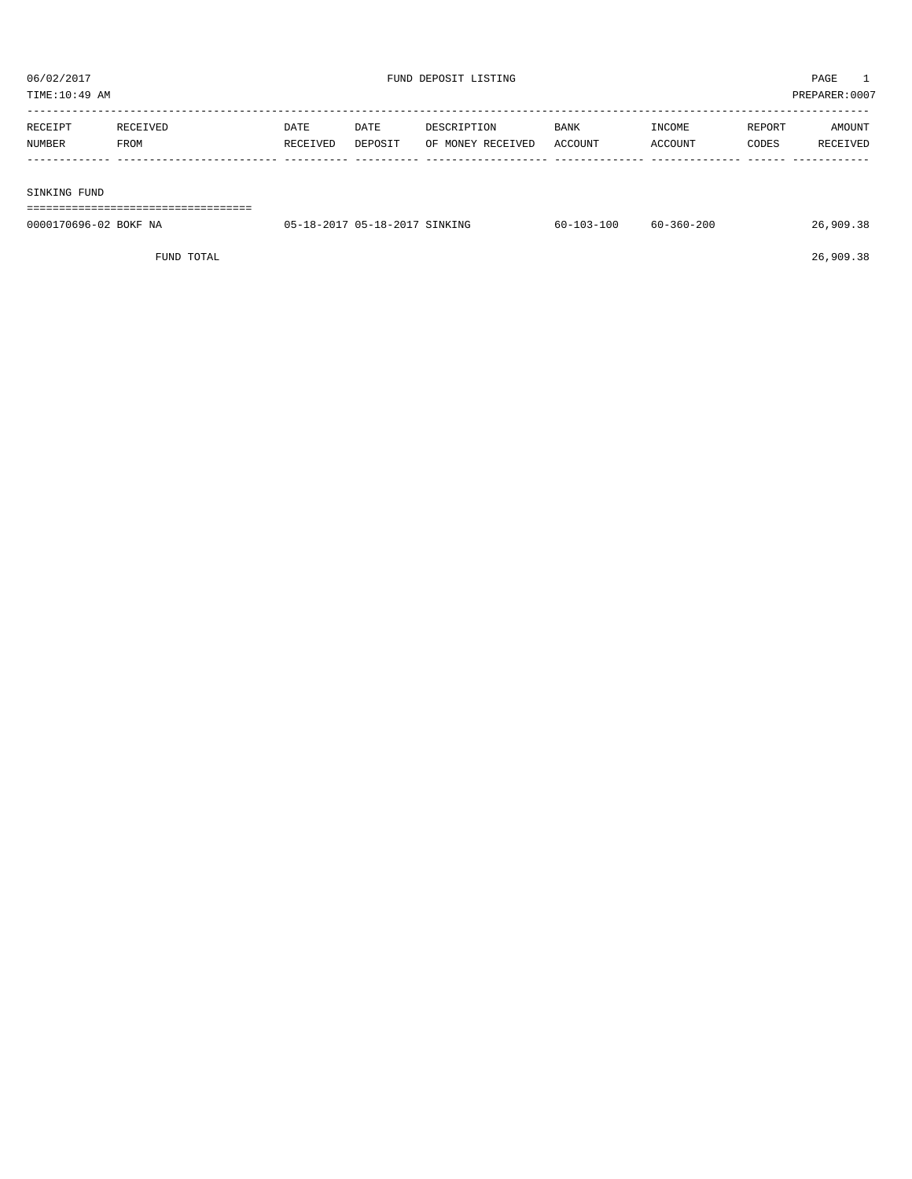06/02/2017 FUND DEPOSIT LISTING PAGE 1

TIME:10:49 AM PREPARER:0007

| RECEIPT NUMBER | RECEIVED FROM | DATE RECEIVED | DATE DEPOSIT | DESCRIPTION OF MONEY RECEIVED | BANK ACCOUNT | INCOME ACCOUNT | REPORT CODES | AMOUNT RECEIVED |
|---|---|---|---|---|---|---|---|---|
| **SINKING FUND** | | | | | | | | |
| 0000170696-02 | BOKF NA | 05-18-2017 | 05-18-2017 | SINKING | 60-103-100 | 60-360-200 | | 26,909.38 |
| | FUND TOTAL | | | | | | | 26,909.38 |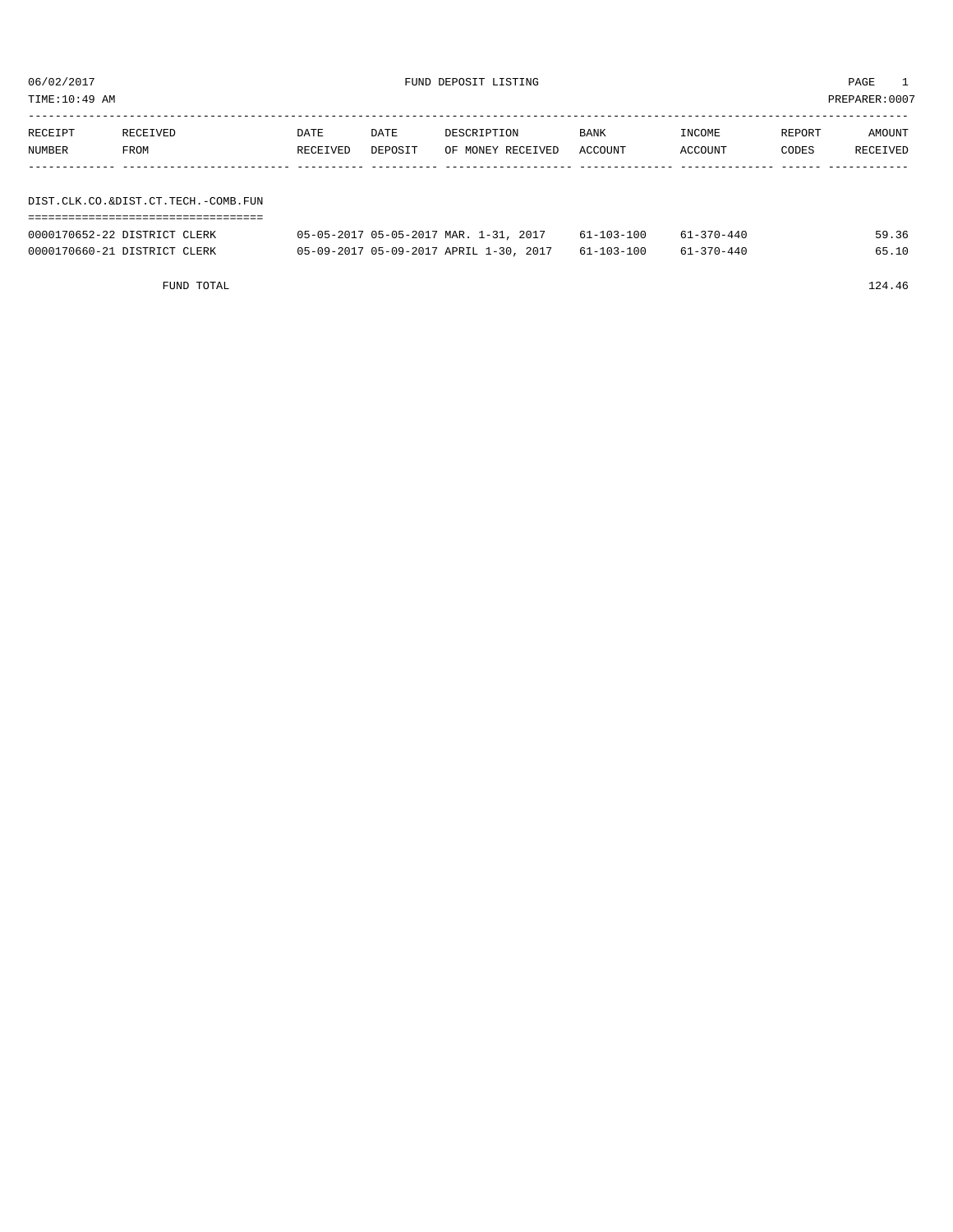FUND DEPOSIT LISTING

06/02/2017
TIME:10:49 AM
PREPARER:0007

| RECEIPT NUMBER | RECEIVED FROM | DATE RECEIVED | DATE DEPOSIT | DESCRIPTION OF MONEY RECEIVED | BANK ACCOUNT | INCOME ACCOUNT | REPORT CODES | AMOUNT RECEIVED |
|---|---|---|---|---|---|---|---|---|

DIST.CLK.CO.&DIST.CT.TECH.-COMB.FUN

| RECEIPT NUMBER | RECEIVED FROM | DATE RECEIVED | DATE DEPOSIT | DESCRIPTION OF MONEY RECEIVED | BANK ACCOUNT | INCOME ACCOUNT | REPORT CODES | AMOUNT RECEIVED |
|---|---|---|---|---|---|---|---|---|
| 0000170652-22 | DISTRICT CLERK | 05-05-2017 | 05-05-2017 | MAR. 1-31, 2017 | 61-103-100 | 61-370-440 | | 59.36 |
| 0000170660-21 | DISTRICT CLERK | 05-09-2017 | 05-09-2017 | APRIL 1-30, 2017 | 61-103-100 | 61-370-440 | | 65.10 |
| | FUND TOTAL | | | | | | | 124.46 |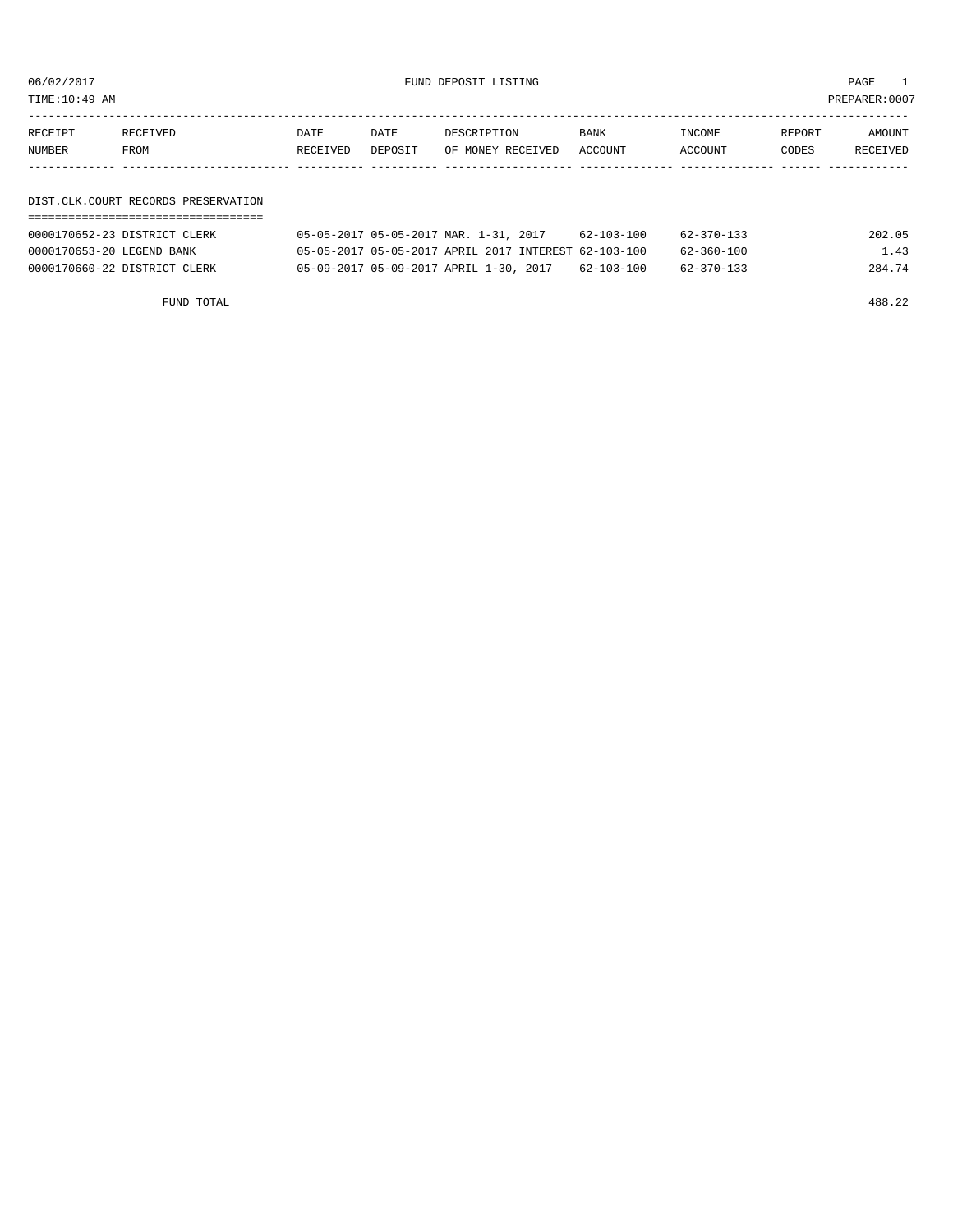06/02/2017 FUND DEPOSIT LISTING

TIME:10:49 AM PREPARER:0007

| RECEIPT NUMBER | RECEIVED FROM | DATE RECEIVED | DATE DEPOSIT | DESCRIPTION OF MONEY RECEIVED | BANK ACCOUNT | INCOME ACCOUNT | REPORT CODES | AMOUNT RECEIVED |
|---|---|---|---|---|---|---|---|---|

## DIST.CLK.COURT RECORDS PRESERVATION

| RECEIPT NUMBER | RECEIVED FROM | DATE RECEIVED | DATE DEPOSIT | DESCRIPTION OF MONEY RECEIVED | BANK ACCOUNT | INCOME ACCOUNT | REPORT CODES | AMOUNT RECEIVED |
|---|---|---|---|---|---|---|---|---|
| 0000170652-23 | DISTRICT CLERK | 05-05-2017 | 05-05-2017 | MAR. 1-31, 2017 | 62-103-100 | 62-370-133 | | 202.05 |
| 0000170653-20 | LEGEND BANK | 05-05-2017 | 05-05-2017 | APRIL 2017 INTEREST | 62-103-100 | 62-360-100 | | 1.43 |
| 0000170660-22 | DISTRICT CLERK | 05-09-2017 | 05-09-2017 | APRIL 1-30, 2017 | 62-103-100 | 62-370-133 | | 284.74 |
| | FUND TOTAL | | | | | | | 488.22 |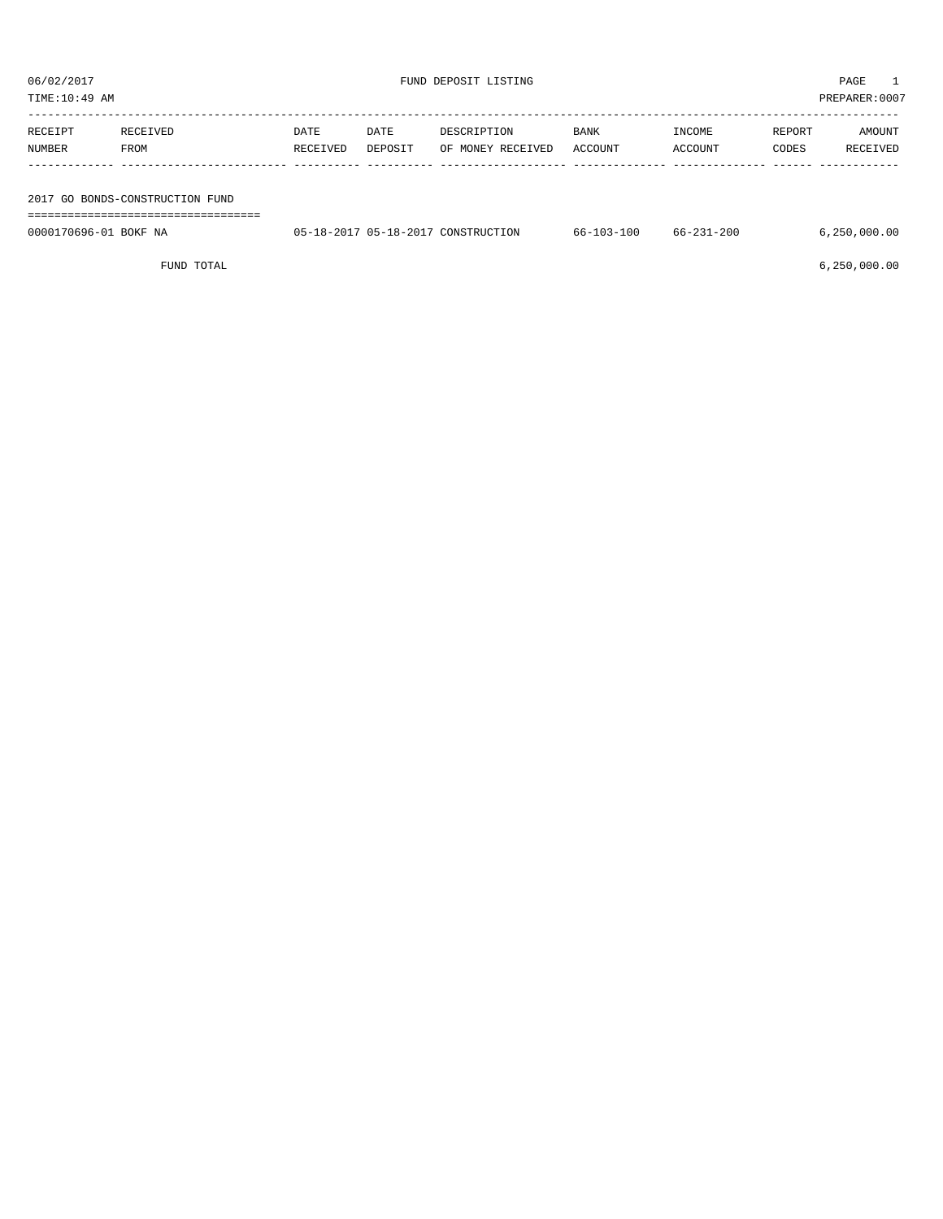06/02/2017 FUND DEPOSIT LISTING

TIME:10:49 AM PREPARER:0007

| RECEIPT NUMBER | RECEIVED FROM | DATE RECEIVED | DATE DEPOSIT | DESCRIPTION OF MONEY RECEIVED | BANK ACCOUNT | INCOME ACCOUNT | REPORT CODES | AMOUNT RECEIVED |
|---|---|---|---|---|---|---|---|---|
| **2017 GO BONDS-CONSTRUCTION FUND** | | | | | | | | |
| 0000170696-01 | BOKF NA | 05-18-2017 | 05-18-2017 | CONSTRUCTION | 66-103-100 | 66-231-200 | | 6,250,000.00 |
| | FUND TOTAL | | | | | | | 6,250,000.00 |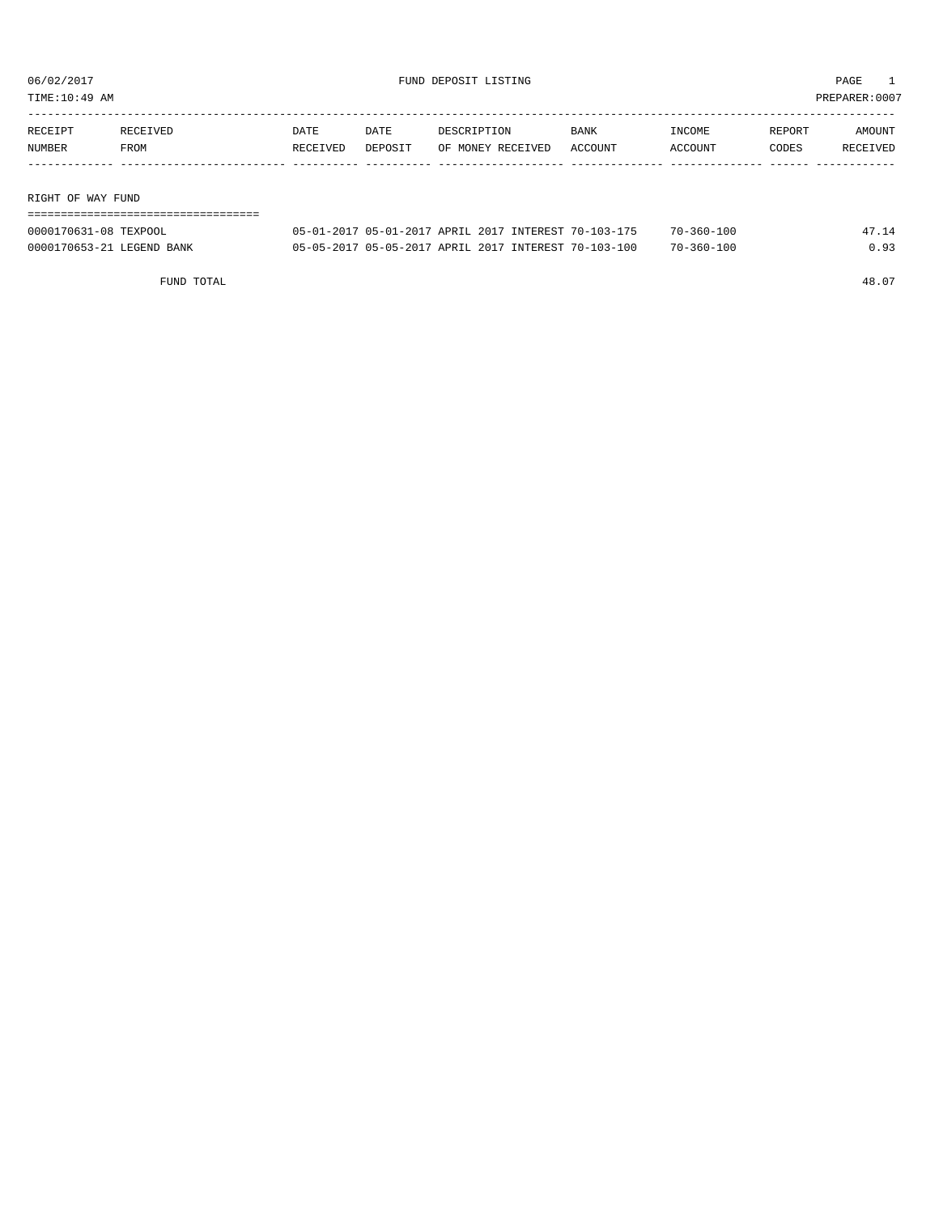06/02/2017 FUND DEPOSIT LISTING

TIME:10:49 AM PREPARER:0007

| RECEIPT NUMBER | RECEIVED FROM | DATE RECEIVED | DATE DEPOSIT | DESCRIPTION OF MONEY RECEIVED | BANK ACCOUNT | INCOME ACCOUNT | REPORT CODES | AMOUNT RECEIVED |
|---|---|---|---|---|---|---|---|---|
| **RIGHT OF WAY FUND** | | | | | | | | |
| 0000170631-08 | TEXPOOL | 05-01-2017 | 05-01-2017 | APRIL 2017 INTEREST | 70-103-175 | 70-360-100 | | 47.14 |
| 0000170653-21 | LEGEND BANK | 05-05-2017 | 05-05-2017 | APRIL 2017 INTEREST | 70-103-100 | 70-360-100 | | 0.93 |
| | FUND TOTAL | | | | | | | 48.07 |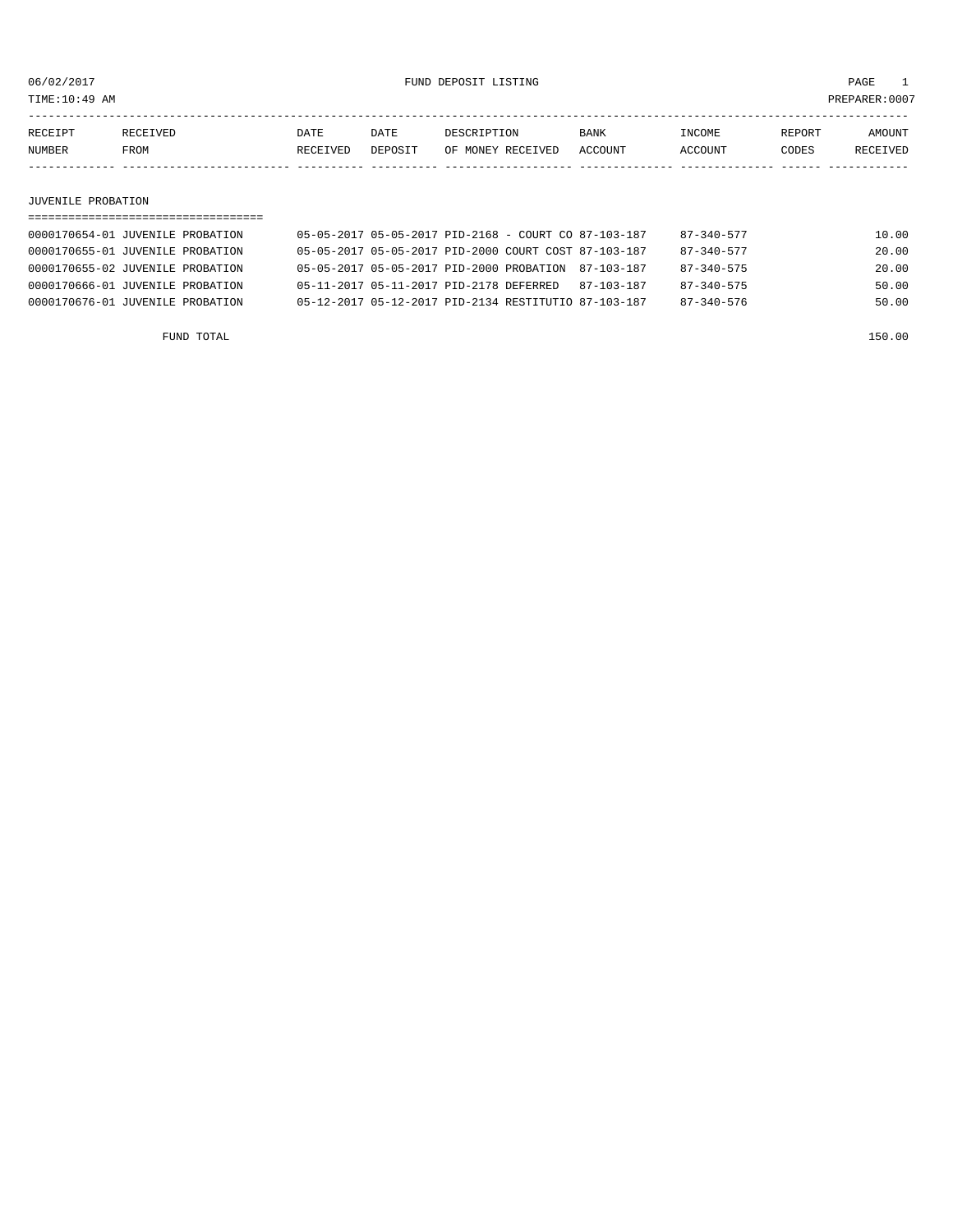06/02/2017 FUND DEPOSIT LISTING

TIME:10:49 AM PREPARER:0007

| RECEIPT NUMBER | RECEIVED FROM | DATE RECEIVED | DATE DEPOSIT | DESCRIPTION OF MONEY RECEIVED | BANK ACCOUNT | INCOME ACCOUNT | REPORT CODES | AMOUNT RECEIVED |
|---|---|---|---|---|---|---|---|---|

## JUVENILE PROBATION

| RECEIPT NUMBER | RECEIVED FROM | DATE RECEIVED | DATE DEPOSIT | DESCRIPTION OF MONEY RECEIVED | BANK ACCOUNT | INCOME ACCOUNT | REPORT CODES | AMOUNT RECEIVED |
|---|---|---|---|---|---|---|---|---|
| 0000170654-01 | JUVENILE PROBATION | 05-05-2017 | 05-05-2017 | PID-2168 - COURT CO | 87-103-187 | 87-340-577 | | 10.00 |
| 0000170655-01 | JUVENILE PROBATION | 05-05-2017 | 05-05-2017 | PID-2000 COURT COST | 87-103-187 | 87-340-577 | | 20.00 |
| 0000170655-02 | JUVENILE PROBATION | 05-05-2017 | 05-05-2017 | PID-2000 PROBATION | 87-103-187 | 87-340-575 | | 20.00 |
| 0000170666-01 | JUVENILE PROBATION | 05-11-2017 | 05-11-2017 | PID-2178 DEFERRED | 87-103-187 | 87-340-575 | | 50.00 |
| 0000170676-01 | JUVENILE PROBATION | 05-12-2017 | 05-12-2017 | PID-2134 RESTITUTIO | 87-103-187 | 87-340-576 | | 50.00 |
| | FUND TOTAL | | | | | | | 150.00 |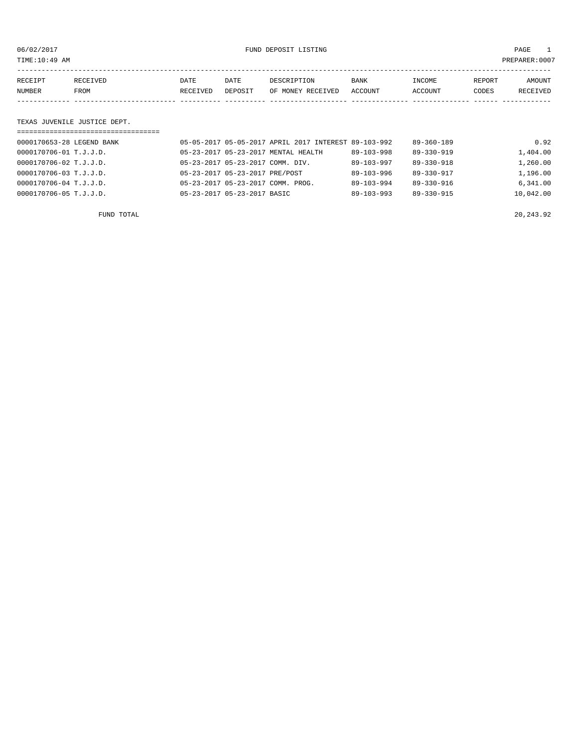06/02/2017 FUND DEPOSIT LISTING PAGE 1

TIME:10:49 AM PREPARER:0007

| RECEIPT NUMBER | RECEIVED FROM | DATE RECEIVED | DATE DEPOSIT | DESCRIPTION OF MONEY RECEIVED | BANK ACCOUNT | INCOME ACCOUNT | REPORT CODES | AMOUNT RECEIVED |
|---|---|---|---|---|---|---|---|---|
| **TEXAS JUVENILE JUSTICE DEPT.** | | | | | | | | |
| 0000170653-28 | LEGEND BANK | 05-05-2017 | 05-05-2017 | APRIL 2017 INTEREST | 89-103-992 | 89-360-189 | | 0.92 |
| 0000170706-01 | T.J.J.D. | 05-23-2017 | 05-23-2017 | MENTAL HEALTH | 89-103-998 | 89-330-919 | | 1,404.00 |
| 0000170706-02 | T.J.J.D. | 05-23-2017 | 05-23-2017 | COMM. DIV. | 89-103-997 | 89-330-918 | | 1,260.00 |
| 0000170706-03 | T.J.J.D. | 05-23-2017 | 05-23-2017 | PRE/POST | 89-103-996 | 89-330-917 | | 1,196.00 |
| 0000170706-04 | T.J.J.D. | 05-23-2017 | 05-23-2017 | COMM. PROG. | 89-103-994 | 89-330-916 | | 6,341.00 |
| 0000170706-05 | T.J.J.D. | 05-23-2017 | 05-23-2017 | BASIC | 89-103-993 | 89-330-915 | | 10,042.00 |
| | FUND TOTAL | | | | | | | 20,243.92 |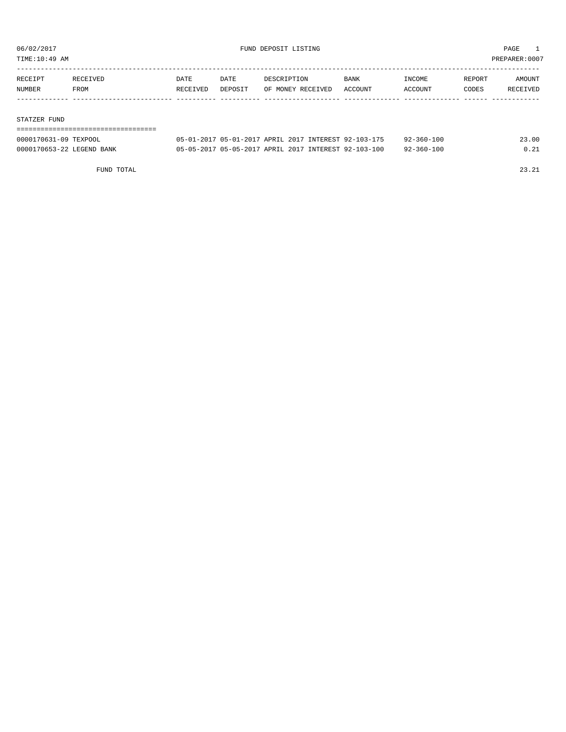06/02/2017 FUND DEPOSIT LISTING PAGE 1

TIME:10:49 AM PREPARER:0007

| RECEIPT NUMBER | RECEIVED FROM | DATE RECEIVED | DATE DEPOSIT | DESCRIPTION OF MONEY RECEIVED | BANK ACCOUNT | INCOME ACCOUNT | REPORT CODES | AMOUNT RECEIVED |
|---|---|---|---|---|---|---|---|---|

## STATZER FUND

| RECEIPT NUMBER | RECEIVED FROM | DATE RECEIVED | DATE DEPOSIT | DESCRIPTION OF MONEY RECEIVED | BANK ACCOUNT | INCOME ACCOUNT | REPORT CODES | AMOUNT RECEIVED |
|---|---|---|---|---|---|---|---|---|
| 0000170631-09 | TEXPOOL | 05-01-2017 | 05-01-2017 | APRIL 2017 INTEREST | 92-103-175 | 92-360-100 | | 23.00 |
| 0000170653-22 | LEGEND BANK | 05-05-2017 | 05-05-2017 | APRIL 2017 INTEREST | 92-103-100 | 92-360-100 | | 0.21 |
| | FUND TOTAL | | | | | | | 23.21 |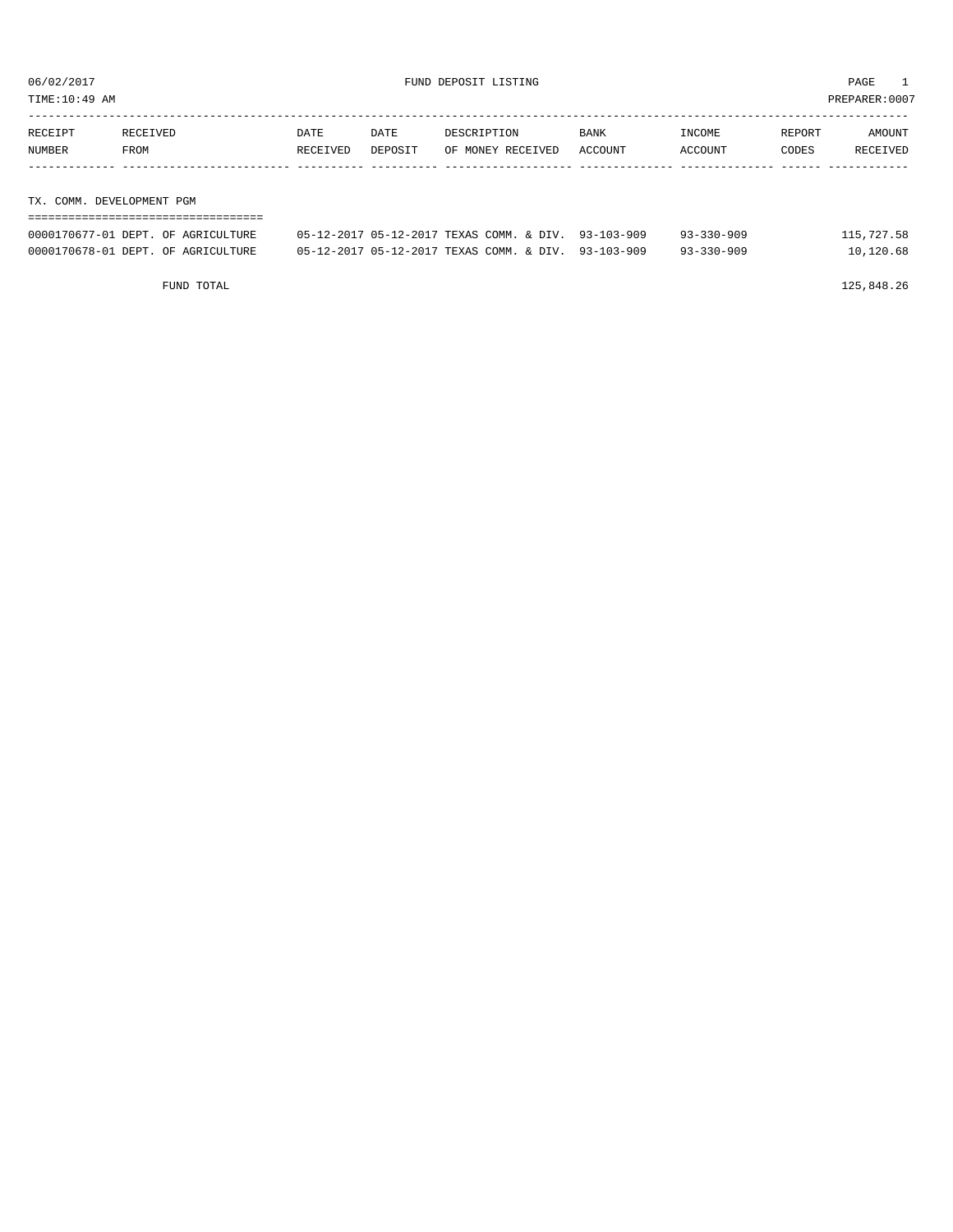06/02/2017 FUND DEPOSIT LISTING

TIME:10:49 AM PREPARER:0007

| RECEIPT NUMBER | RECEIVED FROM | DATE RECEIVED | DATE DEPOSIT | DESCRIPTION OF MONEY RECEIVED | BANK ACCOUNT | INCOME ACCOUNT | REPORT CODES | AMOUNT RECEIVED |
|---|---|---|---|---|---|---|---|---|

## TX. COMM. DEVELOPMENT PGM

| RECEIPT NUMBER | RECEIVED FROM | DATE RECEIVED | DATE DEPOSIT | DESCRIPTION OF MONEY RECEIVED | BANK ACCOUNT | INCOME ACCOUNT | REPORT CODES | AMOUNT RECEIVED |
|---|---|---|---|---|---|---|---|---|
| 0000170677-01 | DEPT. OF AGRICULTURE | 05-12-2017 | 05-12-2017 | TEXAS COMM. & DIV. | 93-103-909 | 93-330-909 | | 115,727.58 |
| 0000170678-01 | DEPT. OF AGRICULTURE | 05-12-2017 | 05-12-2017 | TEXAS COMM. & DIV. | 93-103-909 | 93-330-909 | | 10,120.68 |
| | FUND TOTAL | | | | | | | 125,848.26 |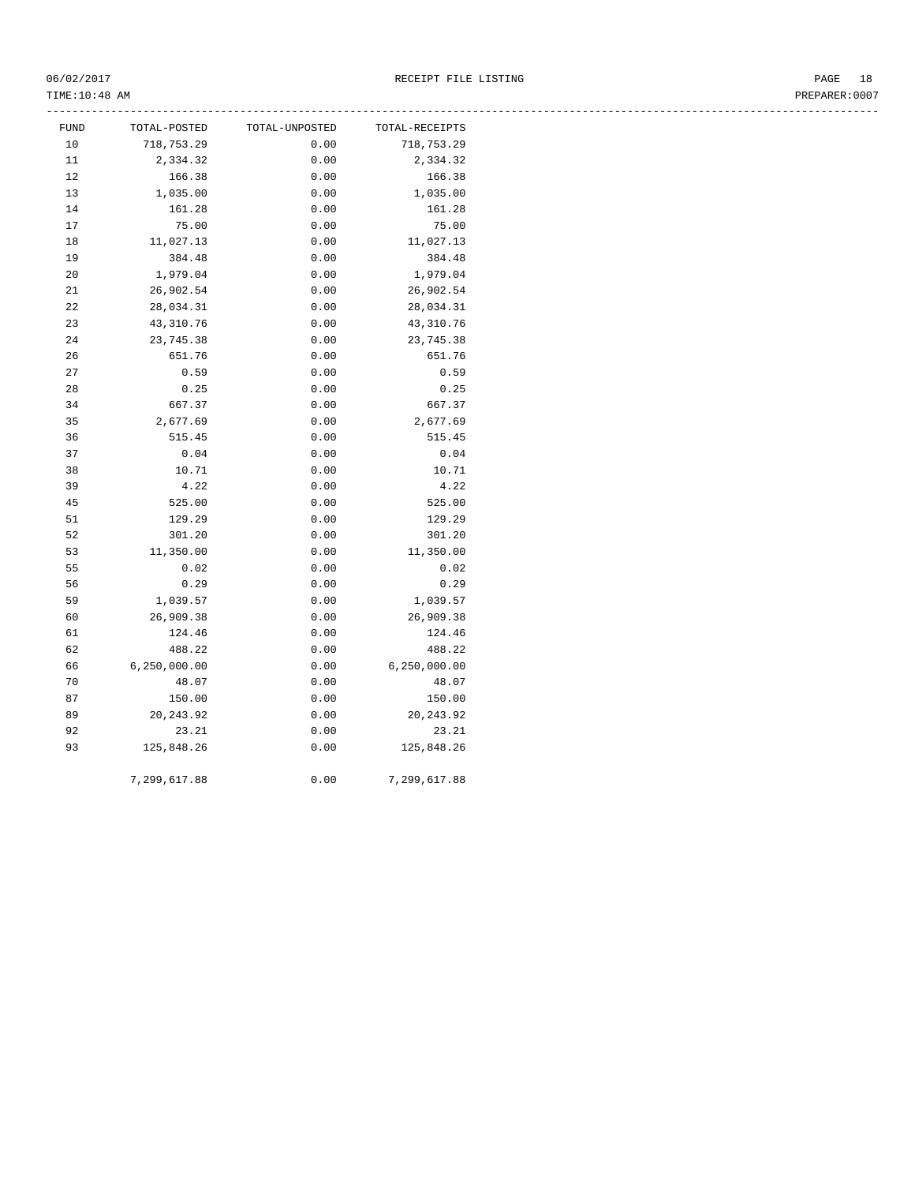06/02/2017 RECEIPT FILE LISTING

TIME:10:48 AM PREPARER:0007

| FUND | TOTAL-POSTED | TOTAL-UNPOSTED | TOTAL-RECEIPTS |
|---|---|---|---|
| 10 | 718,753.29 | 0.00 | 718,753.29 |
| 11 | 2,334.32 | 0.00 | 2,334.32 |
| 12 | 166.38 | 0.00 | 166.38 |
| 13 | 1,035.00 | 0.00 | 1,035.00 |
| 14 | 161.28 | 0.00 | 161.28 |
| 17 | 75.00 | 0.00 | 75.00 |
| 18 | 11,027.13 | 0.00 | 11,027.13 |
| 19 | 384.48 | 0.00 | 384.48 |
| 20 | 1,979.04 | 0.00 | 1,979.04 |
| 21 | 26,902.54 | 0.00 | 26,902.54 |
| 22 | 28,034.31 | 0.00 | 28,034.31 |
| 23 | 43,310.76 | 0.00 | 43,310.76 |
| 24 | 23,745.38 | 0.00 | 23,745.38 |
| 26 | 651.76 | 0.00 | 651.76 |
| 27 | 0.59 | 0.00 | 0.59 |
| 28 | 0.25 | 0.00 | 0.25 |
| 34 | 667.37 | 0.00 | 667.37 |
| 35 | 2,677.69 | 0.00 | 2,677.69 |
| 36 | 515.45 | 0.00 | 515.45 |
| 37 | 0.04 | 0.00 | 0.04 |
| 38 | 10.71 | 0.00 | 10.71 |
| 39 | 4.22 | 0.00 | 4.22 |
| 45 | 525.00 | 0.00 | 525.00 |
| 51 | 129.29 | 0.00 | 129.29 |
| 52 | 301.20 | 0.00 | 301.20 |
| 53 | 11,350.00 | 0.00 | 11,350.00 |
| 55 | 0.02 | 0.00 | 0.02 |
| 56 | 0.29 | 0.00 | 0.29 |
| 59 | 1,039.57 | 0.00 | 1,039.57 |
| 60 | 26,909.38 | 0.00 | 26,909.38 |
| 61 | 124.46 | 0.00 | 124.46 |
| 62 | 488.22 | 0.00 | 488.22 |
| 66 | 6,250,000.00 | 0.00 | 6,250,000.00 |
| 70 | 48.07 | 0.00 | 48.07 |
| 87 | 150.00 | 0.00 | 150.00 |
| 89 | 20,243.92 | 0.00 | 20,243.92 |
| 92 | 23.21 | 0.00 | 23.21 |
| 93 | 125,848.26 | 0.00 | 125,848.26 |
| | 7,299,617.88 | 0.00 | 7,299,617.88 |